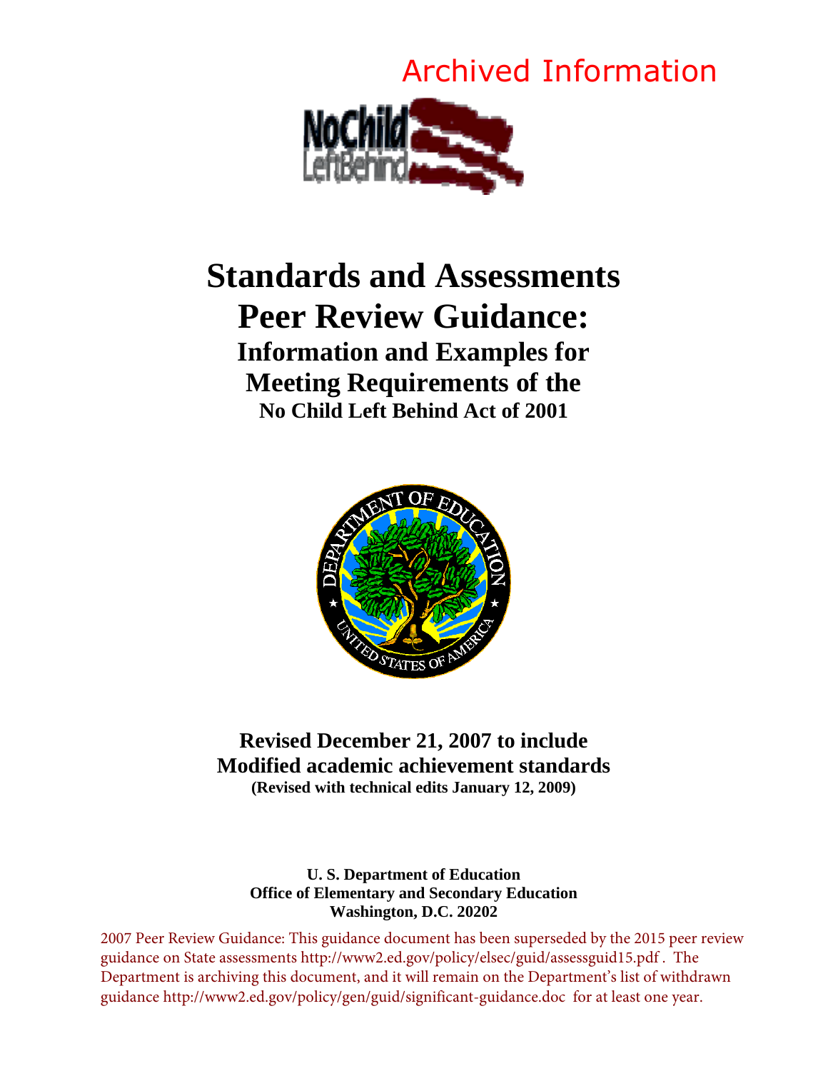Archived Information

# Standards and Assessments Peer Review Guidance:

## Information and Examples for Meeting Requirements of the No Child Left Behind Act of 2001

**Revised December 21, 2007 to include Modified academic achievement standards**

**(Revised with technical edits January 12, 2009)**

**U. S. Department of Education**
**Office of Elementary and Secondary Education**
**Washington, D.C. 20202**

2007 Peer Review Guidance: This guidance document has been superseded by the 2015 peer review guidance on State assessments http://www2.ed.gov/policy/elsec/guid/assessguid15.pdf . The Department is archiving this document, and it will remain on the Department's list of withdrawn guidance http://www2.ed.gov/policy/gen/guid/significant-guidance.doc for at least one year.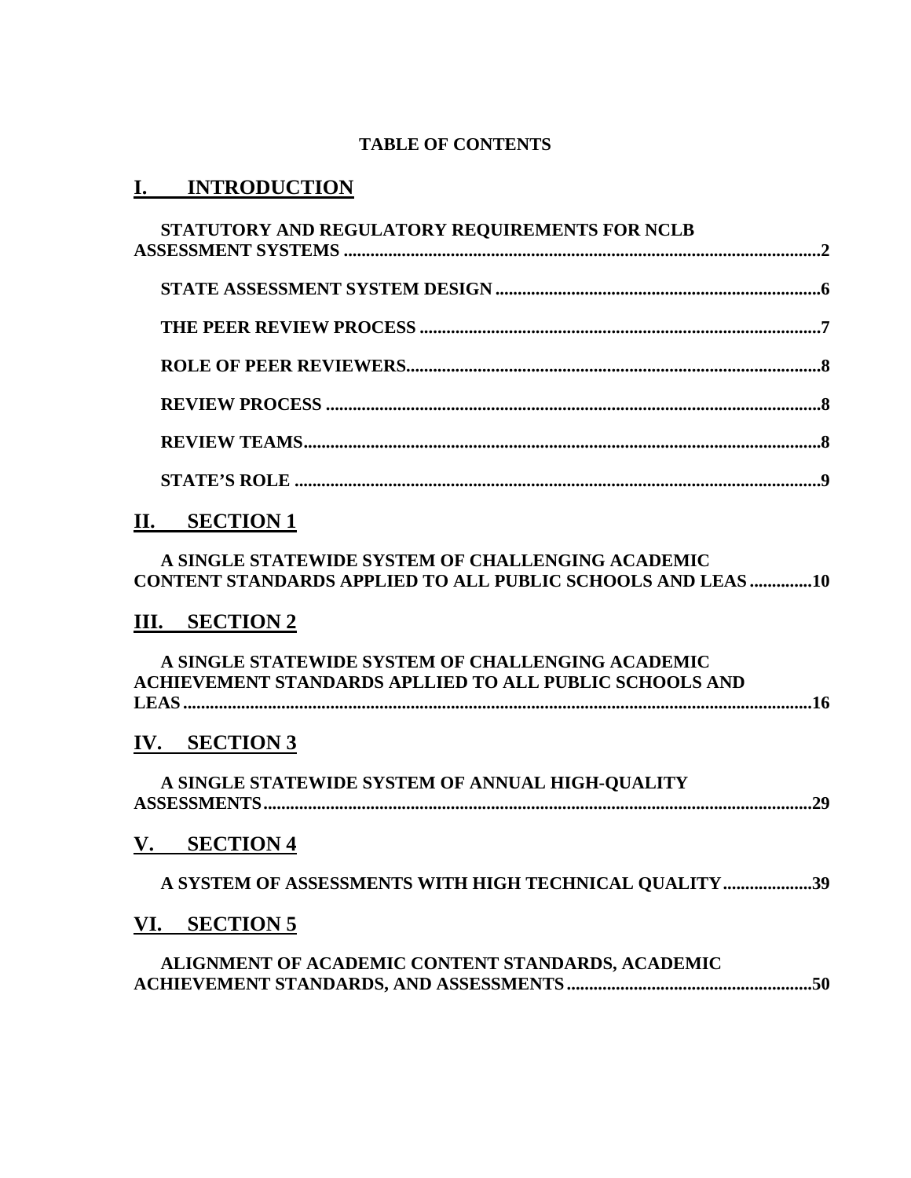**TABLE OF CONTENTS**

## I. INTRODUCTION

**STATUTORY AND REGULATORY REQUIREMENTS FOR NCLB ASSESSMENT SYSTEMS ........................................................................................... 2**

**STATE ASSESSMENT SYSTEM DESIGN ........................................................................ 6**

**THE PEER REVIEW PROCESS ......................................................................................... 7**

**ROLE OF PEER REVIEWERS............................................................................................ 8**

**REVIEW PROCESS ............................................................................................................. 8**

**REVIEW TEAMS.................................................................................................................. 8**

**STATE'S ROLE ..................................................................................................................... 9**

## II. SECTION 1

**A SINGLE STATEWIDE SYSTEM OF CHALLENGING ACADEMIC CONTENT STANDARDS APPLIED TO ALL PUBLIC SCHOOLS AND LEAS .............10**

## III. SECTION 2

**A SINGLE STATEWIDE SYSTEM OF CHALLENGING ACADEMIC ACHIEVEMENT STANDARDS APLLIED TO ALL PUBLIC SCHOOLS AND LEAS ..........................................................................................................................16**

## IV. SECTION 3

**A SINGLE STATEWIDE SYSTEM OF ANNUAL HIGH-QUALITY ASSESSMENTS .........................................................................................................................29**

## V. SECTION 4

**A SYSTEM OF ASSESSMENTS WITH HIGH TECHNICAL QUALITY....................39**

## VI. SECTION 5

**ALIGNMENT OF ACADEMIC CONTENT STANDARDS, ACADEMIC ACHIEVEMENT STANDARDS, AND ASSESSMENTS .......................................................50**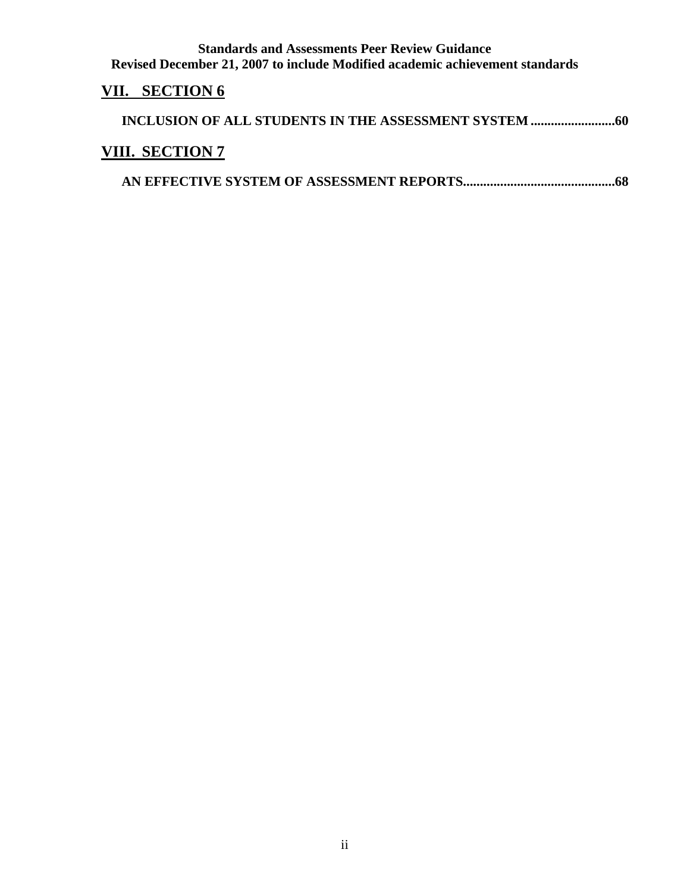## VII. SECTION 6

**INCLUSION OF ALL STUDENTS IN THE ASSESSMENT SYSTEM .........................60**

## VIII. SECTION 7

**AN EFFECTIVE SYSTEM OF ASSESSMENT REPORTS............................................68**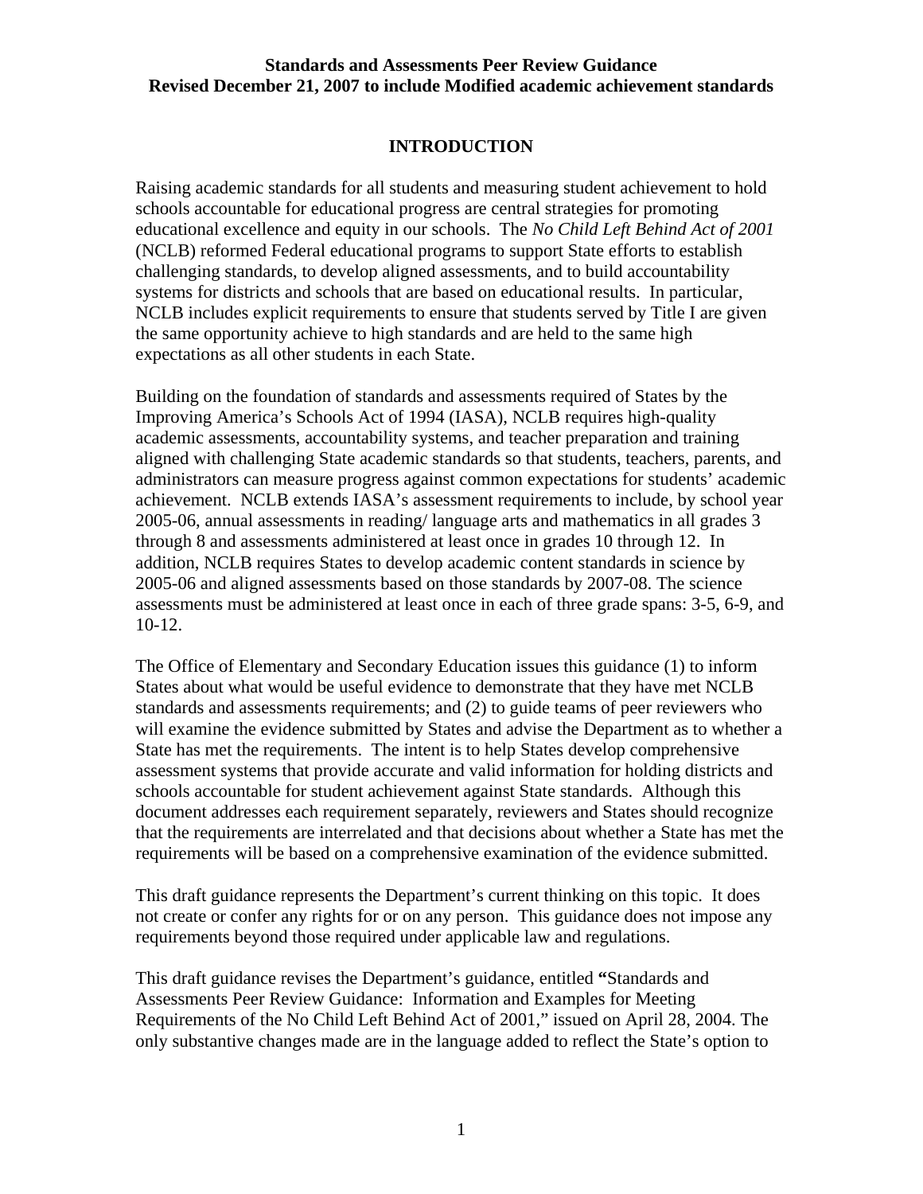**Standards and Assessments Peer Review Guidance**
**Revised December 21, 2007 to include Modified academic achievement standards**

## INTRODUCTION

Raising academic standards for all students and measuring student achievement to hold schools accountable for educational progress are central strategies for promoting educational excellence and equity in our schools. The *No Child Left Behind Act of 2001* (NCLB) reformed Federal educational programs to support State efforts to establish challenging standards, to develop aligned assessments, and to build accountability systems for districts and schools that are based on educational results. In particular, NCLB includes explicit requirements to ensure that students served by Title I are given the same opportunity achieve to high standards and are held to the same high expectations as all other students in each State.

Building on the foundation of standards and assessments required of States by the Improving America's Schools Act of 1994 (IASA), NCLB requires high-quality academic assessments, accountability systems, and teacher preparation and training aligned with challenging State academic standards so that students, teachers, parents, and administrators can measure progress against common expectations for students' academic achievement. NCLB extends IASA's assessment requirements to include, by school year 2005-06, annual assessments in reading/ language arts and mathematics in all grades 3 through 8 and assessments administered at least once in grades 10 through 12. In addition, NCLB requires States to develop academic content standards in science by 2005-06 and aligned assessments based on those standards by 2007-08. The science assessments must be administered at least once in each of three grade spans: 3-5, 6-9, and 10-12.

The Office of Elementary and Secondary Education issues this guidance (1) to inform States about what would be useful evidence to demonstrate that they have met NCLB standards and assessments requirements; and (2) to guide teams of peer reviewers who will examine the evidence submitted by States and advise the Department as to whether a State has met the requirements. The intent is to help States develop comprehensive assessment systems that provide accurate and valid information for holding districts and schools accountable for student achievement against State standards. Although this document addresses each requirement separately, reviewers and States should recognize that the requirements are interrelated and that decisions about whether a State has met the requirements will be based on a comprehensive examination of the evidence submitted.

This draft guidance represents the Department's current thinking on this topic. It does not create or confer any rights for or on any person. This guidance does not impose any requirements beyond those required under applicable law and regulations.

This draft guidance revises the Department's guidance, entitled **"**Standards and Assessments Peer Review Guidance: Information and Examples for Meeting Requirements of the No Child Left Behind Act of 2001," issued on April 28, 2004. The only substantive changes made are in the language added to reflect the State's option to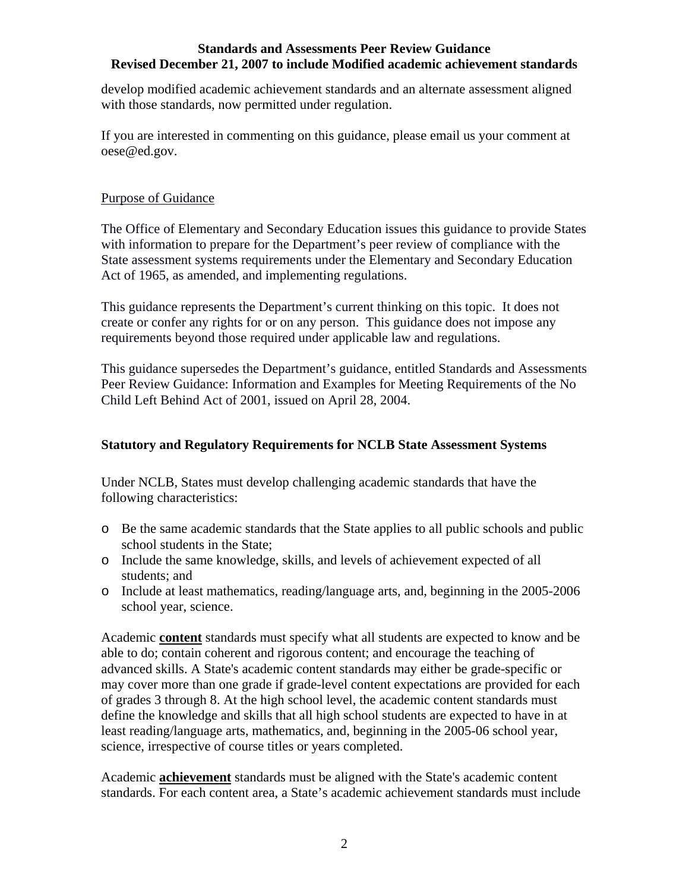develop modified academic achievement standards and an alternate assessment aligned with those standards, now permitted under regulation.

If you are interested in commenting on this guidance, please email us your comment at oese@ed.gov.

Purpose of Guidance

The Office of Elementary and Secondary Education issues this guidance to provide States with information to prepare for the Department's peer review of compliance with the State assessment systems requirements under the Elementary and Secondary Education Act of 1965, as amended, and implementing regulations.

This guidance represents the Department's current thinking on this topic. It does not create or confer any rights for or on any person. This guidance does not impose any requirements beyond those required under applicable law and regulations.

This guidance supersedes the Department's guidance, entitled Standards and Assessments Peer Review Guidance: Information and Examples for Meeting Requirements of the No Child Left Behind Act of 2001, issued on April 28, 2004.

## Statutory and Regulatory Requirements for NCLB State Assessment Systems

Under NCLB, States must develop challenging academic standards that have the following characteristics:

- Be the same academic standards that the State applies to all public schools and public school students in the State;
- Include the same knowledge, skills, and levels of achievement expected of all students; and
- Include at least mathematics, reading/language arts, and, beginning in the 2005-2006 school year, science.

Academic **content** standards must specify what all students are expected to know and be able to do; contain coherent and rigorous content; and encourage the teaching of advanced skills. A State's academic content standards may either be grade-specific or may cover more than one grade if grade-level content expectations are provided for each of grades 3 through 8. At the high school level, the academic content standards must define the knowledge and skills that all high school students are expected to have in at least reading/language arts, mathematics, and, beginning in the 2005-06 school year, science, irrespective of course titles or years completed.

Academic **achievement** standards must be aligned with the State's academic content standards. For each content area, a State's academic achievement standards must include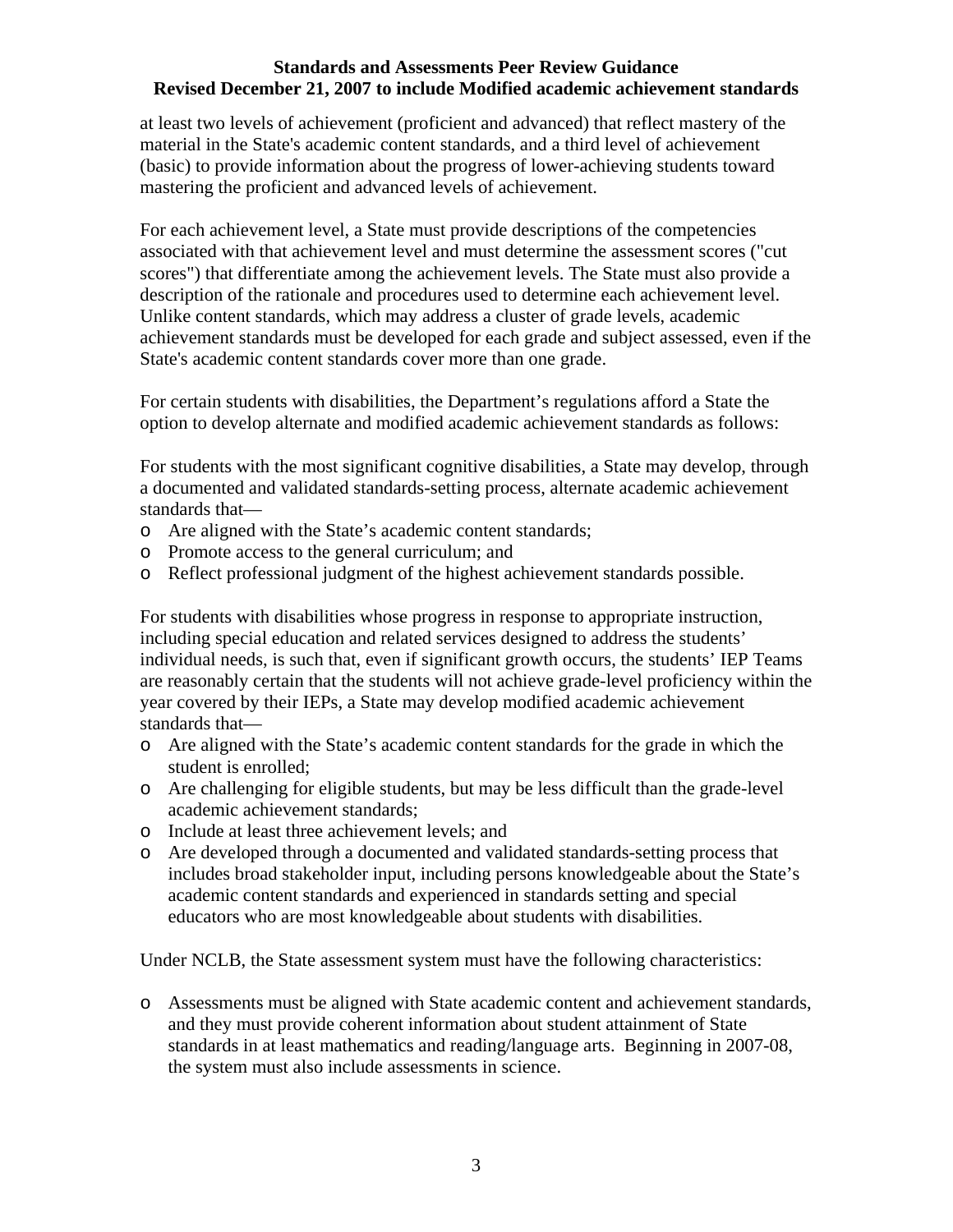at least two levels of achievement (proficient and advanced) that reflect mastery of the material in the State's academic content standards, and a third level of achievement (basic) to provide information about the progress of lower-achieving students toward mastering the proficient and advanced levels of achievement.

For each achievement level, a State must provide descriptions of the competencies associated with that achievement level and must determine the assessment scores ("cut scores") that differentiate among the achievement levels. The State must also provide a description of the rationale and procedures used to determine each achievement level. Unlike content standards, which may address a cluster of grade levels, academic achievement standards must be developed for each grade and subject assessed, even if the State's academic content standards cover more than one grade.

For certain students with disabilities, the Department's regulations afford a State the option to develop alternate and modified academic achievement standards as follows:

For students with the most significant cognitive disabilities, a State may develop, through a documented and validated standards-setting process, alternate academic achievement standards that—

- Are aligned with the State's academic content standards;
- Promote access to the general curriculum; and
- Reflect professional judgment of the highest achievement standards possible.

For students with disabilities whose progress in response to appropriate instruction, including special education and related services designed to address the students' individual needs, is such that, even if significant growth occurs, the students' IEP Teams are reasonably certain that the students will not achieve grade-level proficiency within the year covered by their IEPs, a State may develop modified academic achievement standards that—

- Are aligned with the State's academic content standards for the grade in which the student is enrolled;
- Are challenging for eligible students, but may be less difficult than the grade-level academic achievement standards;
- Include at least three achievement levels; and
- Are developed through a documented and validated standards-setting process that includes broad stakeholder input, including persons knowledgeable about the State's academic content standards and experienced in standards setting and special educators who are most knowledgeable about students with disabilities.

Under NCLB, the State assessment system must have the following characteristics:

- Assessments must be aligned with State academic content and achievement standards, and they must provide coherent information about student attainment of State standards in at least mathematics and reading/language arts. Beginning in 2007-08, the system must also include assessments in science.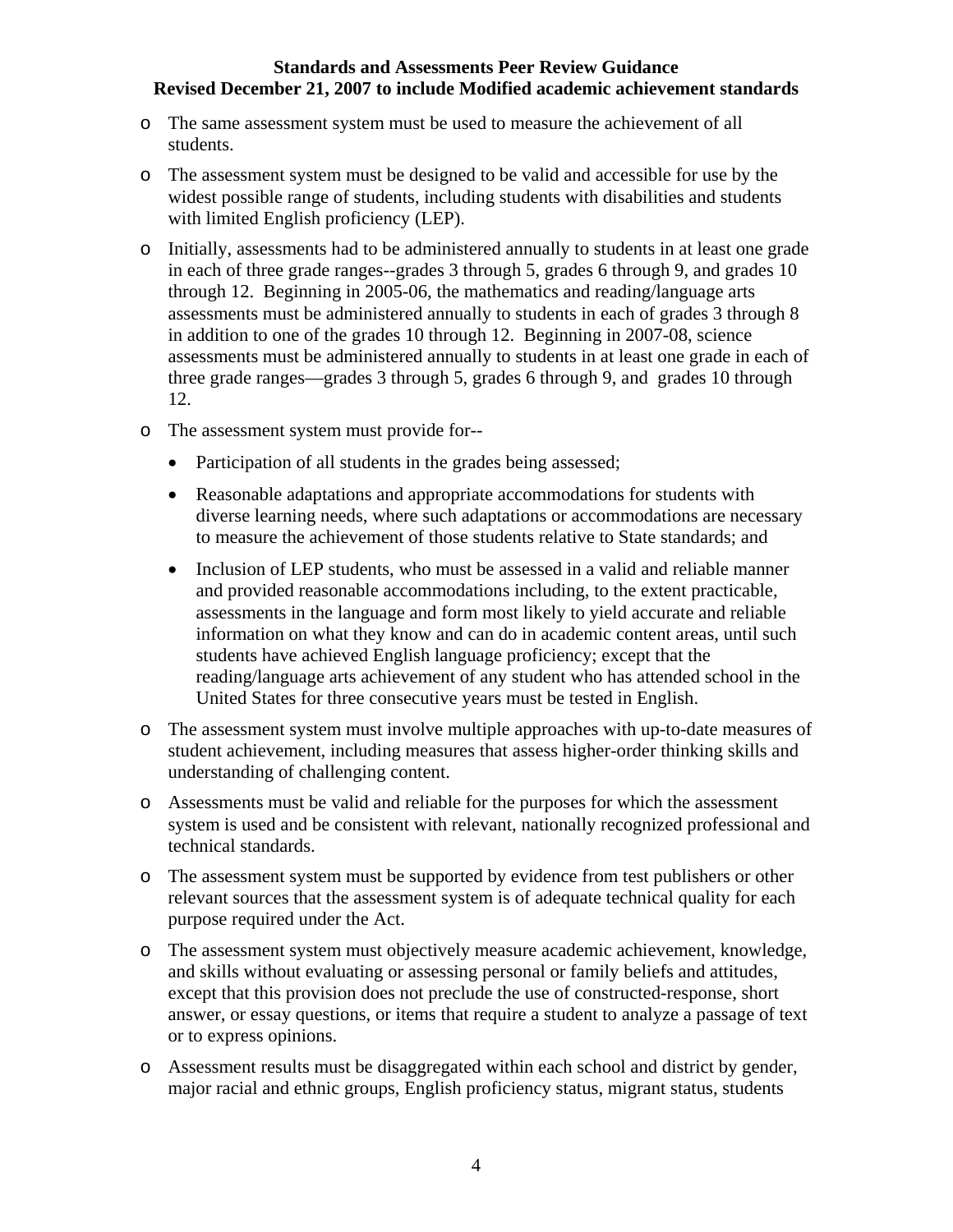- The same assessment system must be used to measure the achievement of all students.
- The assessment system must be designed to be valid and accessible for use by the widest possible range of students, including students with disabilities and students with limited English proficiency (LEP).
- Initially, assessments had to be administered annually to students in at least one grade in each of three grade ranges--grades 3 through 5, grades 6 through 9, and grades 10 through 12. Beginning in 2005-06, the mathematics and reading/language arts assessments must be administered annually to students in each of grades 3 through 8 in addition to one of the grades 10 through 12. Beginning in 2007-08, science assessments must be administered annually to students in at least one grade in each of three grade ranges—grades 3 through 5, grades 6 through 9, and grades 10 through 12.
- The assessment system must provide for--
  - Participation of all students in the grades being assessed;
  - Reasonable adaptations and appropriate accommodations for students with diverse learning needs, where such adaptations or accommodations are necessary to measure the achievement of those students relative to State standards; and
  - Inclusion of LEP students, who must be assessed in a valid and reliable manner and provided reasonable accommodations including, to the extent practicable, assessments in the language and form most likely to yield accurate and reliable information on what they know and can do in academic content areas, until such students have achieved English language proficiency; except that the reading/language arts achievement of any student who has attended school in the United States for three consecutive years must be tested in English.
- The assessment system must involve multiple approaches with up-to-date measures of student achievement, including measures that assess higher-order thinking skills and understanding of challenging content.
- Assessments must be valid and reliable for the purposes for which the assessment system is used and be consistent with relevant, nationally recognized professional and technical standards.
- The assessment system must be supported by evidence from test publishers or other relevant sources that the assessment system is of adequate technical quality for each purpose required under the Act.
- The assessment system must objectively measure academic achievement, knowledge, and skills without evaluating or assessing personal or family beliefs and attitudes, except that this provision does not preclude the use of constructed-response, short answer, or essay questions, or items that require a student to analyze a passage of text or to express opinions.
- Assessment results must be disaggregated within each school and district by gender, major racial and ethnic groups, English proficiency status, migrant status, students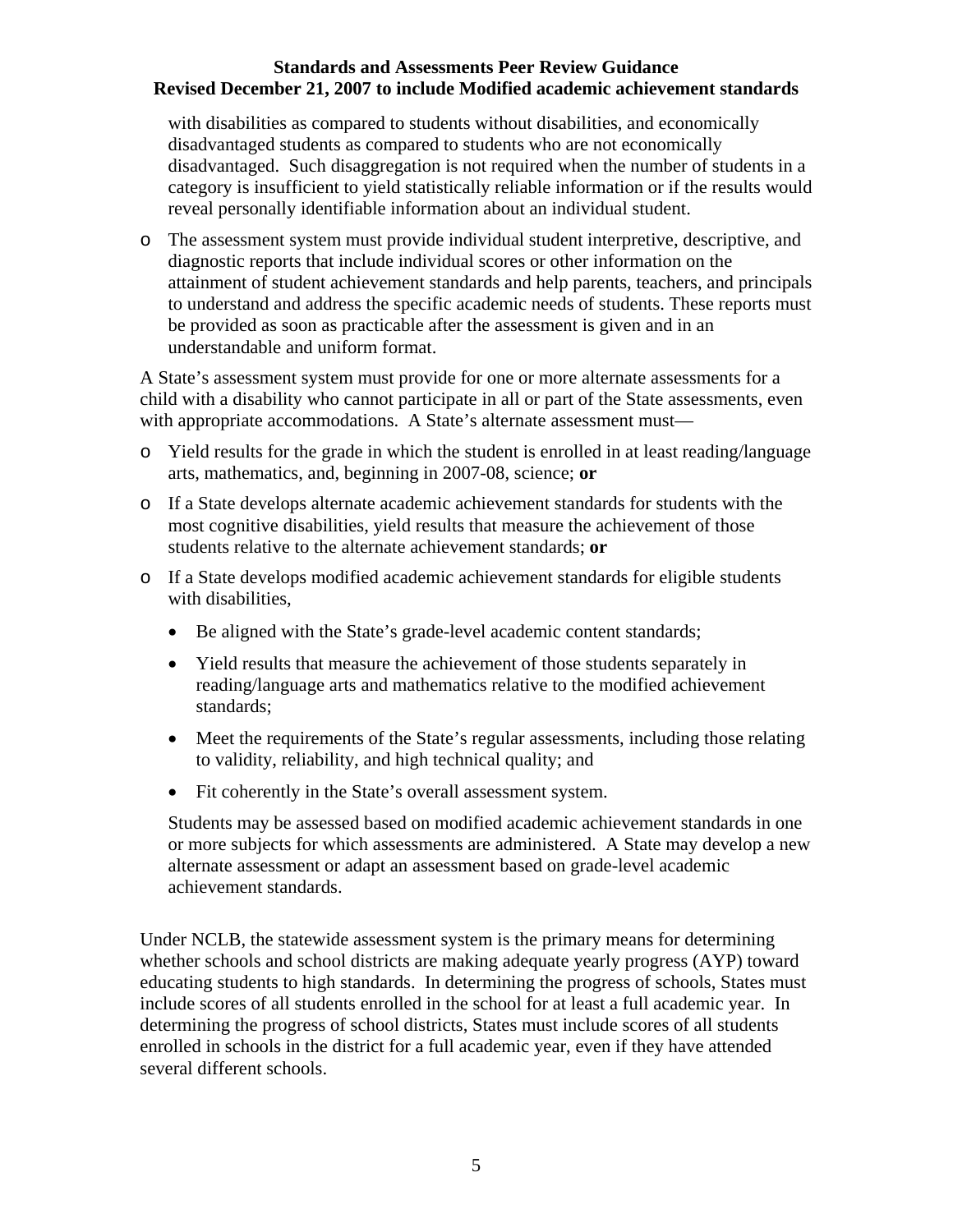with disabilities as compared to students without disabilities, and economically disadvantaged students as compared to students who are not economically disadvantaged. Such disaggregation is not required when the number of students in a category is insufficient to yield statistically reliable information or if the results would reveal personally identifiable information about an individual student.

- The assessment system must provide individual student interpretive, descriptive, and diagnostic reports that include individual scores or other information on the attainment of student achievement standards and help parents, teachers, and principals to understand and address the specific academic needs of students. These reports must be provided as soon as practicable after the assessment is given and in an understandable and uniform format.

A State's assessment system must provide for one or more alternate assessments for a child with a disability who cannot participate in all or part of the State assessments, even with appropriate accommodations. A State's alternate assessment must—

- Yield results for the grade in which the student is enrolled in at least reading/language arts, mathematics, and, beginning in 2007-08, science; **or**
- If a State develops alternate academic achievement standards for students with the most cognitive disabilities, yield results that measure the achievement of those students relative to the alternate achievement standards; **or**
- If a State develops modified academic achievement standards for eligible students with disabilities,
  - Be aligned with the State's grade-level academic content standards;
  - Yield results that measure the achievement of those students separately in reading/language arts and mathematics relative to the modified achievement standards;
  - Meet the requirements of the State's regular assessments, including those relating to validity, reliability, and high technical quality; and
  - Fit coherently in the State's overall assessment system.

  Students may be assessed based on modified academic achievement standards in one or more subjects for which assessments are administered. A State may develop a new alternate assessment or adapt an assessment based on grade-level academic achievement standards.

Under NCLB, the statewide assessment system is the primary means for determining whether schools and school districts are making adequate yearly progress (AYP) toward educating students to high standards. In determining the progress of schools, States must include scores of all students enrolled in the school for at least a full academic year. In determining the progress of school districts, States must include scores of all students enrolled in schools in the district for a full academic year, even if they have attended several different schools.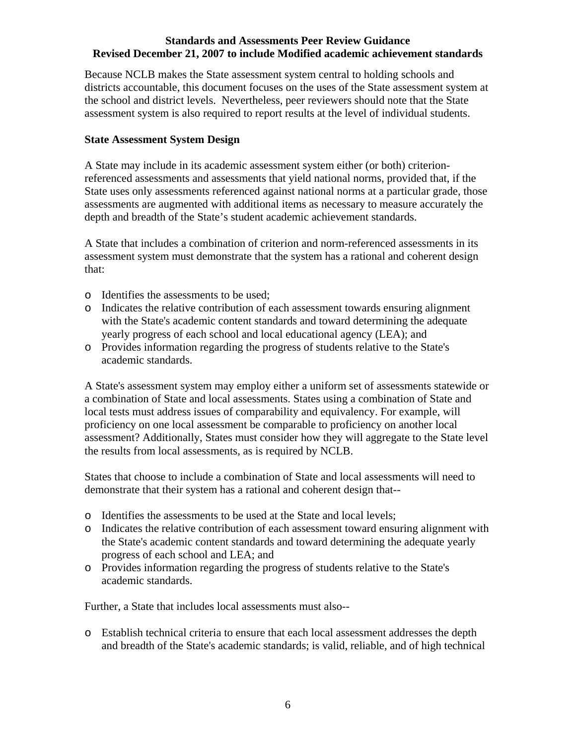Because NCLB makes the State assessment system central to holding schools and districts accountable, this document focuses on the uses of the State assessment system at the school and district levels. Nevertheless, peer reviewers should note that the State assessment system is also required to report results at the level of individual students.

**State Assessment System Design**

A State may include in its academic assessment system either (or both) criterion-referenced assessments and assessments that yield national norms, provided that, if the State uses only assessments referenced against national norms at a particular grade, those assessments are augmented with additional items as necessary to measure accurately the depth and breadth of the State's student academic achievement standards.

A State that includes a combination of criterion and norm-referenced assessments in its assessment system must demonstrate that the system has a rational and coherent design that:

- Identifies the assessments to be used;
- Indicates the relative contribution of each assessment towards ensuring alignment with the State's academic content standards and toward determining the adequate yearly progress of each school and local educational agency (LEA); and
- Provides information regarding the progress of students relative to the State's academic standards.

A State's assessment system may employ either a uniform set of assessments statewide or a combination of State and local assessments. States using a combination of State and local tests must address issues of comparability and equivalency. For example, will proficiency on one local assessment be comparable to proficiency on another local assessment? Additionally, States must consider how they will aggregate to the State level the results from local assessments, as is required by NCLB.

States that choose to include a combination of State and local assessments will need to demonstrate that their system has a rational and coherent design that--

- Identifies the assessments to be used at the State and local levels;
- Indicates the relative contribution of each assessment toward ensuring alignment with the State's academic content standards and toward determining the adequate yearly progress of each school and LEA; and
- Provides information regarding the progress of students relative to the State's academic standards.

Further, a State that includes local assessments must also--

- Establish technical criteria to ensure that each local assessment addresses the depth and breadth of the State's academic standards; is valid, reliable, and of high technical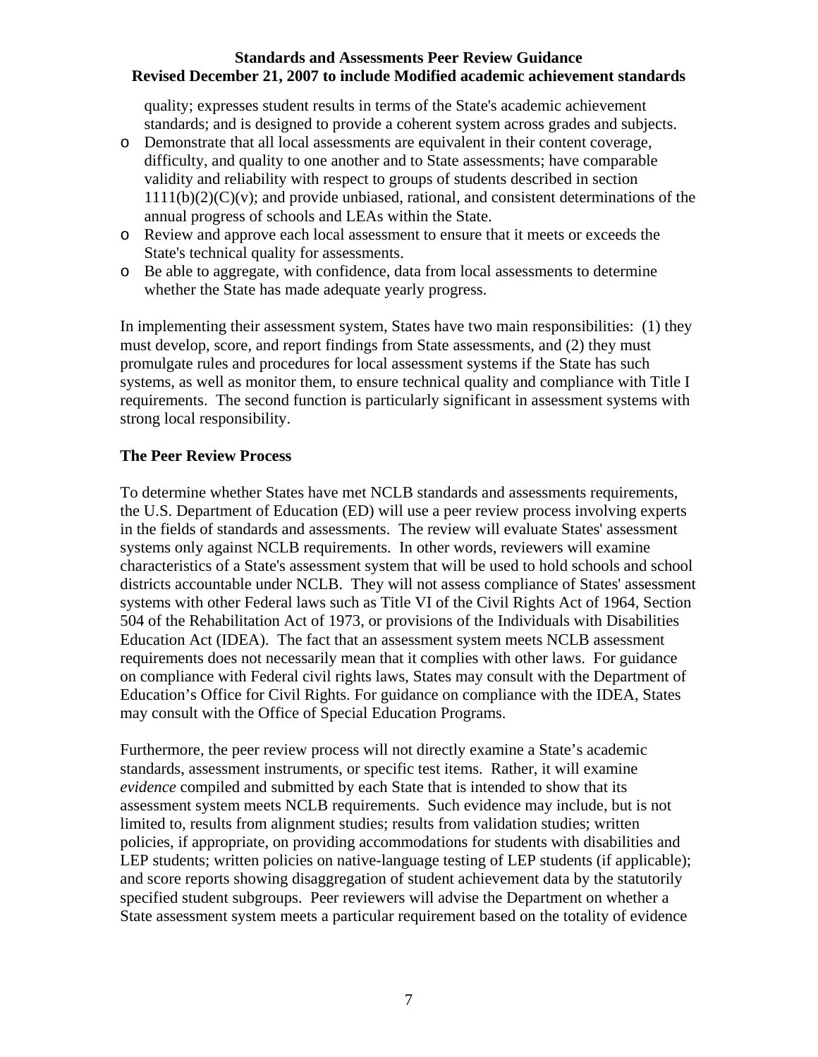quality; expresses student results in terms of the State's academic achievement standards; and is designed to provide a coherent system across grades and subjects.

- Demonstrate that all local assessments are equivalent in their content coverage, difficulty, and quality to one another and to State assessments; have comparable validity and reliability with respect to groups of students described in section 1111(b)(2)(C)(v); and provide unbiased, rational, and consistent determinations of the annual progress of schools and LEAs within the State.
- Review and approve each local assessment to ensure that it meets or exceeds the State's technical quality for assessments.
- Be able to aggregate, with confidence, data from local assessments to determine whether the State has made adequate yearly progress.

In implementing their assessment system, States have two main responsibilities: (1) they must develop, score, and report findings from State assessments, and (2) they must promulgate rules and procedures for local assessment systems if the State has such systems, as well as monitor them, to ensure technical quality and compliance with Title I requirements. The second function is particularly significant in assessment systems with strong local responsibility.

## The Peer Review Process

To determine whether States have met NCLB standards and assessments requirements, the U.S. Department of Education (ED) will use a peer review process involving experts in the fields of standards and assessments. The review will evaluate States' assessment systems only against NCLB requirements. In other words, reviewers will examine characteristics of a State's assessment system that will be used to hold schools and school districts accountable under NCLB. They will not assess compliance of States' assessment systems with other Federal laws such as Title VI of the Civil Rights Act of 1964, Section 504 of the Rehabilitation Act of 1973, or provisions of the Individuals with Disabilities Education Act (IDEA). The fact that an assessment system meets NCLB assessment requirements does not necessarily mean that it complies with other laws. For guidance on compliance with Federal civil rights laws, States may consult with the Department of Education's Office for Civil Rights. For guidance on compliance with the IDEA, States may consult with the Office of Special Education Programs.

Furthermore, the peer review process will not directly examine a State's academic standards, assessment instruments, or specific test items. Rather, it will examine *evidence* compiled and submitted by each State that is intended to show that its assessment system meets NCLB requirements. Such evidence may include, but is not limited to, results from alignment studies; results from validation studies; written policies, if appropriate, on providing accommodations for students with disabilities and LEP students; written policies on native-language testing of LEP students (if applicable); and score reports showing disaggregation of student achievement data by the statutorily specified student subgroups. Peer reviewers will advise the Department on whether a State assessment system meets a particular requirement based on the totality of evidence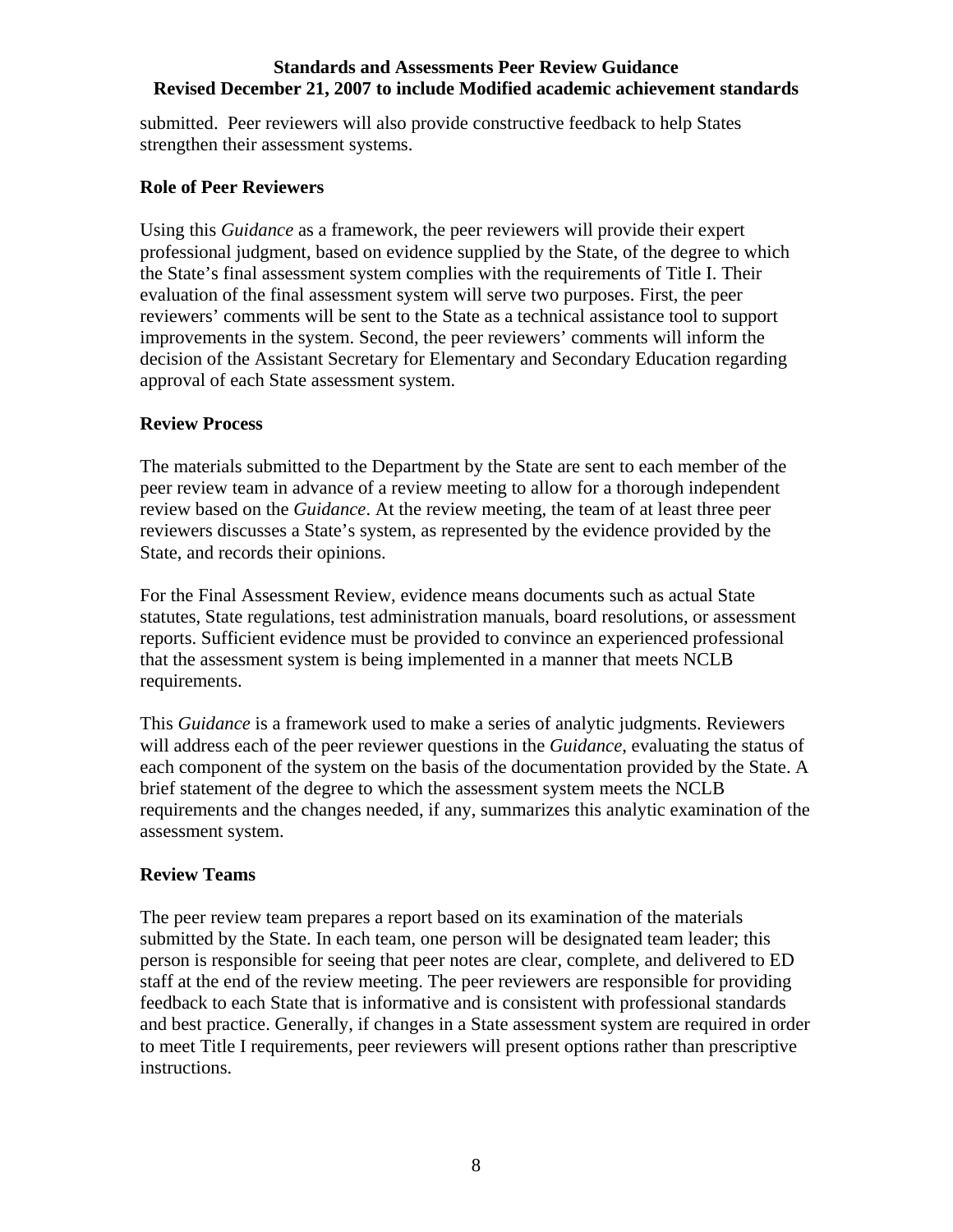submitted. Peer reviewers will also provide constructive feedback to help States strengthen their assessment systems.

### Role of Peer Reviewers

Using this *Guidance* as a framework, the peer reviewers will provide their expert professional judgment, based on evidence supplied by the State, of the degree to which the State's final assessment system complies with the requirements of Title I. Their evaluation of the final assessment system will serve two purposes. First, the peer reviewers' comments will be sent to the State as a technical assistance tool to support improvements in the system. Second, the peer reviewers' comments will inform the decision of the Assistant Secretary for Elementary and Secondary Education regarding approval of each State assessment system.

### Review Process

The materials submitted to the Department by the State are sent to each member of the peer review team in advance of a review meeting to allow for a thorough independent review based on the *Guidance*. At the review meeting, the team of at least three peer reviewers discusses a State's system, as represented by the evidence provided by the State, and records their opinions.

For the Final Assessment Review, evidence means documents such as actual State statutes, State regulations, test administration manuals, board resolutions, or assessment reports. Sufficient evidence must be provided to convince an experienced professional that the assessment system is being implemented in a manner that meets NCLB requirements.

This *Guidance* is a framework used to make a series of analytic judgments. Reviewers will address each of the peer reviewer questions in the *Guidance*, evaluating the status of each component of the system on the basis of the documentation provided by the State. A brief statement of the degree to which the assessment system meets the NCLB requirements and the changes needed, if any, summarizes this analytic examination of the assessment system.

### Review Teams

The peer review team prepares a report based on its examination of the materials submitted by the State. In each team, one person will be designated team leader; this person is responsible for seeing that peer notes are clear, complete, and delivered to ED staff at the end of the review meeting. The peer reviewers are responsible for providing feedback to each State that is informative and is consistent with professional standards and best practice. Generally, if changes in a State assessment system are required in order to meet Title I requirements, peer reviewers will present options rather than prescriptive instructions.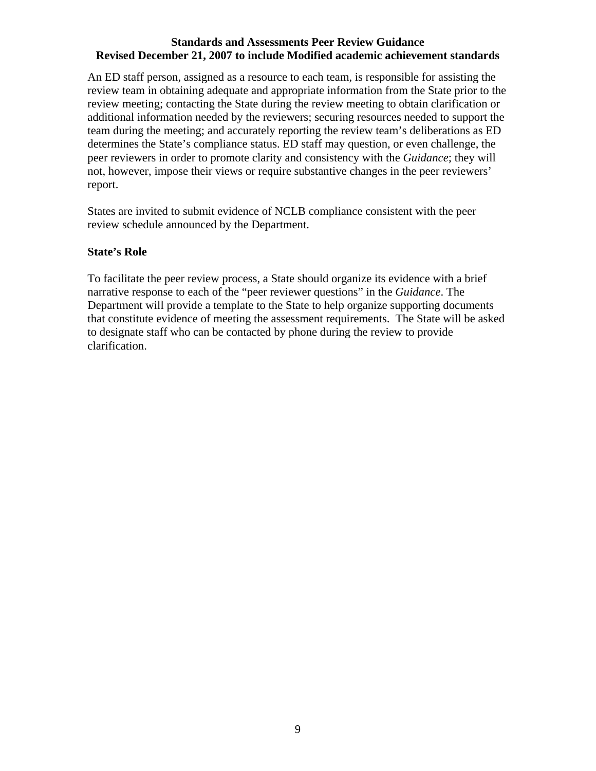An ED staff person, assigned as a resource to each team, is responsible for assisting the review team in obtaining adequate and appropriate information from the State prior to the review meeting; contacting the State during the review meeting to obtain clarification or additional information needed by the reviewers; securing resources needed to support the team during the meeting; and accurately reporting the review team's deliberations as ED determines the State's compliance status. ED staff may question, or even challenge, the peer reviewers in order to promote clarity and consistency with the *Guidance*; they will not, however, impose their views or require substantive changes in the peer reviewers' report.

States are invited to submit evidence of NCLB compliance consistent with the peer review schedule announced by the Department.

### State's Role

To facilitate the peer review process, a State should organize its evidence with a brief narrative response to each of the "peer reviewer questions" in the *Guidance*. The Department will provide a template to the State to help organize supporting documents that constitute evidence of meeting the assessment requirements. The State will be asked to designate staff who can be contacted by phone during the review to provide clarification.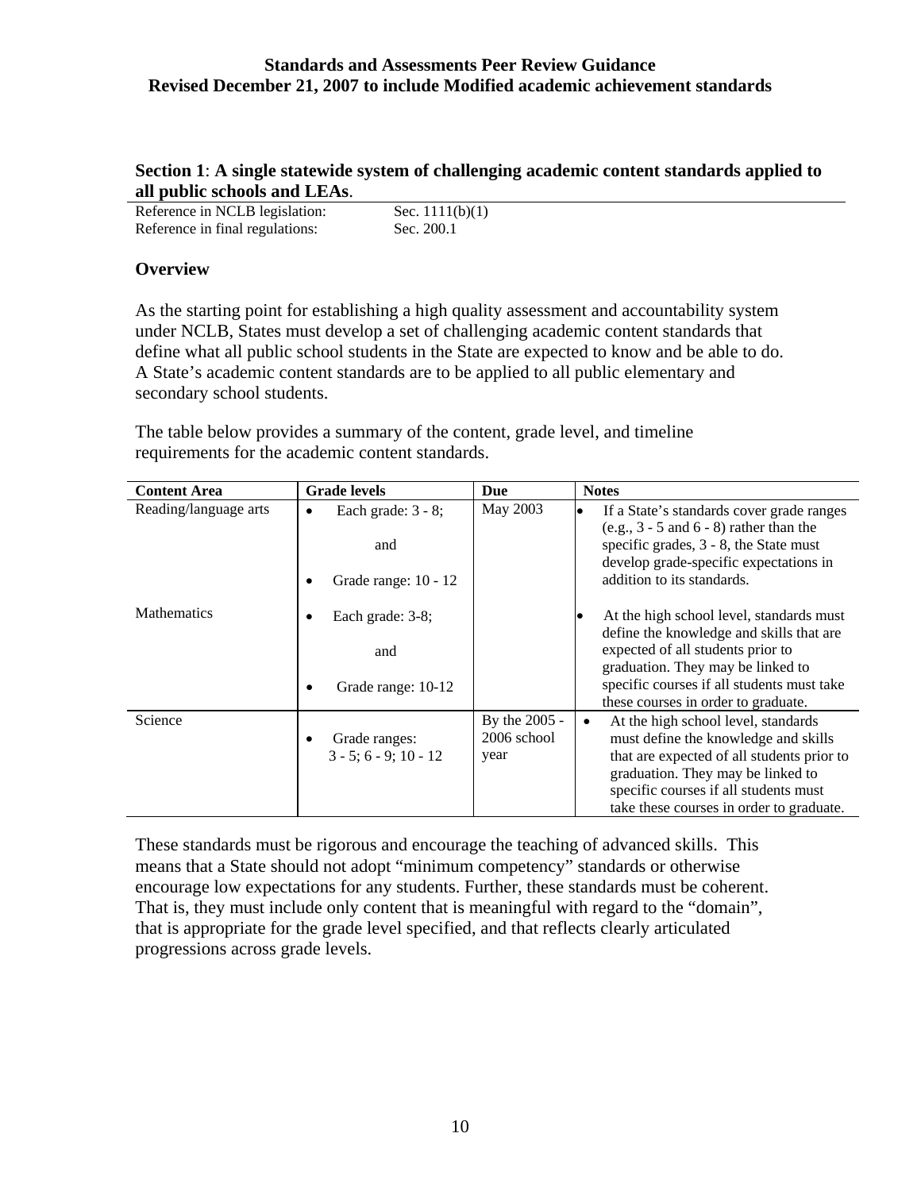**Section 1**: **A single statewide system of challenging academic content standards applied to all public schools and LEAs**.

Reference in NCLB legislation: Sec. 1111(b)(1)
Reference in final regulations: Sec. 200.1

### Overview

As the starting point for establishing a high quality assessment and accountability system under NCLB, States must develop a set of challenging academic content standards that define what all public school students in the State are expected to know and be able to do. A State's academic content standards are to be applied to all public elementary and secondary school students.

The table below provides a summary of the content, grade level, and timeline requirements for the academic content standards.

| Content Area | Grade levels | Due | Notes |
|---|---|---|---|
| Reading/language arts | • Each grade: 3 - 8;<br>and<br>• Grade range: 10 - 12 | May 2003 | • If a State's standards cover grade ranges (e.g., 3 - 5 and 6 - 8) rather than the specific grades, 3 - 8, the State must develop grade-specific expectations in addition to its standards. |
| Mathematics | • Each grade: 3-8;<br>and<br>• Grade range: 10-12 | | • At the high school level, standards must define the knowledge and skills that are expected of all students prior to graduation. They may be linked to specific courses if all students must take these courses in order to graduate. |
| Science | • Grade ranges: 3 - 5; 6 - 9; 10 - 12 | By the 2005 - 2006 school year | • At the high school level, standards must define the knowledge and skills that are expected of all students prior to graduation. They may be linked to specific courses if all students must take these courses in order to graduate. |

These standards must be rigorous and encourage the teaching of advanced skills. This means that a State should not adopt "minimum competency" standards or otherwise encourage low expectations for any students. Further, these standards must be coherent. That is, they must include only content that is meaningful with regard to the "domain", that is appropriate for the grade level specified, and that reflects clearly articulated progressions across grade levels.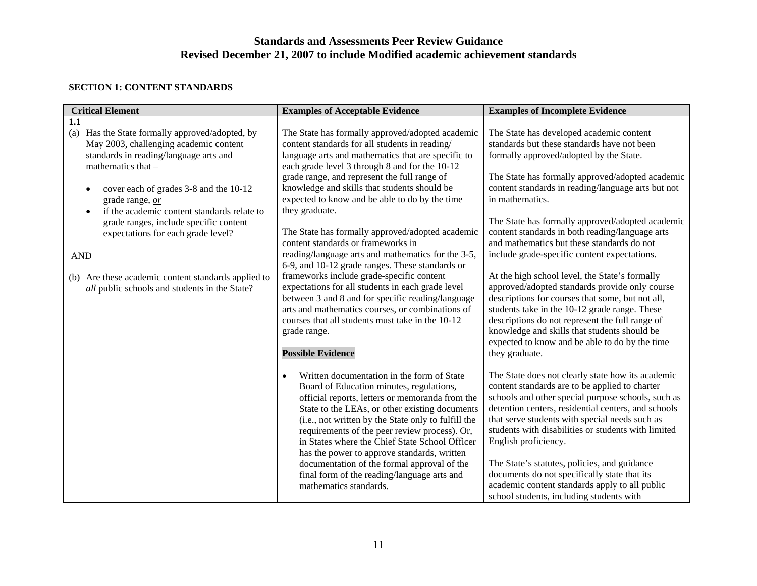**Standards and Assessments Peer Review Guidance**
**Revised December 21, 2007 to include Modified academic achievement standards**

**SECTION 1: CONTENT STANDARDS**

| Critical Element | Examples of Acceptable Evidence | Examples of Incomplete Evidence |
|---|---|---|
| **1.1**<br>(a) Has the State formally approved/adopted, by May 2003, challenging academic content standards in reading/language arts and mathematics that –<br>• cover each of grades 3-8 and the 10-12 grade range, *or*<br>• if the academic content standards relate to grade ranges, include specific content expectations for each grade level?<br><br>AND<br><br>(b) Are these academic content standards applied to *all* public schools and students in the State? | The State has formally approved/adopted academic content standards for all students in reading/ language arts and mathematics that are specific to each grade level 3 through 8 and for the 10-12 grade range, and represent the full range of knowledge and skills that students should be expected to know and be able to do by the time they graduate.<br><br>The State has formally approved/adopted academic content standards or frameworks in reading/language arts and mathematics for the 3-5, 6-9, and 10-12 grade ranges. These standards or frameworks include grade-specific content expectations for all students in each grade level between 3 and 8 and for specific reading/language arts and mathematics courses, or combinations of courses that all students must take in the 10-12 grade range.<br><br>**Possible Evidence**<br><br>• Written documentation in the form of State Board of Education minutes, regulations, official reports, letters or memoranda from the State to the LEAs, or other existing documents (i.e., not written by the State only to fulfill the requirements of the peer review process). Or, in States where the Chief State School Officer has the power to approve standards, written documentation of the formal approval of the final form of the reading/language arts and mathematics standards. | The State has developed academic content standards but these standards have not been formally approved/adopted by the State.<br><br>The State has formally approved/adopted academic content standards in reading/language arts but not in mathematics.<br><br>The State has formally approved/adopted academic content standards in both reading/language arts and mathematics but these standards do not include grade-specific content expectations.<br><br>At the high school level, the State's formally approved/adopted standards provide only course descriptions for courses that some, but not all, students take in the 10-12 grade range. These descriptions do not represent the full range of knowledge and skills that students should be expected to know and be able to do by the time they graduate.<br><br>The State does not clearly state how its academic content standards are to be applied to charter schools and other special purpose schools, such as detention centers, residential centers, and schools that serve students with special needs such as students with disabilities or students with limited English proficiency.<br><br>The State's statutes, policies, and guidance documents do not specifically state that its academic content standards apply to all public school students, including students with |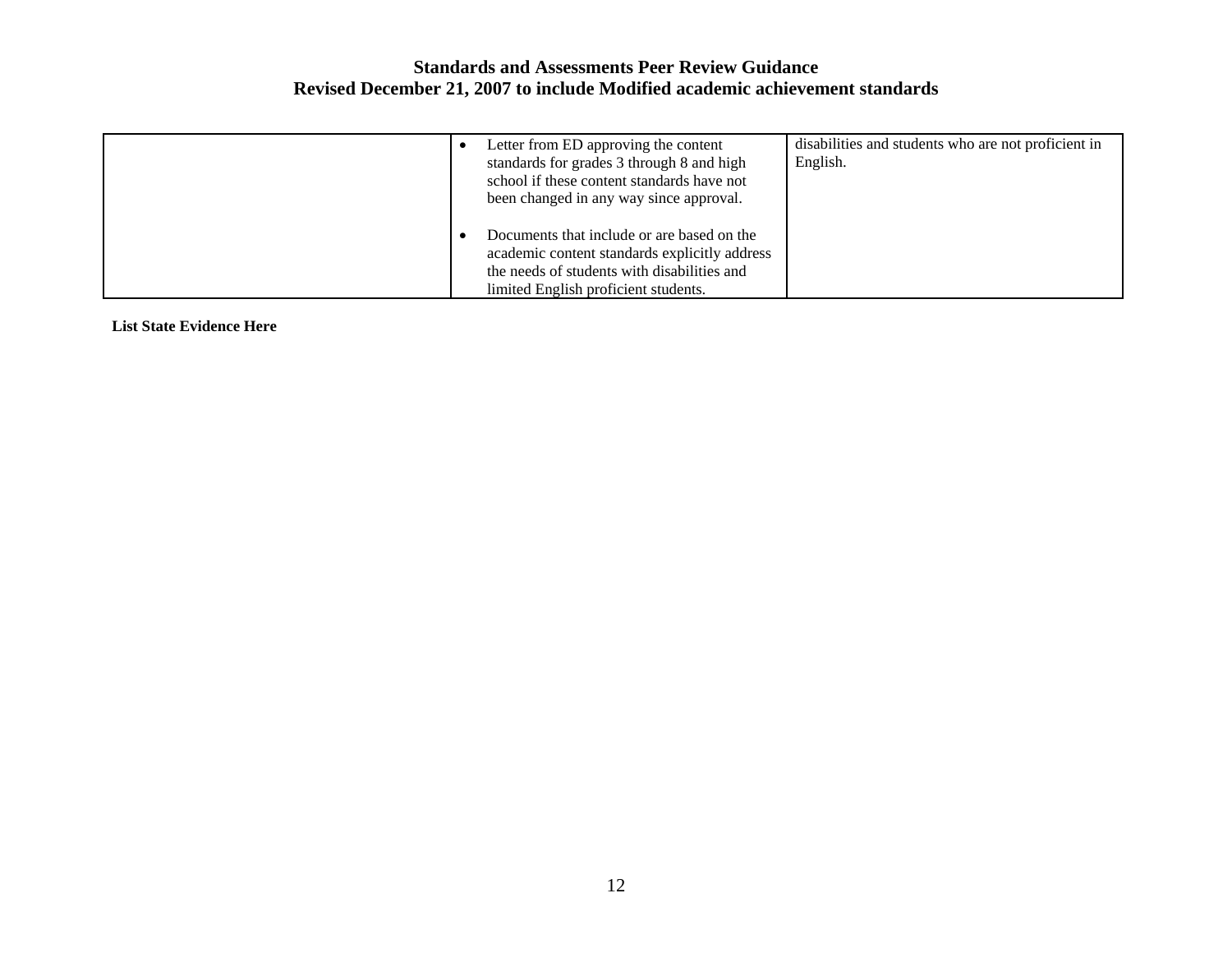| | | |
|---|---|---|
| | • Letter from ED approving the content standards for grades 3 through 8 and high school if these content standards have not been changed in any way since approval.<br><br>• Documents that include or are based on the academic content standards explicitly address the needs of students with disabilities and limited English proficient students. | disabilities and students who are not proficient in English. |

**List State Evidence Here**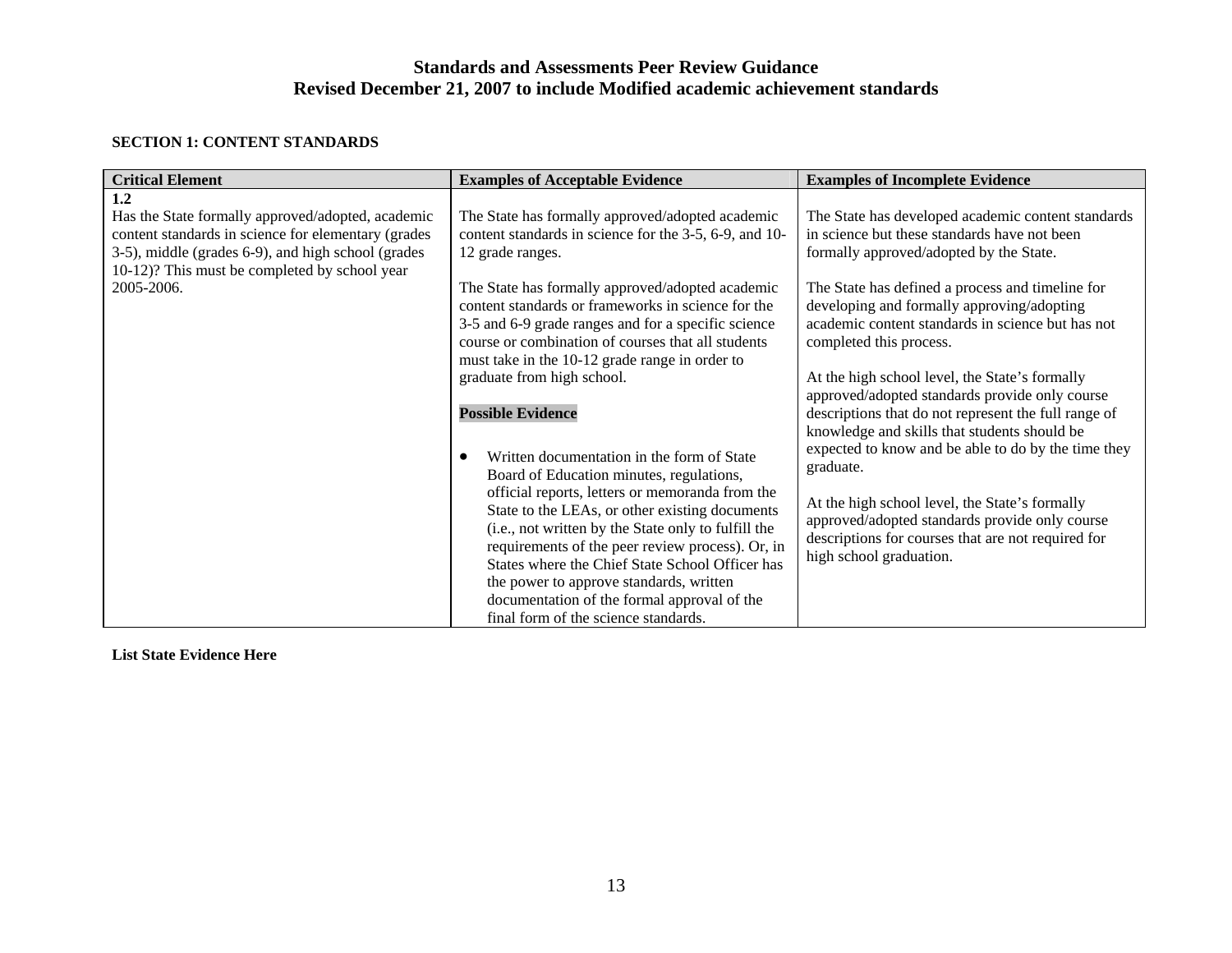## SECTION 1: CONTENT STANDARDS

| Critical Element | Examples of Acceptable Evidence | Examples of Incomplete Evidence |
|---|---|---|
| **1.2**<br>Has the State formally approved/adopted, academic content standards in science for elementary (grades 3-5), middle (grades 6-9), and high school (grades 10-12)? This must be completed by school year 2005-2006. | The State has formally approved/adopted academic content standards in science for the 3-5, 6-9, and 10-12 grade ranges.<br><br>The State has formally approved/adopted academic content standards or frameworks in science for the 3-5 and 6-9 grade ranges and for a specific science course or combination of courses that all students must take in the 10-12 grade range in order to graduate from high school.<br><br>**Possible Evidence**<br><br>• Written documentation in the form of State Board of Education minutes, regulations, official reports, letters or memoranda from the State to the LEAs, or other existing documents (i.e., not written by the State only to fulfill the requirements of the peer review process). Or, in States where the Chief State School Officer has the power to approve standards, written documentation of the formal approval of the final form of the science standards. | The State has developed academic content standards in science but these standards have not been formally approved/adopted by the State.<br><br>The State has defined a process and timeline for developing and formally approving/adopting academic content standards in science but has not completed this process.<br><br>At the high school level, the State's formally approved/adopted standards provide only course descriptions that do not represent the full range of knowledge and skills that students should be expected to know and be able to do by the time they graduate.<br><br>At the high school level, the State's formally approved/adopted standards provide only course descriptions for courses that are not required for high school graduation. |

**List State Evidence Here**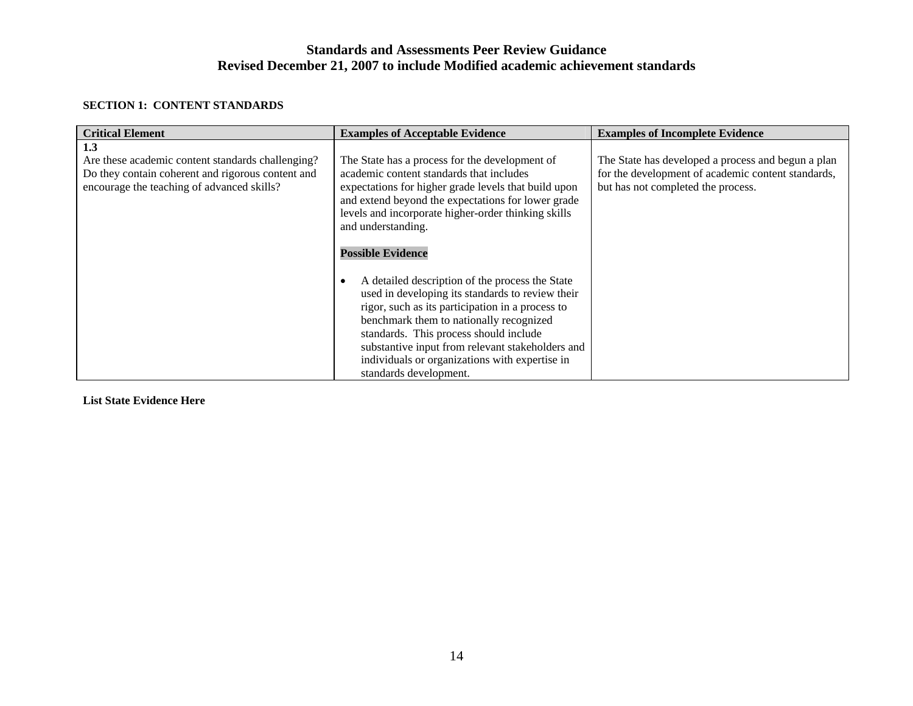### SECTION 1: CONTENT STANDARDS

| Critical Element | Examples of Acceptable Evidence | Examples of Incomplete Evidence |
|---|---|---|
| **1.3**<br>Are these academic content standards challenging? Do they contain coherent and rigorous content and encourage the teaching of advanced skills? | The State has a process for the development of academic content standards that includes expectations for higher grade levels that build upon and extend beyond the expectations for lower grade levels and incorporate higher-order thinking skills and understanding.<br><br>**Possible Evidence**<br><br>• A detailed description of the process the State used in developing its standards to review their rigor, such as its participation in a process to benchmark them to nationally recognized standards. This process should include substantive input from relevant stakeholders and individuals or organizations with expertise in standards development. | The State has developed a process and begun a plan for the development of academic content standards, but has not completed the process. |

**List State Evidence Here**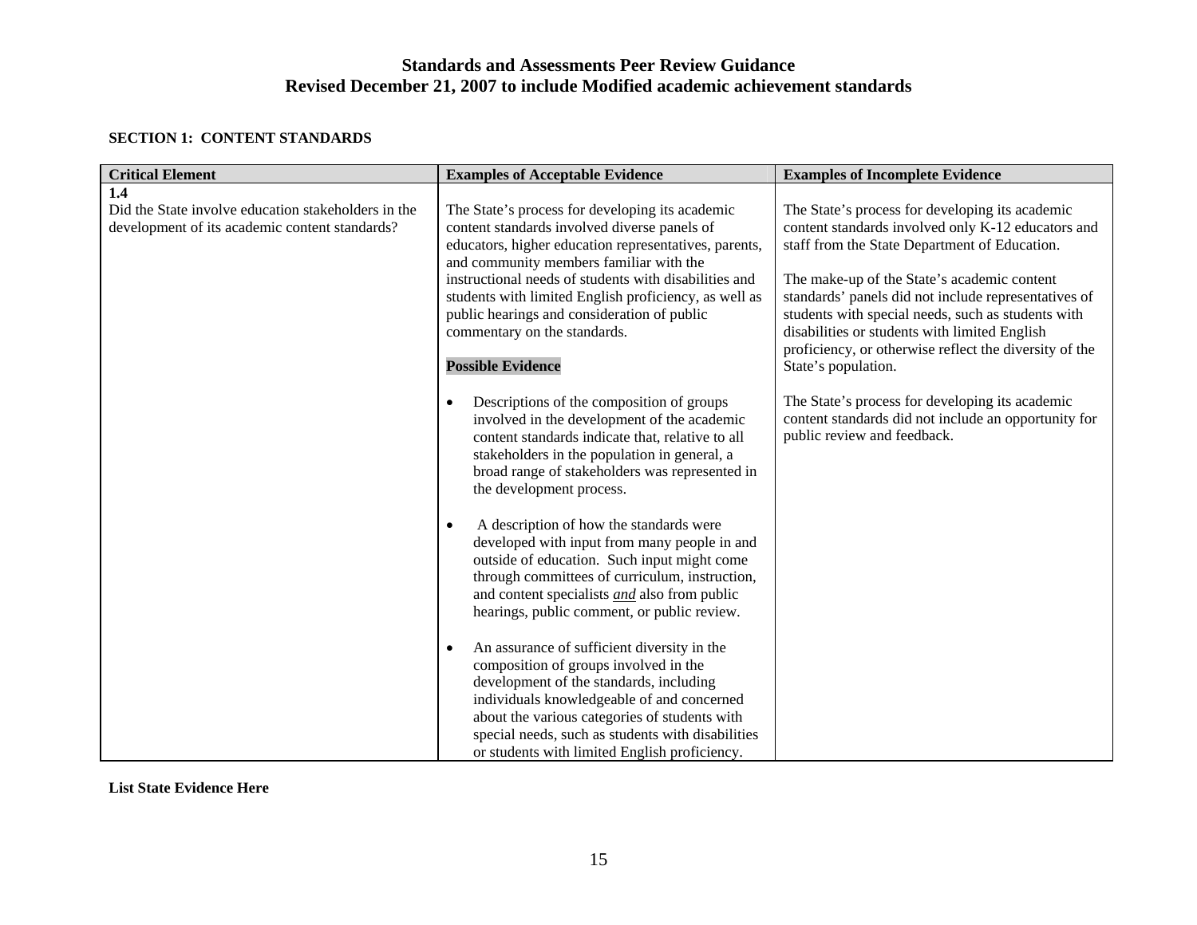**Standards and Assessments Peer Review Guidance**
**Revised December 21, 2007 to include Modified academic achievement standards**

**SECTION 1: CONTENT STANDARDS**

| Critical Element | Examples of Acceptable Evidence | Examples of Incomplete Evidence |
|---|---|---|
| **1.4**<br>Did the State involve education stakeholders in the development of its academic content standards? | The State's process for developing its academic content standards involved diverse panels of educators, higher education representatives, parents, and community members familiar with the instructional needs of students with disabilities and students with limited English proficiency, as well as public hearings and consideration of public commentary on the standards.<br><br>**Possible Evidence**<br><br>• Descriptions of the composition of groups involved in the development of the academic content standards indicate that, relative to all stakeholders in the population in general, a broad range of stakeholders was represented in the development process.<br><br>• A description of how the standards were developed with input from many people in and outside of education. Such input might come through committees of curriculum, instruction, and content specialists ***and*** also from public hearings, public comment, or public review.<br><br>• An assurance of sufficient diversity in the composition of groups involved in the development of the standards, including individuals knowledgeable of and concerned about the various categories of students with special needs, such as students with disabilities or students with limited English proficiency. | The State's process for developing its academic content standards involved only K-12 educators and staff from the State Department of Education.<br><br>The make-up of the State's academic content standards' panels did not include representatives of students with special needs, such as students with disabilities or students with limited English proficiency, or otherwise reflect the diversity of the State's population.<br><br>The State's process for developing its academic content standards did not include an opportunity for public review and feedback. |

**List State Evidence Here**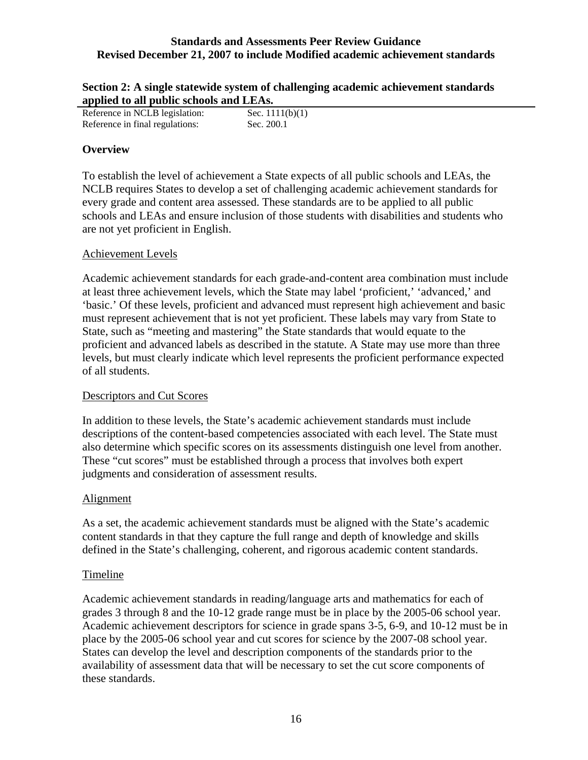## Section 2: A single statewide system of challenging academic achievement standards applied to all public schools and LEAs.

| Reference in NCLB legislation: | Sec. 1111(b)(1) |
| --- | --- |
| Reference in final regulations: | Sec. 200.1 |

### Overview

To establish the level of achievement a State expects of all public schools and LEAs, the NCLB requires States to develop a set of challenging academic achievement standards for every grade and content area assessed. These standards are to be applied to all public schools and LEAs and ensure inclusion of those students with disabilities and students who are not yet proficient in English.

Achievement Levels

Academic achievement standards for each grade-and-content area combination must include at least three achievement levels, which the State may label 'proficient,' 'advanced,' and 'basic.' Of these levels, proficient and advanced must represent high achievement and basic must represent achievement that is not yet proficient. These labels may vary from State to State, such as "meeting and mastering" the State standards that would equate to the proficient and advanced labels as described in the statute. A State may use more than three levels, but must clearly indicate which level represents the proficient performance expected of all students.

Descriptors and Cut Scores

In addition to these levels, the State's academic achievement standards must include descriptions of the content-based competencies associated with each level. The State must also determine which specific scores on its assessments distinguish one level from another. These "cut scores" must be established through a process that involves both expert judgments and consideration of assessment results.

Alignment

As a set, the academic achievement standards must be aligned with the State's academic content standards in that they capture the full range and depth of knowledge and skills defined in the State's challenging, coherent, and rigorous academic content standards.

Timeline

Academic achievement standards in reading/language arts and mathematics for each of grades 3 through 8 and the 10-12 grade range must be in place by the 2005-06 school year. Academic achievement descriptors for science in grade spans 3-5, 6-9, and 10-12 must be in place by the 2005-06 school year and cut scores for science by the 2007-08 school year. States can develop the level and description components of the standards prior to the availability of assessment data that will be necessary to set the cut score components of these standards.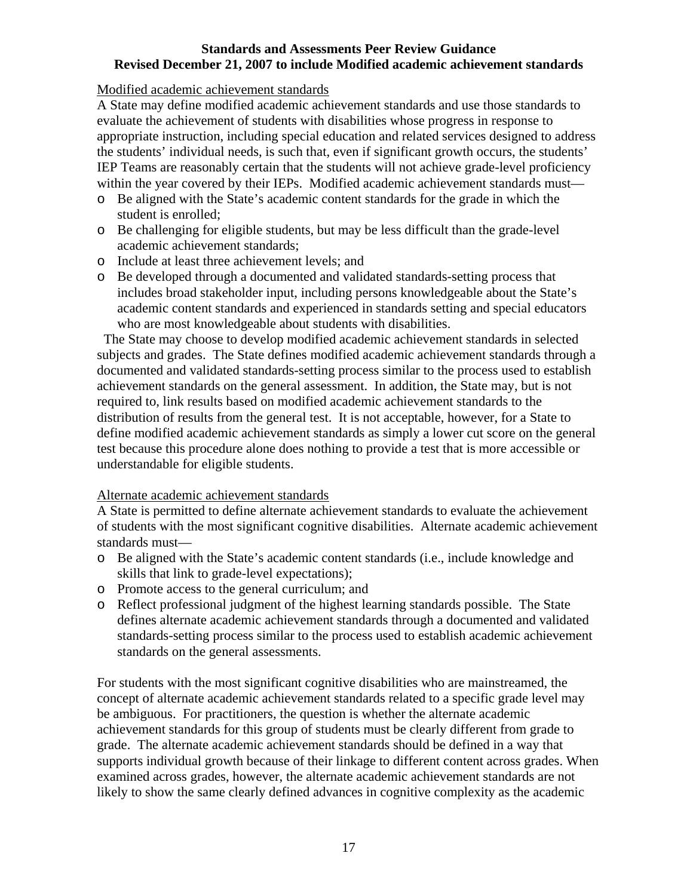Modified academic achievement standards

A State may define modified academic achievement standards and use those standards to evaluate the achievement of students with disabilities whose progress in response to appropriate instruction, including special education and related services designed to address the students' individual needs, is such that, even if significant growth occurs, the students' IEP Teams are reasonably certain that the students will not achieve grade-level proficiency within the year covered by their IEPs. Modified academic achievement standards must—

- Be aligned with the State's academic content standards for the grade in which the student is enrolled;
- Be challenging for eligible students, but may be less difficult than the grade-level academic achievement standards;
- Include at least three achievement levels; and
- Be developed through a documented and validated standards-setting process that includes broad stakeholder input, including persons knowledgeable about the State's academic content standards and experienced in standards setting and special educators who are most knowledgeable about students with disabilities.

The State may choose to develop modified academic achievement standards in selected subjects and grades. The State defines modified academic achievement standards through a documented and validated standards-setting process similar to the process used to establish achievement standards on the general assessment. In addition, the State may, but is not required to, link results based on modified academic achievement standards to the distribution of results from the general test. It is not acceptable, however, for a State to define modified academic achievement standards as simply a lower cut score on the general test because this procedure alone does nothing to provide a test that is more accessible or understandable for eligible students.

Alternate academic achievement standards

A State is permitted to define alternate achievement standards to evaluate the achievement of students with the most significant cognitive disabilities. Alternate academic achievement standards must—

- Be aligned with the State's academic content standards (i.e., include knowledge and skills that link to grade-level expectations);
- Promote access to the general curriculum; and
- Reflect professional judgment of the highest learning standards possible. The State defines alternate academic achievement standards through a documented and validated standards-setting process similar to the process used to establish academic achievement standards on the general assessments.

For students with the most significant cognitive disabilities who are mainstreamed, the concept of alternate academic achievement standards related to a specific grade level may be ambiguous. For practitioners, the question is whether the alternate academic achievement standards for this group of students must be clearly different from grade to grade. The alternate academic achievement standards should be defined in a way that supports individual growth because of their linkage to different content across grades. When examined across grades, however, the alternate academic achievement standards are not likely to show the same clearly defined advances in cognitive complexity as the academic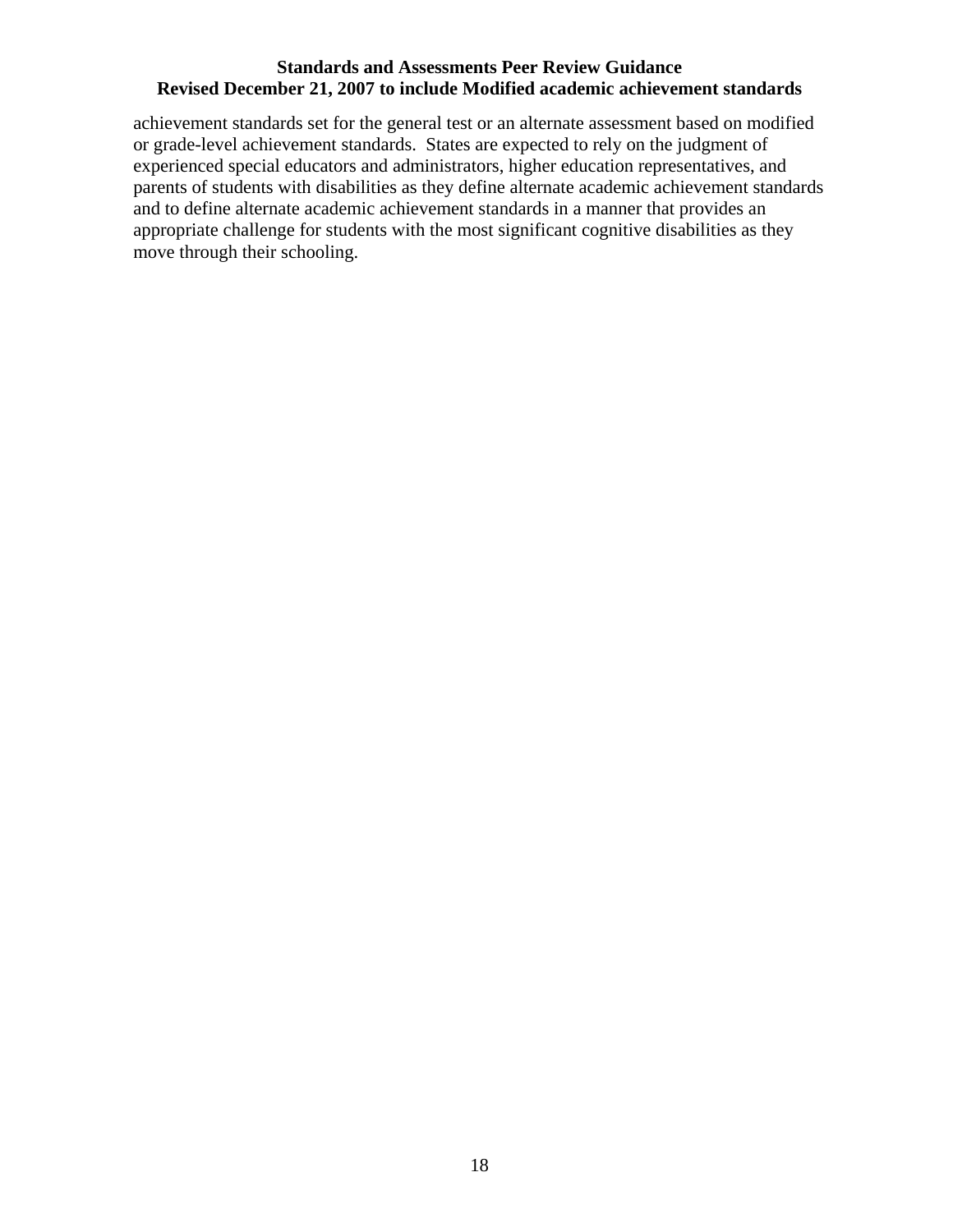achievement standards set for the general test or an alternate assessment based on modified or grade-level achievement standards.  States are expected to rely on the judgment of experienced special educators and administrators, higher education representatives, and parents of students with disabilities as they define alternate academic achievement standards and to define alternate academic achievement standards in a manner that provides an appropriate challenge for students with the most significant cognitive disabilities as they move through their schooling.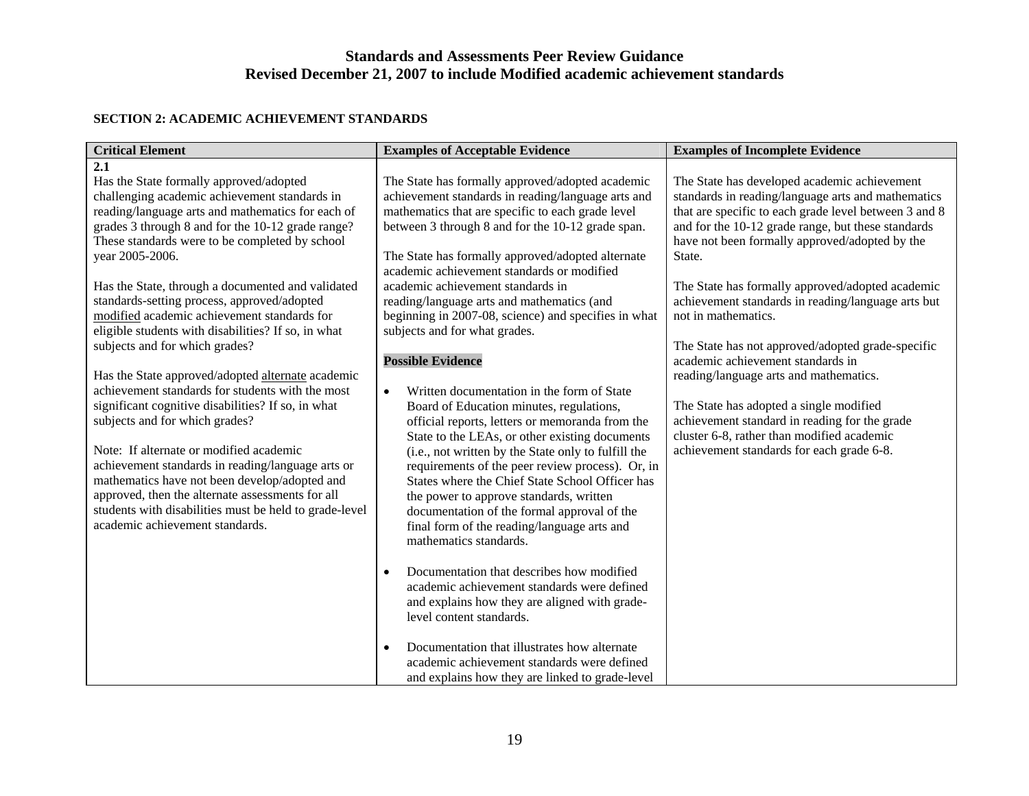# Standards and Assessments Peer Review Guidance
## Revised December 21, 2007 to include Modified academic achievement standards

### SECTION 2: ACADEMIC ACHIEVEMENT STANDARDS

| Critical Element | Examples of Acceptable Evidence | Examples of Incomplete Evidence |
|---|---|---|
| **2.1**<br>Has the State formally approved/adopted challenging academic achievement standards in reading/language arts and mathematics for each of grades 3 through 8 and for the 10-12 grade range? These standards were to be completed by school year 2005-2006.<br><br>Has the State, through a documented and validated standards-setting process, approved/adopted modified academic achievement standards for eligible students with disabilities? If so, in what subjects and for which grades?<br><br>Has the State approved/adopted alternate academic achievement standards for students with the most significant cognitive disabilities? If so, in what subjects and for which grades?<br><br>Note: If alternate or modified academic achievement standards in reading/language arts or mathematics have not been develop/adopted and approved, then the alternate assessments for all students with disabilities must be held to grade-level academic achievement standards. | The State has formally approved/adopted academic achievement standards in reading/language arts and mathematics that are specific to each grade level between 3 through 8 and for the 10-12 grade span.<br><br>The State has formally approved/adopted alternate academic achievement standards or modified academic achievement standards in reading/language arts and mathematics (and beginning in 2007-08, science) and specifies in what subjects and for what grades.<br><br>**Possible Evidence**<br><br>• Written documentation in the form of State Board of Education minutes, regulations, official reports, letters or memoranda from the State to the LEAs, or other existing documents (i.e., not written by the State only to fulfill the requirements of the peer review process). Or, in States where the Chief State School Officer has the power to approve standards, written documentation of the formal approval of the final form of the reading/language arts and mathematics standards.<br><br>• Documentation that describes how modified academic achievement standards were defined and explains how they are aligned with grade-level content standards.<br><br>• Documentation that illustrates how alternate academic achievement standards were defined and explains how they are linked to grade-level | The State has developed academic achievement standards in reading/language arts and mathematics that are specific to each grade level between 3 and 8 and for the 10-12 grade range, but these standards have not been formally approved/adopted by the State.<br><br>The State has formally approved/adopted academic achievement standards in reading/language arts but not in mathematics.<br><br>The State has not approved/adopted grade-specific academic achievement standards in reading/language arts and mathematics.<br><br>The State has adopted a single modified achievement standard in reading for the grade cluster 6-8, rather than modified academic achievement standards for each grade 6-8. |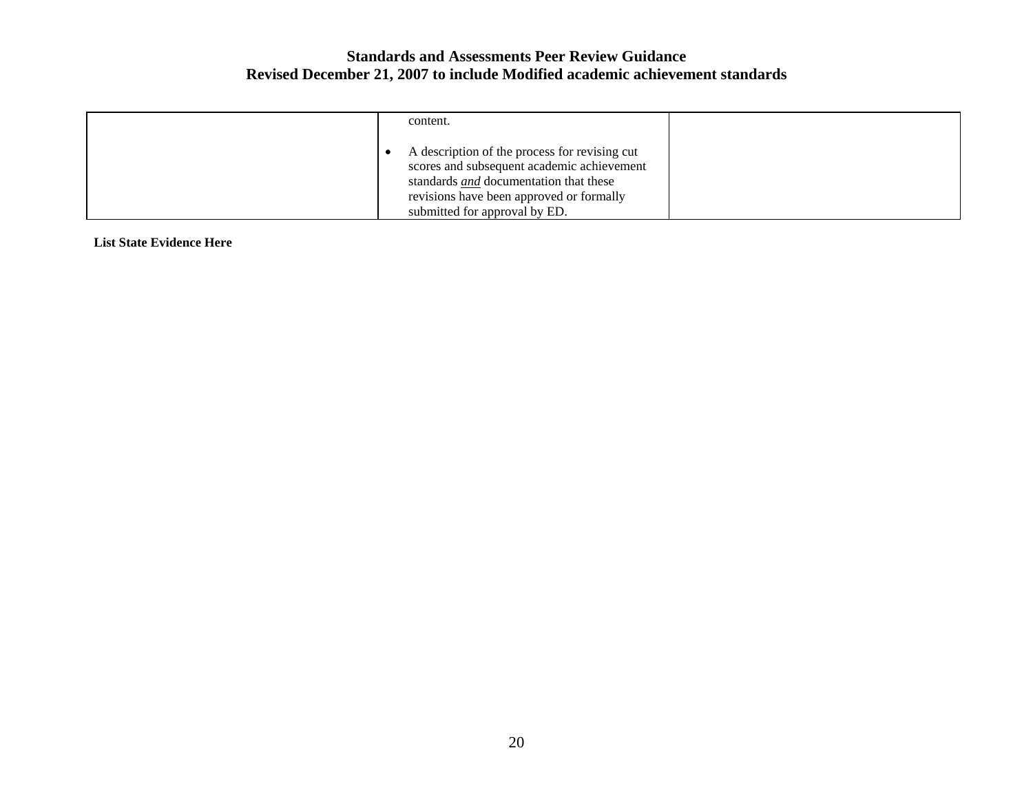| | | |
|---|---|---|
| | content.<br><br>• A description of the process for revising cut scores and subsequent academic achievement standards ***and*** documentation that these revisions have been approved or formally submitted for approval by ED. | |

**List State Evidence Here**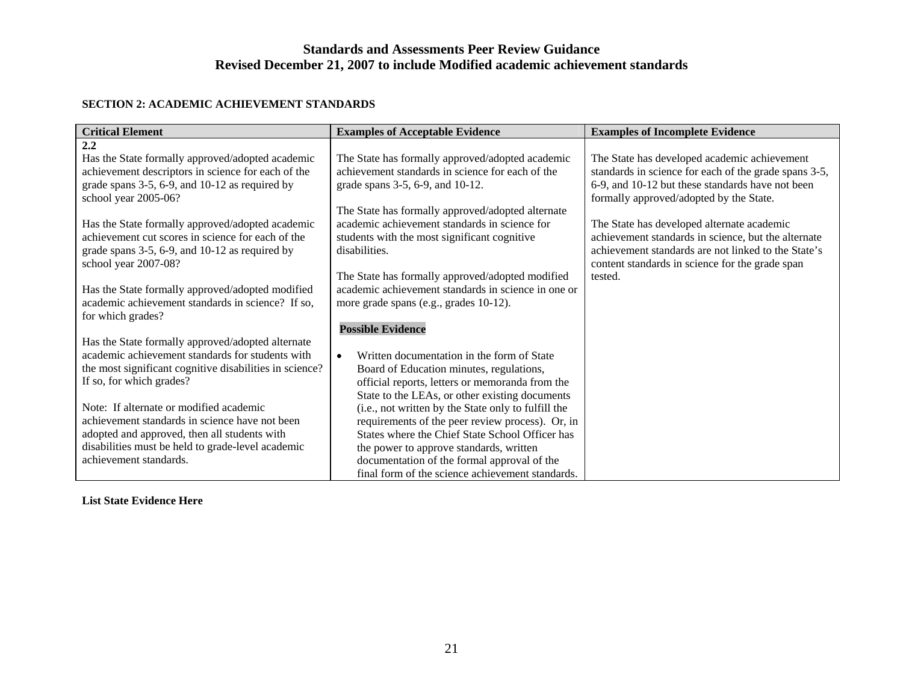# Standards and Assessments Peer Review Guidance
## Revised December 21, 2007 to include Modified academic achievement standards

**SECTION 2: ACADEMIC ACHIEVEMENT STANDARDS**

| Critical Element | Examples of Acceptable Evidence | Examples of Incomplete Evidence |
|---|---|---|
| **2.2**<br>Has the State formally approved/adopted academic achievement descriptors in science for each of the grade spans 3-5, 6-9, and 10-12 as required by school year 2005-06?<br><br>Has the State formally approved/adopted academic achievement cut scores in science for each of the grade spans 3-5, 6-9, and 10-12 as required by school year 2007-08?<br><br>Has the State formally approved/adopted modified academic achievement standards in science? If so, for which grades?<br><br>Has the State formally approved/adopted alternate academic achievement standards for students with the most significant cognitive disabilities in science? If so, for which grades?<br><br>Note: If alternate or modified academic achievement standards in science have not been adopted and approved, then all students with disabilities must be held to grade-level academic achievement standards. | The State has formally approved/adopted academic achievement standards in science for each of the grade spans 3-5, 6-9, and 10-12.<br><br>The State has formally approved/adopted alternate academic achievement standards in science for students with the most significant cognitive disabilities.<br><br>The State has formally approved/adopted modified academic achievement standards in science in one or more grade spans (e.g., grades 10-12).<br><br>**Possible Evidence**<br><br>• Written documentation in the form of State Board of Education minutes, regulations, official reports, letters or memoranda from the State to the LEAs, or other existing documents (i.e., not written by the State only to fulfill the requirements of the peer review process). Or, in States where the Chief State School Officer has the power to approve standards, written documentation of the formal approval of the final form of the science achievement standards. | The State has developed academic achievement standards in science for each of the grade spans 3-5, 6-9, and 10-12 but these standards have not been formally approved/adopted by the State.<br><br>The State has developed alternate academic achievement standards in science, but the alternate achievement standards are not linked to the State's content standards in science for the grade span tested. |

**List State Evidence Here**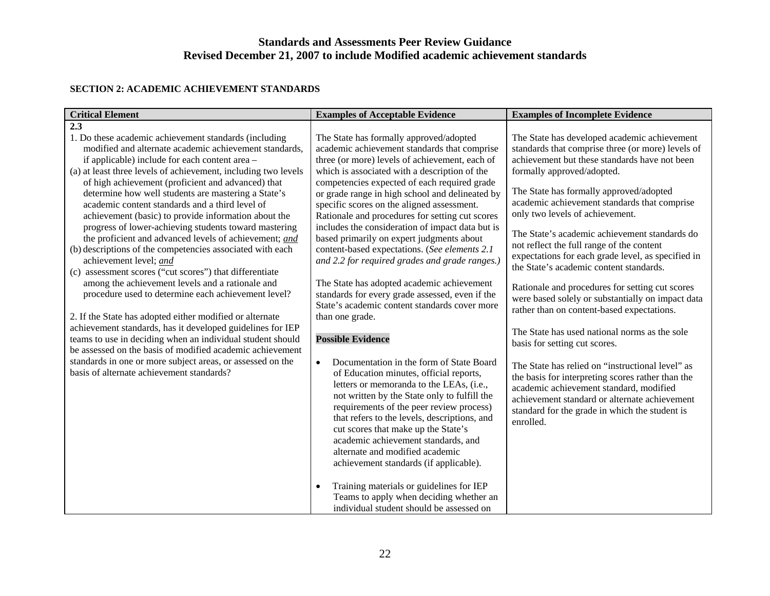**SECTION 2: ACADEMIC ACHIEVEMENT STANDARDS**

| Critical Element | Examples of Acceptable Evidence | Examples of Incomplete Evidence |
|---|---|---|
| **2.3**<br>1. Do these academic achievement standards (including modified and alternate academic achievement standards, if applicable) include for each content area –<br>(a) at least three levels of achievement, including two levels of high achievement (proficient and advanced) that determine how well students are mastering a State's academic content standards and a third level of achievement (basic) to provide information about the progress of lower-achieving students toward mastering the proficient and advanced levels of achievement; ***and***<br>(b) descriptions of the competencies associated with each achievement level; ***and***<br>(c) assessment scores ("cut scores") that differentiate among the achievement levels and a rationale and procedure used to determine each achievement level?<br><br>2. If the State has adopted either modified or alternate achievement standards, has it developed guidelines for IEP teams to use in deciding when an individual student should be assessed on the basis of modified academic achievement standards in one or more subject areas, or assessed on the basis of alternate achievement standards? | The State has formally approved/adopted academic achievement standards that comprise three (or more) levels of achievement, each of which is associated with a description of the competencies expected of each required grade or grade range in high school and delineated by specific scores on the aligned assessment. Rationale and procedures for setting cut scores includes the consideration of impact data but is based primarily on expert judgments about content-based expectations. (*See elements 2.1 and 2.2 for required grades and grade ranges.)*<br><br>The State has adopted academic achievement standards for every grade assessed, even if the State's academic content standards cover more than one grade.<br><br>**Possible Evidence**<br><br>• Documentation in the form of State Board of Education minutes, official reports, letters or memoranda to the LEAs, (i.e., not written by the State only to fulfill the requirements of the peer review process) that refers to the levels, descriptions, and cut scores that make up the State's academic achievement standards, and alternate and modified academic achievement standards (if applicable).<br><br>• Training materials or guidelines for IEP Teams to apply when deciding whether an individual student should be assessed on | The State has developed academic achievement standards that comprise three (or more) levels of achievement but these standards have not been formally approved/adopted.<br><br>The State has formally approved/adopted academic achievement standards that comprise only two levels of achievement.<br><br>The State's academic achievement standards do not reflect the full range of the content expectations for each grade level, as specified in the State's academic content standards.<br><br>Rationale and procedures for setting cut scores were based solely or substantially on impact data rather than on content-based expectations.<br><br>The State has used national norms as the sole basis for setting cut scores.<br><br>The State has relied on "instructional level" as the basis for interpreting scores rather than the academic achievement standard, modified achievement standard or alternate achievement standard for the grade in which the student is enrolled. |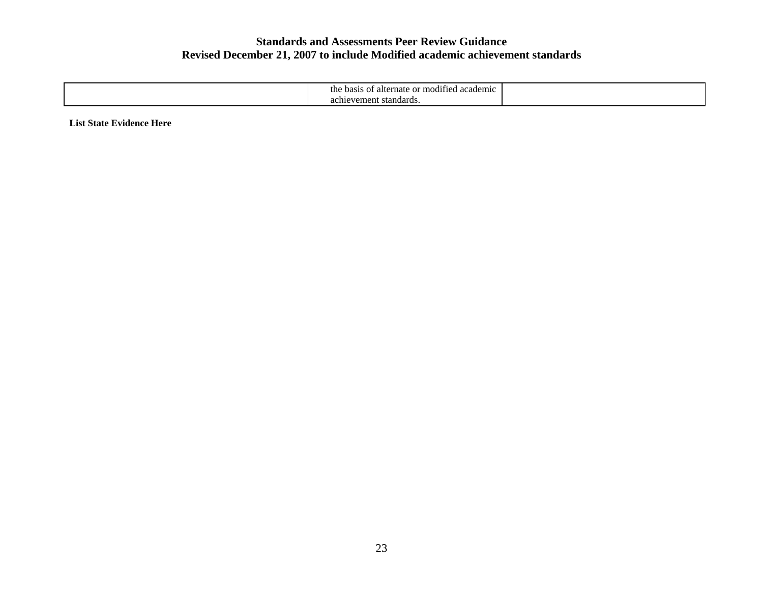|  | the basis of alternate or modified academic achievement standards. |  |
|---|---|---|

**List State Evidence Here**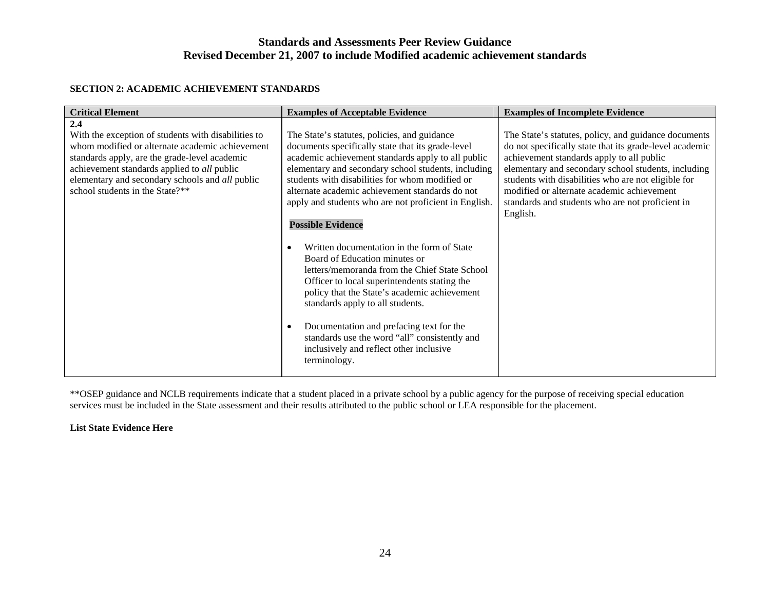**SECTION 2: ACADEMIC ACHIEVEMENT STANDARDS**

| Critical Element | Examples of Acceptable Evidence | Examples of Incomplete Evidence |
|---|---|---|
| **2.4**<br>With the exception of students with disabilities to whom modified or alternate academic achievement standards apply, are the grade-level academic achievement standards applied to *all* public elementary and secondary schools and *all* public school students in the State?** | The State's statutes, policies, and guidance documents specifically state that its grade-level academic achievement standards apply to all public elementary and secondary school students, including students with disabilities for whom modified or alternate academic achievement standards do not apply and students who are not proficient in English.<br><br>**Possible Evidence**<br><br>• Written documentation in the form of State Board of Education minutes or letters/memoranda from the Chief State School Officer to local superintendents stating the policy that the State's academic achievement standards apply to all students.<br><br>• Documentation and prefacing text for the standards use the word "all" consistently and inclusively and reflect other inclusive terminology. | The State's statutes, policy, and guidance documents do not specifically state that its grade-level academic achievement standards apply to all public elementary and secondary school students, including students with disabilities who are not eligible for modified or alternate academic achievement standards and students who are not proficient in English. |

**OSEP guidance and NCLB requirements indicate that a student placed in a private school by a public agency for the purpose of receiving special education services must be included in the State assessment and their results attributed to the public school or LEA responsible for the placement.

**List State Evidence Here**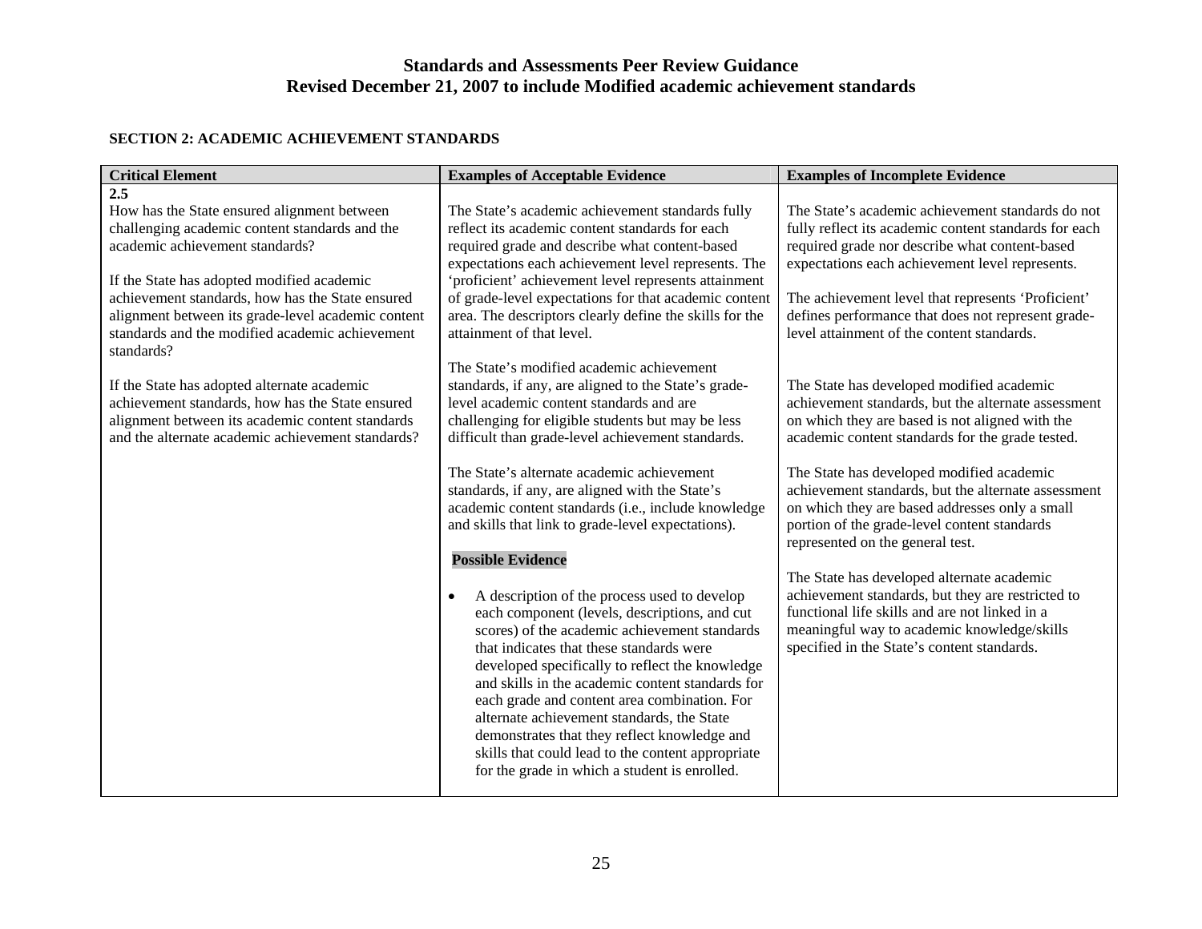## SECTION 2: ACADEMIC ACHIEVEMENT STANDARDS

| Critical Element | Examples of Acceptable Evidence | Examples of Incomplete Evidence |
|---|---|---|
| **2.5**<br>How has the State ensured alignment between challenging academic content standards and the academic achievement standards?<br><br>If the State has adopted modified academic achievement standards, how has the State ensured alignment between its grade-level academic content standards and the modified academic achievement standards?<br><br>If the State has adopted alternate academic achievement standards, how has the State ensured alignment between its academic content standards and the alternate academic achievement standards? | The State's academic achievement standards fully reflect its academic content standards for each required grade and describe what content-based expectations each achievement level represents. The 'proficient' achievement level represents attainment of grade-level expectations for that academic content area. The descriptors clearly define the skills for the attainment of that level.<br><br>The State's modified academic achievement standards, if any, are aligned to the State's grade-level academic content standards and are challenging for eligible students but may be less difficult than grade-level achievement standards.<br><br>The State's alternate academic achievement standards, if any, are aligned with the State's academic content standards (i.e., include knowledge and skills that link to grade-level expectations).<br><br>**Possible Evidence**<br><br>• A description of the process used to develop each component (levels, descriptions, and cut scores) of the academic achievement standards that indicates that these standards were developed specifically to reflect the knowledge and skills in the academic content standards for each grade and content area combination. For alternate achievement standards, the State demonstrates that they reflect knowledge and skills that could lead to the content appropriate for the grade in which a student is enrolled. | The State's academic achievement standards do not fully reflect its academic content standards for each required grade nor describe what content-based expectations each achievement level represents.<br><br>The achievement level that represents 'Proficient' defines performance that does not represent grade-level attainment of the content standards.<br><br>The State has developed modified academic achievement standards, but the alternate assessment on which they are based is not aligned with the academic content standards for the grade tested.<br><br>The State has developed modified academic achievement standards, but the alternate assessment on which they are based addresses only a small portion of the grade-level content standards represented on the general test.<br><br>The State has developed alternate academic achievement standards, but they are restricted to functional life skills and are not linked in a meaningful way to academic knowledge/skills specified in the State's content standards. |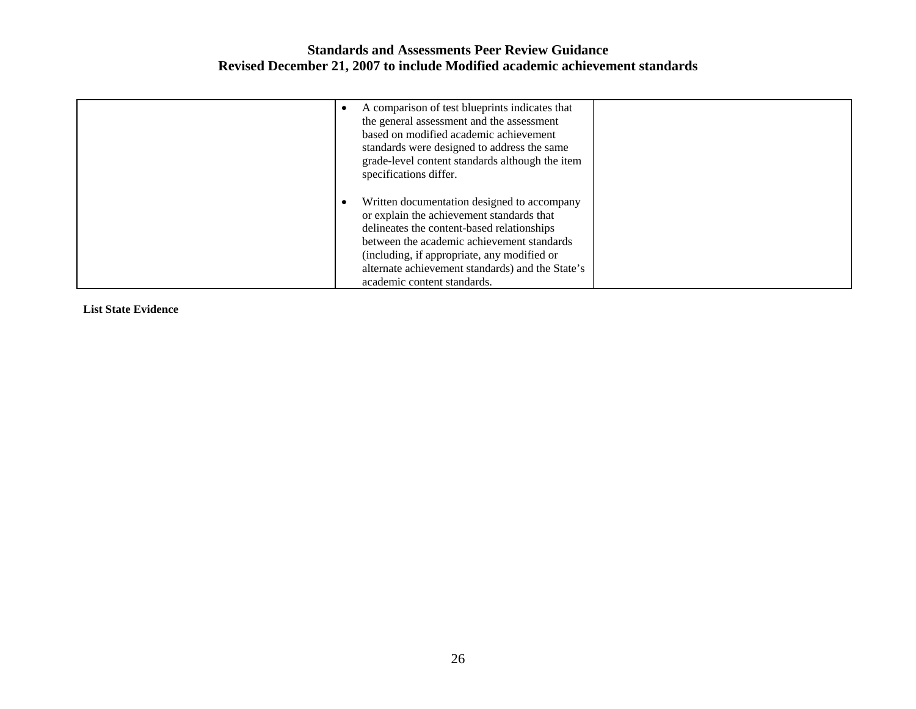| | | |
|---|---|---|
| | • A comparison of test blueprints indicates that the general assessment and the assessment based on modified academic achievement standards were designed to address the same grade-level content standards although the item specifications differ.<br><br>• Written documentation designed to accompany or explain the achievement standards that delineates the content-based relationships between the academic achievement standards (including, if appropriate, any modified or alternate achievement standards) and the State's academic content standards. | |

**List State Evidence**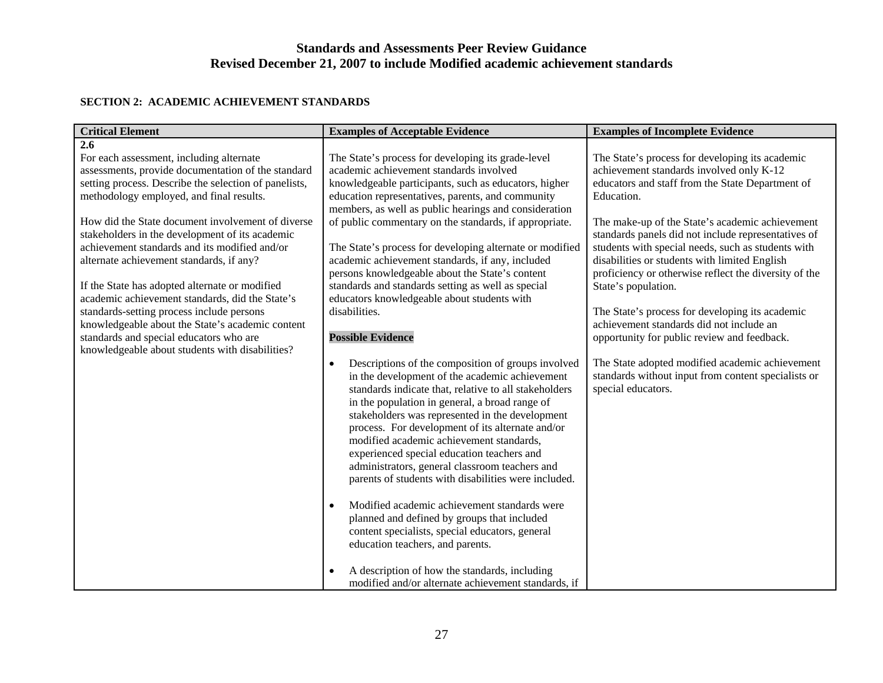## SECTION 2: ACADEMIC ACHIEVEMENT STANDARDS

| Critical Element | Examples of Acceptable Evidence | Examples of Incomplete Evidence |
|---|---|---|
| **2.6**<br>For each assessment, including alternate assessments, provide documentation of the standard setting process. Describe the selection of panelists, methodology employed, and final results.<br><br>How did the State document involvement of diverse stakeholders in the development of its academic achievement standards and its modified and/or alternate achievement standards, if any?<br><br>If the State has adopted alternate or modified academic achievement standards, did the State's standards-setting process include persons knowledgeable about the State's academic content standards and special educators who are knowledgeable about students with disabilities? | The State's process for developing its grade-level academic achievement standards involved knowledgeable participants, such as educators, higher education representatives, parents, and community members, as well as public hearings and consideration of public commentary on the standards, if appropriate.<br><br>The State's process for developing alternate or modified academic achievement standards, if any, included persons knowledgeable about the State's content standards and standards setting as well as special educators knowledgeable about students with disabilities.<br><br>**Possible Evidence**<br><br>• Descriptions of the composition of groups involved in the development of the academic achievement standards indicate that, relative to all stakeholders in the population in general, a broad range of stakeholders was represented in the development process. For development of its alternate and/or modified academic achievement standards, experienced special education teachers and administrators, general classroom teachers and parents of students with disabilities were included.<br><br>• Modified academic achievement standards were planned and defined by groups that included content specialists, special educators, general education teachers, and parents.<br><br>• A description of how the standards, including modified and/or alternate achievement standards, if | The State's process for developing its academic achievement standards involved only K-12 educators and staff from the State Department of Education.<br><br>The make-up of the State's academic achievement standards panels did not include representatives of students with special needs, such as students with disabilities or students with limited English proficiency or otherwise reflect the diversity of the State's population.<br><br>The State's process for developing its academic achievement standards did not include an opportunity for public review and feedback.<br><br>The State adopted modified academic achievement standards without input from content specialists or special educators. |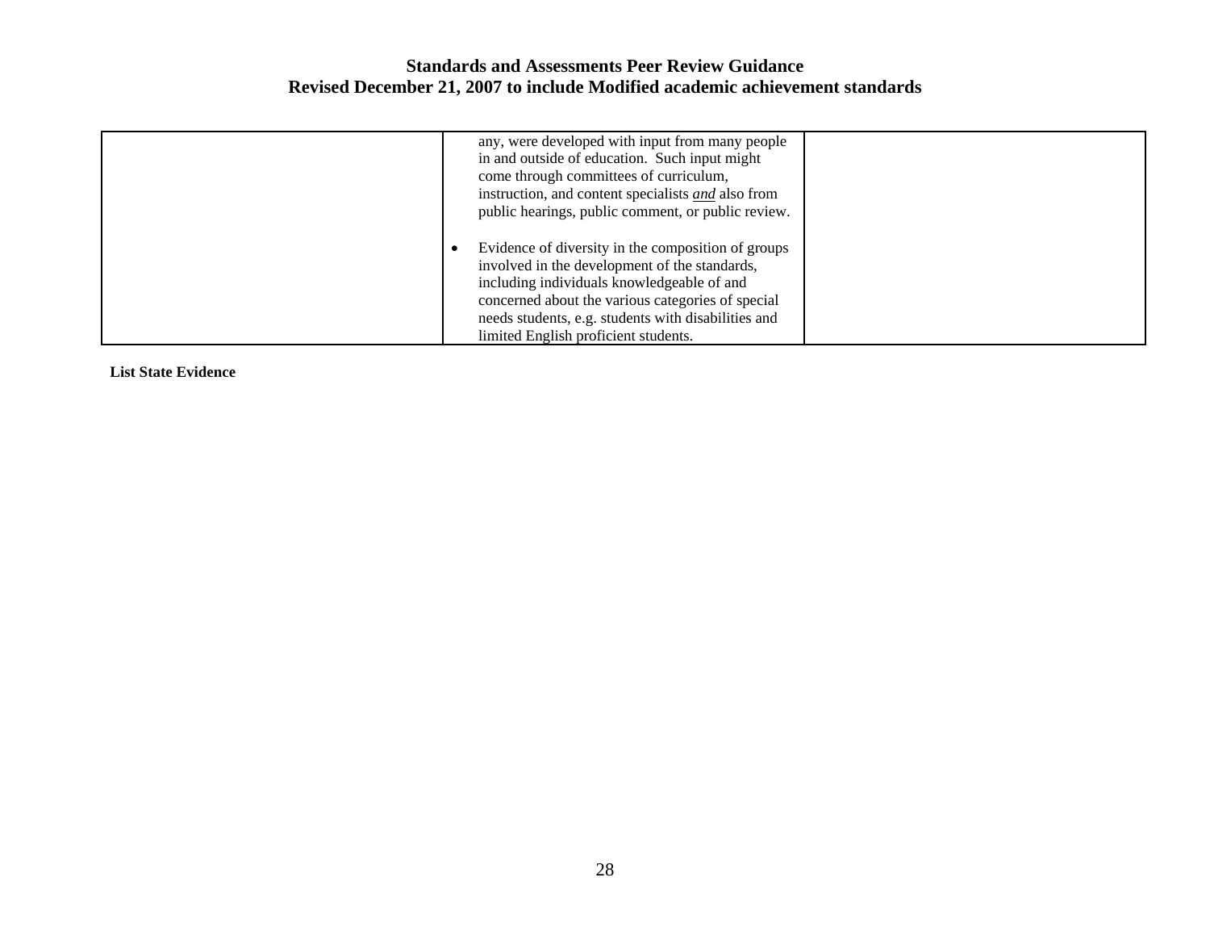|  |  |  |
|---|---|---|
|  | any, were developed with input from many people in and outside of education. Such input might come through committees of curriculum, instruction, and content specialists ***and*** also from public hearings, public comment, or public review.<br><br>• Evidence of diversity in the composition of groups involved in the development of the standards, including individuals knowledgeable of and concerned about the various categories of special needs students, e.g. students with disabilities and limited English proficient students. |  |

**List State Evidence**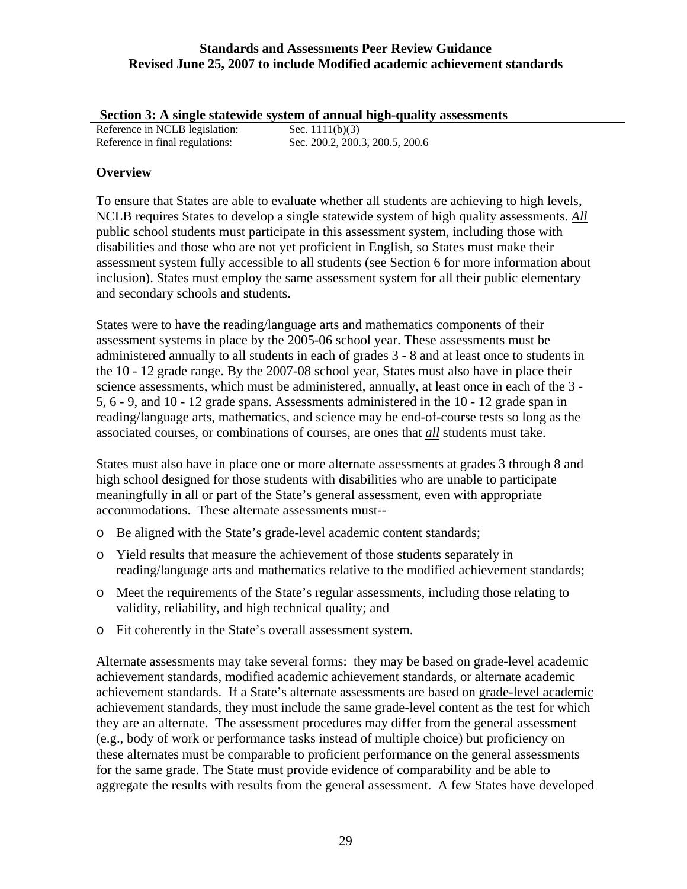## Section 3: A single statewide system of annual high-quality assessments

Reference in NCLB legislation: Sec. 1111(b)(3)
Reference in final regulations: Sec. 200.2, 200.3, 200.5, 200.6

### Overview

To ensure that States are able to evaluate whether all students are achieving to high levels, NCLB requires States to develop a single statewide system of high quality assessments. ***All*** public school students must participate in this assessment system, including those with disabilities and those who are not yet proficient in English, so States must make their assessment system fully accessible to all students (see Section 6 for more information about inclusion). States must employ the same assessment system for all their public elementary and secondary schools and students.

States were to have the reading/language arts and mathematics components of their assessment systems in place by the 2005-06 school year. These assessments must be administered annually to all students in each of grades 3 - 8 and at least once to students in the 10 - 12 grade range. By the 2007-08 school year, States must also have in place their science assessments, which must be administered, annually, at least once in each of the 3 - 5, 6 - 9, and 10 - 12 grade spans. Assessments administered in the 10 - 12 grade span in reading/language arts, mathematics, and science may be end-of-course tests so long as the associated courses, or combinations of courses, are ones that ***all*** students must take.

States must also have in place one or more alternate assessments at grades 3 through 8 and high school designed for those students with disabilities who are unable to participate meaningfully in all or part of the State's general assessment, even with appropriate accommodations. These alternate assessments must--

- Be aligned with the State's grade-level academic content standards;
- Yield results that measure the achievement of those students separately in reading/language arts and mathematics relative to the modified achievement standards;
- Meet the requirements of the State's regular assessments, including those relating to validity, reliability, and high technical quality; and
- Fit coherently in the State's overall assessment system.

Alternate assessments may take several forms: they may be based on grade-level academic achievement standards, modified academic achievement standards, or alternate academic achievement standards. If a State's alternate assessments are based on <u>grade-level academic achievement standards</u>, they must include the same grade-level content as the test for which they are an alternate. The assessment procedures may differ from the general assessment (e.g., body of work or performance tasks instead of multiple choice) but proficiency on these alternates must be comparable to proficient performance on the general assessments for the same grade. The State must provide evidence of comparability and be able to aggregate the results with results from the general assessment. A few States have developed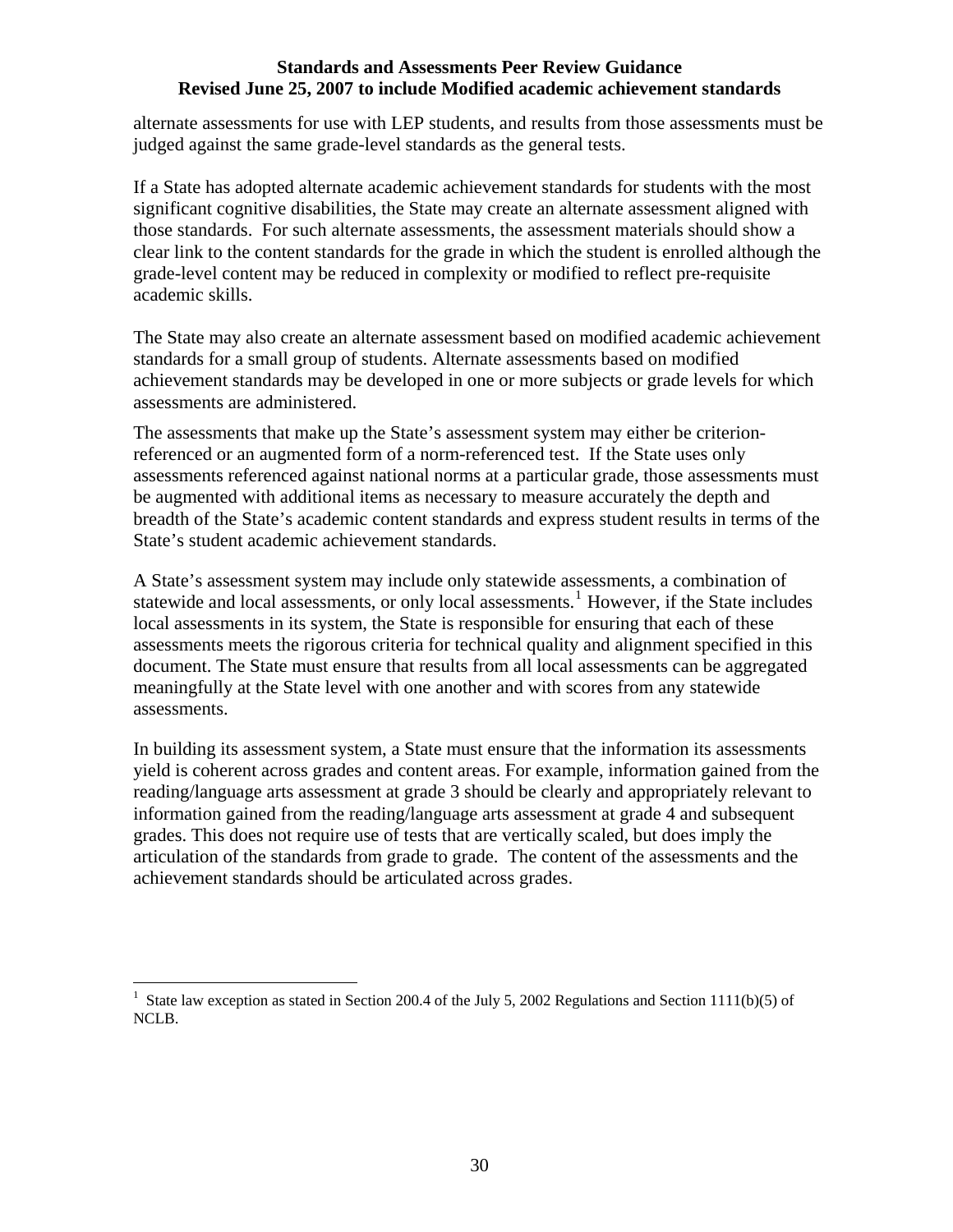alternate assessments for use with LEP students, and results from those assessments must be judged against the same grade-level standards as the general tests.

If a State has adopted alternate academic achievement standards for students with the most significant cognitive disabilities, the State may create an alternate assessment aligned with those standards. For such alternate assessments, the assessment materials should show a clear link to the content standards for the grade in which the student is enrolled although the grade-level content may be reduced in complexity or modified to reflect pre-requisite academic skills.

The State may also create an alternate assessment based on modified academic achievement standards for a small group of students. Alternate assessments based on modified achievement standards may be developed in one or more subjects or grade levels for which assessments are administered.

The assessments that make up the State's assessment system may either be criterion-referenced or an augmented form of a norm-referenced test. If the State uses only assessments referenced against national norms at a particular grade, those assessments must be augmented with additional items as necessary to measure accurately the depth and breadth of the State's academic content standards and express student results in terms of the State's student academic achievement standards.

A State's assessment system may include only statewide assessments, a combination of statewide and local assessments, or only local assessments.[1] However, if the State includes local assessments in its system, the State is responsible for ensuring that each of these assessments meets the rigorous criteria for technical quality and alignment specified in this document. The State must ensure that results from all local assessments can be aggregated meaningfully at the State level with one another and with scores from any statewide assessments.

In building its assessment system, a State must ensure that the information its assessments yield is coherent across grades and content areas. For example, information gained from the reading/language arts assessment at grade 3 should be clearly and appropriately relevant to information gained from the reading/language arts assessment at grade 4 and subsequent grades. This does not require use of tests that are vertically scaled, but does imply the articulation of the standards from grade to grade. The content of the assessments and the achievement standards should be articulated across grades.

---

[1] State law exception as stated in Section 200.4 of the July 5, 2002 Regulations and Section 1111(b)(5) of NCLB.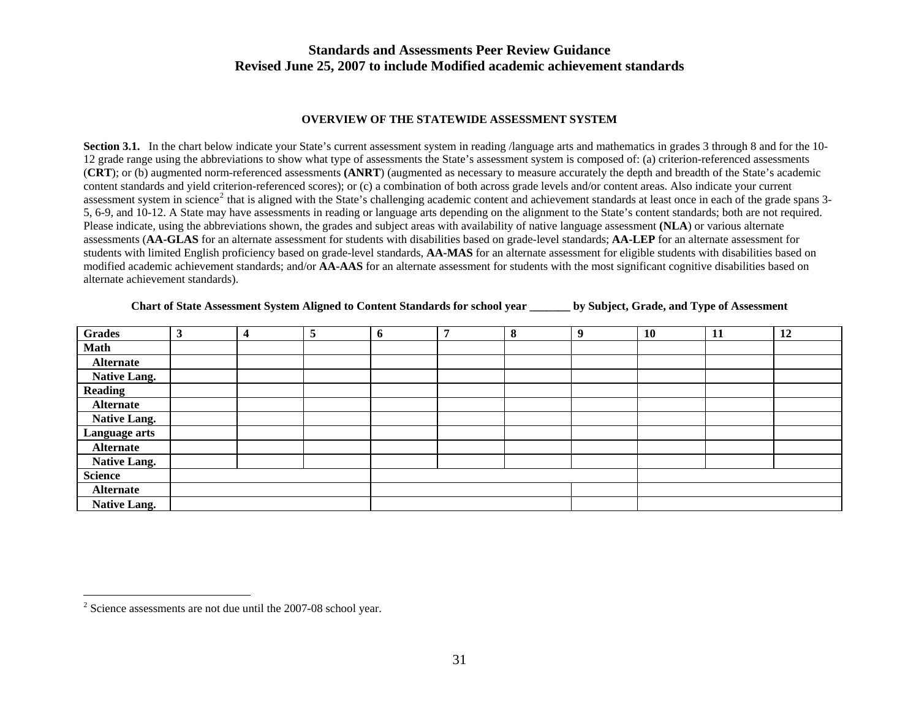**Standards and Assessments Peer Review Guidance**
**Revised June 25, 2007 to include Modified academic achievement standards**

### OVERVIEW OF THE STATEWIDE ASSESSMENT SYSTEM

**Section 3.1.** In the chart below indicate your State's current assessment system in reading /language arts and mathematics in grades 3 through 8 and for the 10-12 grade range using the abbreviations to show what type of assessments the State's assessment system is composed of: (a) criterion-referenced assessments (**CRT**); or (b) augmented norm-referenced assessments **(ANRT**) (augmented as necessary to measure accurately the depth and breadth of the State's academic content standards and yield criterion-referenced scores); or (c) a combination of both across grade levels and/or content areas. Also indicate your current assessment system in science[2] that is aligned with the State's challenging academic content and achievement standards at least once in each of the grade spans 3-5, 6-9, and 10-12. A State may have assessments in reading or language arts depending on the alignment to the State's content standards; both are not required. Please indicate, using the abbreviations shown, the grades and subject areas with availability of native language assessment **(NLA**) or various alternate assessments (**AA-GLAS** for an alternate assessment for students with disabilities based on grade-level standards; **AA-LEP** for an alternate assessment for students with limited English proficiency based on grade-level standards, **AA-MAS** for an alternate assessment for eligible students with disabilities based on modified academic achievement standards; and/or **AA-AAS** for an alternate assessment for students with the most significant cognitive disabilities based on alternate achievement standards).

**Chart of State Assessment System Aligned to Content Standards for school year _______ by Subject, Grade, and Type of Assessment**

| Grades | 3 | 4 | 5 | 6 | 7 | 8 | 9 | 10 | 11 | 12 |
|---|---|---|---|---|---|---|---|---|---|---|
| **Math** | | | | | | | | | | |
| **Alternate** | | | | | | | | | | |
| **Native Lang.** | | | | | | | | | | |
| **Reading** | | | | | | | | | | |
| **Alternate** | | | | | | | | | | |
| **Native Lang.** | | | | | | | | | | |
| **Language arts** | | | | | | | | | | |
| **Alternate** | | | | | | | | | | |
| **Native Lang.** | | | | | | | | | | |
| **Science** | | | | | | | | | | |
| **Alternate** | | | | | | | | | | |
| **Native Lang.** | | | | | | | | | | |

[2] Science assessments are not due until the 2007-08 school year.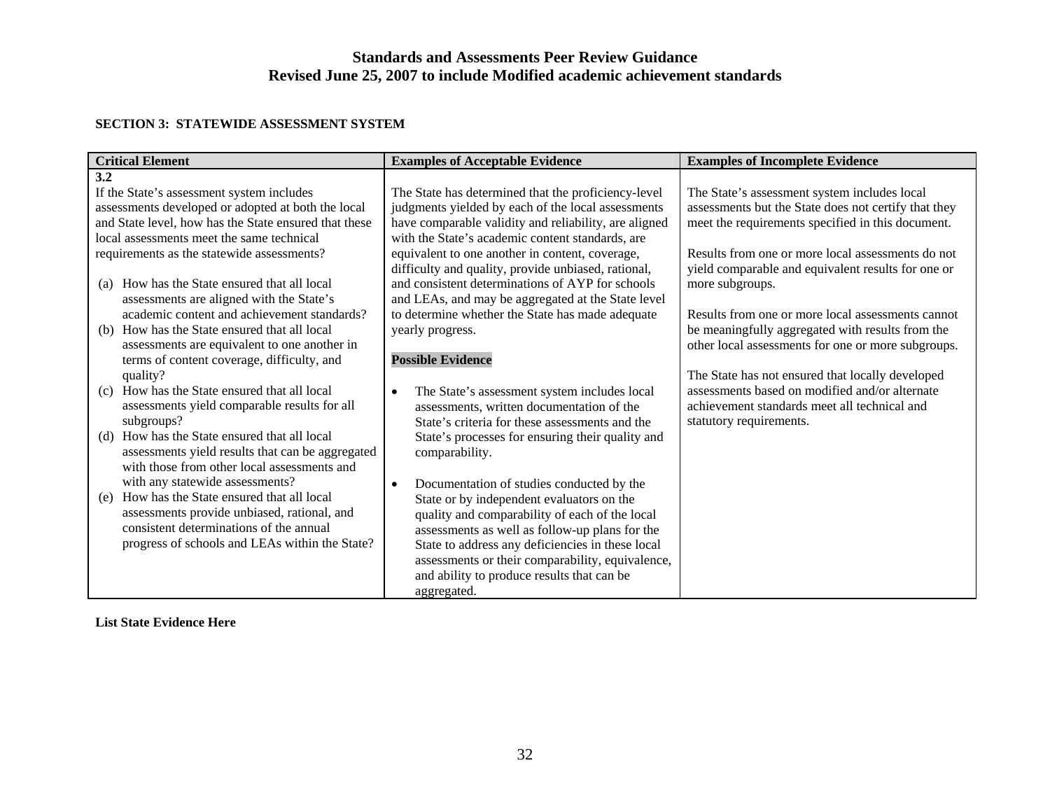## SECTION 3: STATEWIDE ASSESSMENT SYSTEM

| Critical Element | Examples of Acceptable Evidence | Examples of Incomplete Evidence |
|---|---|---|
| **3.2**<br>If the State's assessment system includes assessments developed or adopted at both the local and State level, how has the State ensured that these local assessments meet the same technical requirements as the statewide assessments?<br><br>(a) How has the State ensured that all local assessments are aligned with the State's academic content and achievement standards?<br>(b) How has the State ensured that all local assessments are equivalent to one another in terms of content coverage, difficulty, and quality?<br>(c) How has the State ensured that all local assessments yield comparable results for all subgroups?<br>(d) How has the State ensured that all local assessments yield results that can be aggregated with those from other local assessments and with any statewide assessments?<br>(e) How has the State ensured that all local assessments provide unbiased, rational, and consistent determinations of the annual progress of schools and LEAs within the State? | The State has determined that the proficiency-level judgments yielded by each of the local assessments have comparable validity and reliability, are aligned with the State's academic content standards, are equivalent to one another in content, coverage, difficulty and quality, provide unbiased, rational, and consistent determinations of AYP for schools and LEAs, and may be aggregated at the State level to determine whether the State has made adequate yearly progress.<br><br>**Possible Evidence**<br><br>• The State's assessment system includes local assessments, written documentation of the State's criteria for these assessments and the State's processes for ensuring their quality and comparability.<br><br>• Documentation of studies conducted by the State or by independent evaluators on the quality and comparability of each of the local assessments as well as follow-up plans for the State to address any deficiencies in these local assessments or their comparability, equivalence, and ability to produce results that can be aggregated. | The State's assessment system includes local assessments but the State does not certify that they meet the requirements specified in this document.<br><br>Results from one or more local assessments do not yield comparable and equivalent results for one or more subgroups.<br><br>Results from one or more local assessments cannot be meaningfully aggregated with results from the other local assessments for one or more subgroups.<br><br>The State has not ensured that locally developed assessments based on modified and/or alternate achievement standards meet all technical and statutory requirements. |

**List State Evidence Here**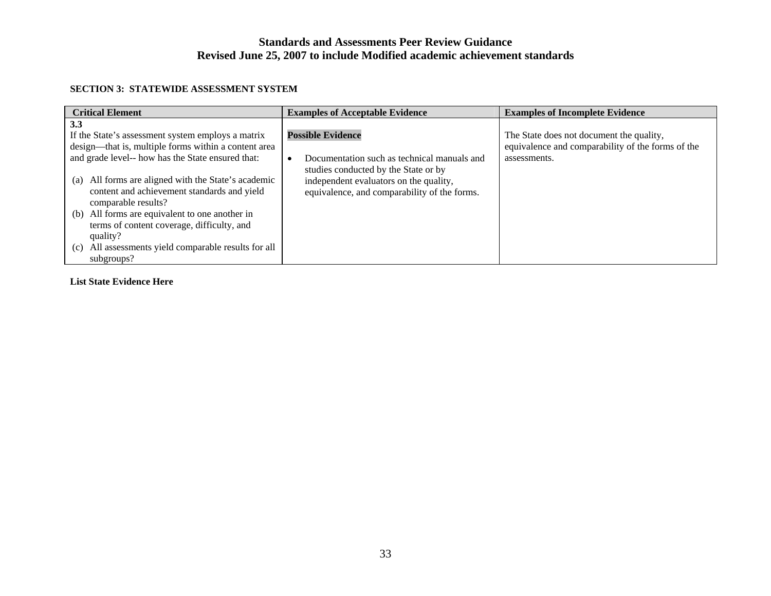**SECTION 3: STATEWIDE ASSESSMENT SYSTEM**

| Critical Element | Examples of Acceptable Evidence | Examples of Incomplete Evidence |
|---|---|---|
| **3.3**<br>If the State's assessment system employs a matrix design—that is, multiple forms within a content area and grade level-- how has the State ensured that:<br><br>(a) All forms are aligned with the State's academic content and achievement standards and yield comparable results?<br>(b) All forms are equivalent to one another in terms of content coverage, difficulty, and quality?<br>(c) All assessments yield comparable results for all subgroups? | **Possible Evidence**<br><br>• Documentation such as technical manuals and studies conducted by the State or by independent evaluators on the quality, equivalence, and comparability of the forms. | The State does not document the quality, equivalence and comparability of the forms of the assessments. |

**List State Evidence Here**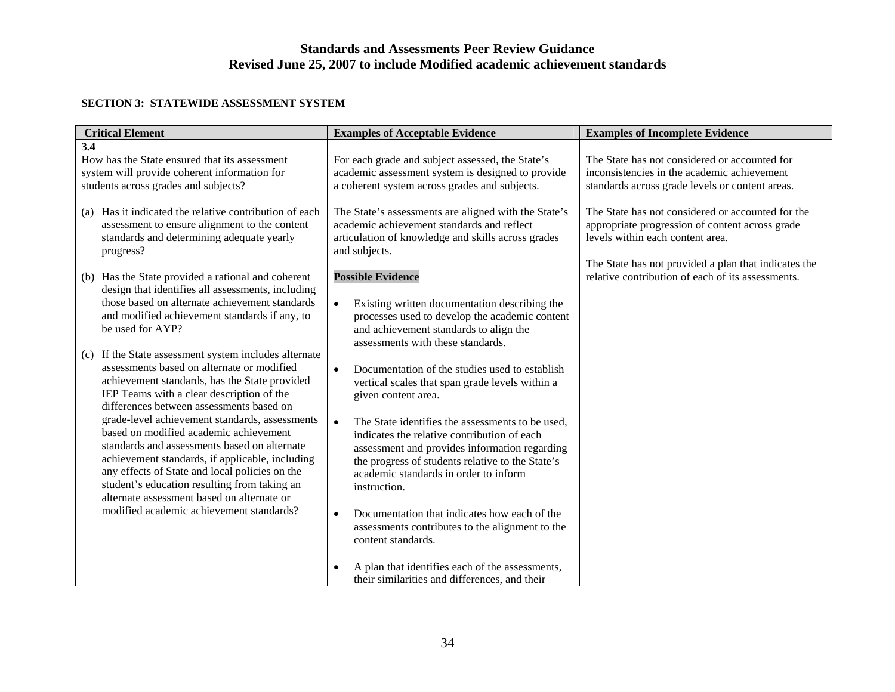## SECTION 3: STATEWIDE ASSESSMENT SYSTEM

| Critical Element | Examples of Acceptable Evidence | Examples of Incomplete Evidence |
|---|---|---|
| **3.4**<br>How has the State ensured that its assessment system will provide coherent information for students across grades and subjects?<br><br>(a) Has it indicated the relative contribution of each assessment to ensure alignment to the content standards and determining adequate yearly progress?<br><br>(b) Has the State provided a rational and coherent design that identifies all assessments, including those based on alternate achievement standards and modified achievement standards if any, to be used for AYP?<br><br>(c) If the State assessment system includes alternate assessments based on alternate or modified achievement standards, has the State provided IEP Teams with a clear description of the differences between assessments based on grade-level achievement standards, assessments based on modified academic achievement standards and assessments based on alternate achievement standards, if applicable, including any effects of State and local policies on the student's education resulting from taking an alternate assessment based on alternate or modified academic achievement standards? | For each grade and subject assessed, the State's academic assessment system is designed to provide a coherent system across grades and subjects.<br><br>The State's assessments are aligned with the State's academic achievement standards and reflect articulation of knowledge and skills across grades and subjects.<br><br>**Possible Evidence**<br><br>• Existing written documentation describing the processes used to develop the academic content and achievement standards to align the assessments with these standards.<br><br>• Documentation of the studies used to establish vertical scales that span grade levels within a given content area.<br><br>• The State identifies the assessments to be used, indicates the relative contribution of each assessment and provides information regarding the progress of students relative to the State's academic standards in order to inform instruction.<br><br>• Documentation that indicates how each of the assessments contributes to the alignment to the content standards.<br><br>• A plan that identifies each of the assessments, their similarities and differences, and their | The State has not considered or accounted for inconsistencies in the academic achievement standards across grade levels or content areas.<br><br>The State has not considered or accounted for the appropriate progression of content across grade levels within each content area.<br><br>The State has not provided a plan that indicates the relative contribution of each of its assessments. |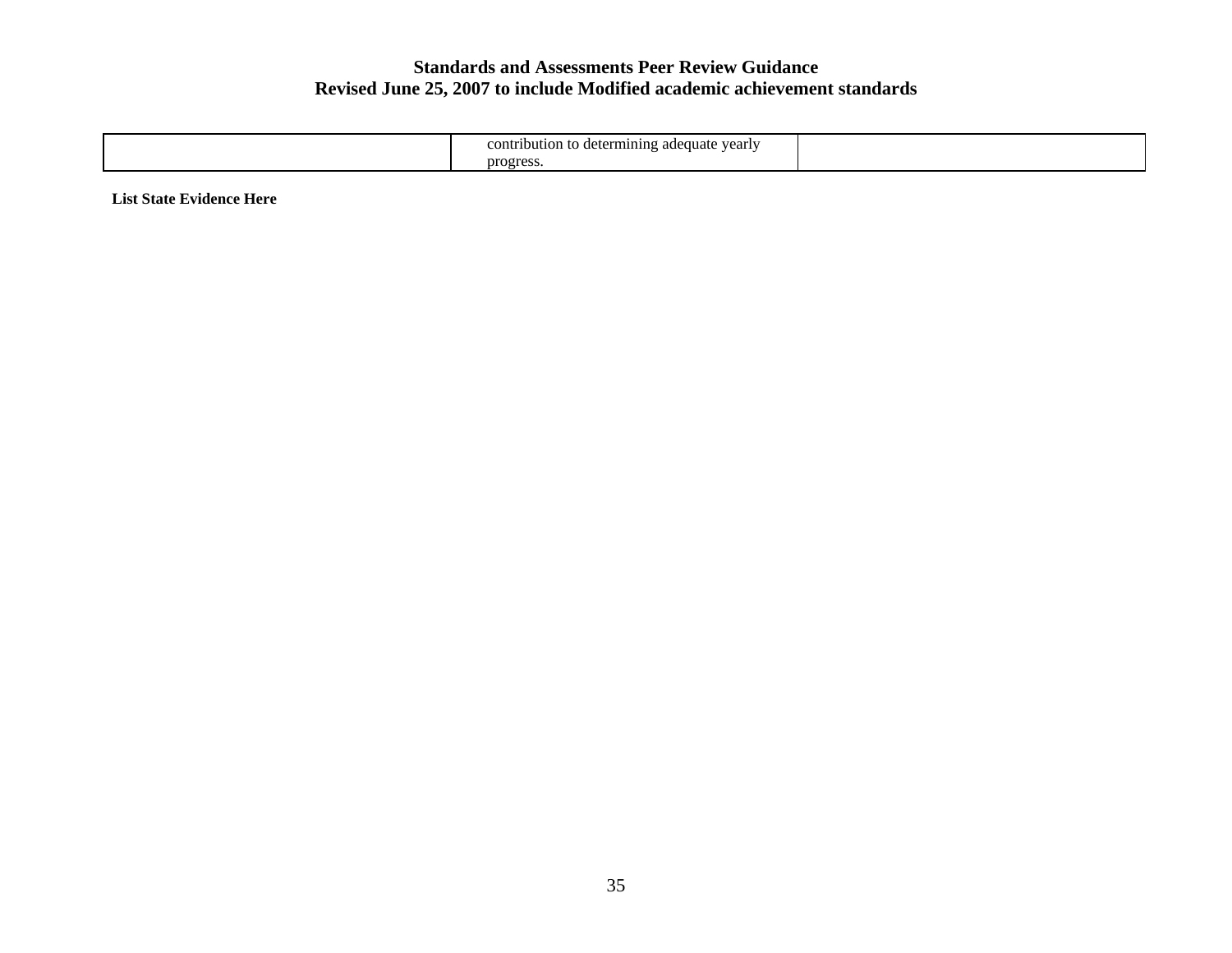| | | |
|---|---|---|
| | contribution to determining adequate yearly progress. | |

**List State Evidence Here**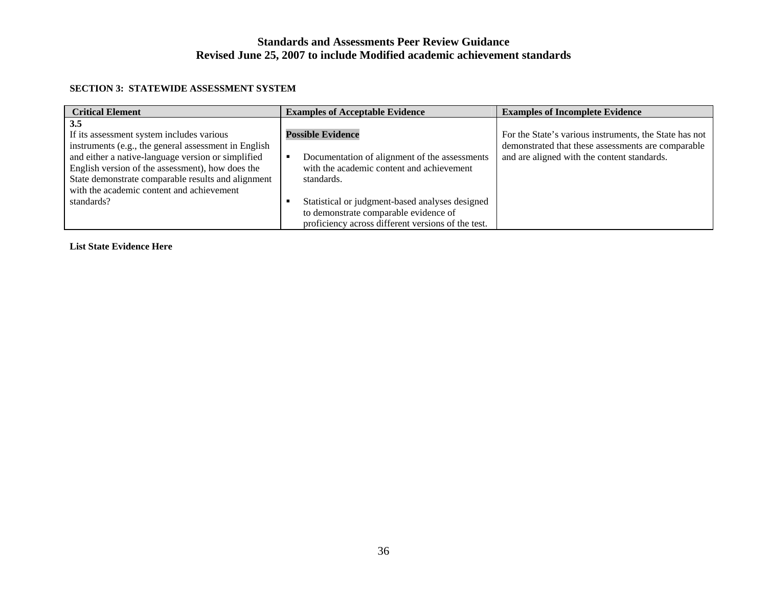# Standards and Assessments Peer Review Guidance
## Revised June 25, 2007 to include Modified academic achievement standards

**SECTION 3: STATEWIDE ASSESSMENT SYSTEM**

| Critical Element | Examples of Acceptable Evidence | Examples of Incomplete Evidence |
|---|---|---|
| **3.5**<br>If its assessment system includes various instruments (e.g., the general assessment in English and either a native-language version or simplified English version of the assessment), how does the State demonstrate comparable results and alignment with the academic content and achievement standards? | **Possible Evidence**<br><br>▪ Documentation of alignment of the assessments with the academic content and achievement standards.<br><br>▪ Statistical or judgment-based analyses designed to demonstrate comparable evidence of proficiency across different versions of the test. | For the State's various instruments, the State has not demonstrated that these assessments are comparable and are aligned with the content standards. |

**List State Evidence Here**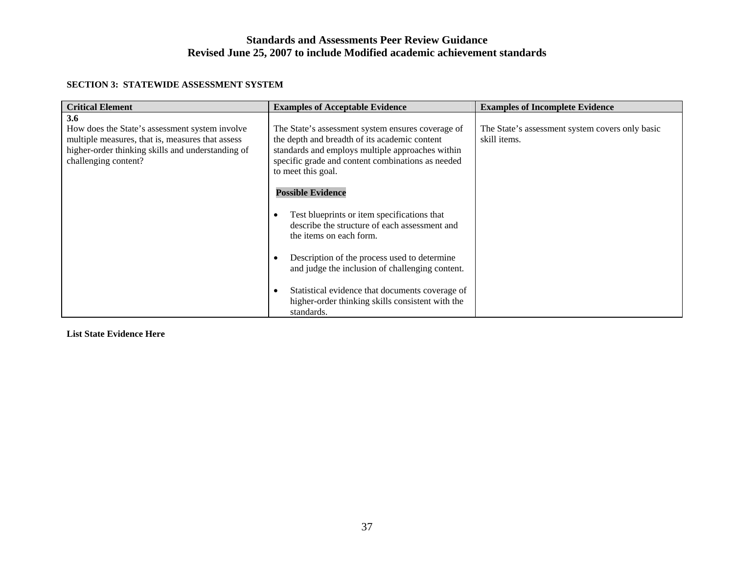**SECTION 3: STATEWIDE ASSESSMENT SYSTEM**

| Critical Element | Examples of Acceptable Evidence | Examples of Incomplete Evidence |
|---|---|---|
| **3.6**<br>How does the State's assessment system involve multiple measures, that is, measures that assess higher-order thinking skills and understanding of challenging content? | The State's assessment system ensures coverage of the depth and breadth of its academic content standards and employs multiple approaches within specific grade and content combinations as needed to meet this goal.<br><br>**Possible Evidence**<br><br>• Test blueprints or item specifications that describe the structure of each assessment and the items on each form.<br><br>• Description of the process used to determine and judge the inclusion of challenging content.<br><br>• Statistical evidence that documents coverage of higher-order thinking skills consistent with the standards. | The State's assessment system covers only basic skill items. |

**List State Evidence Here**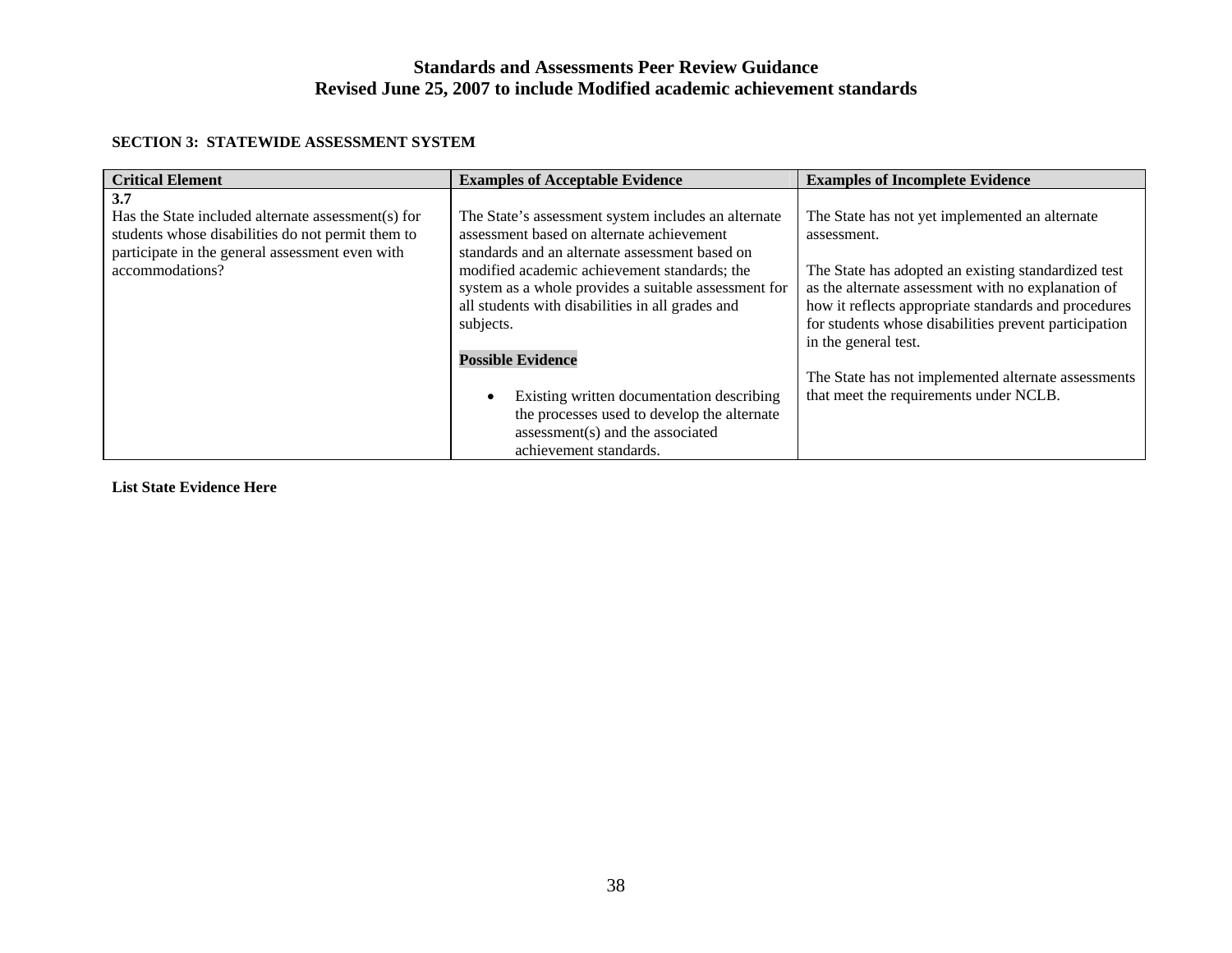## SECTION 3: STATEWIDE ASSESSMENT SYSTEM

| Critical Element | Examples of Acceptable Evidence | Examples of Incomplete Evidence |
|---|---|---|
| **3.7**<br>Has the State included alternate assessment(s) for students whose disabilities do not permit them to participate in the general assessment even with accommodations? | The State's assessment system includes an alternate assessment based on alternate achievement standards and an alternate assessment based on modified academic achievement standards; the system as a whole provides a suitable assessment for all students with disabilities in all grades and subjects.<br><br>**Possible Evidence**<br><br>• Existing written documentation describing the processes used to develop the alternate assessment(s) and the associated achievement standards. | The State has not yet implemented an alternate assessment.<br><br>The State has adopted an existing standardized test as the alternate assessment with no explanation of how it reflects appropriate standards and procedures for students whose disabilities prevent participation in the general test.<br><br>The State has not implemented alternate assessments that meet the requirements under NCLB. |

**List State Evidence Here**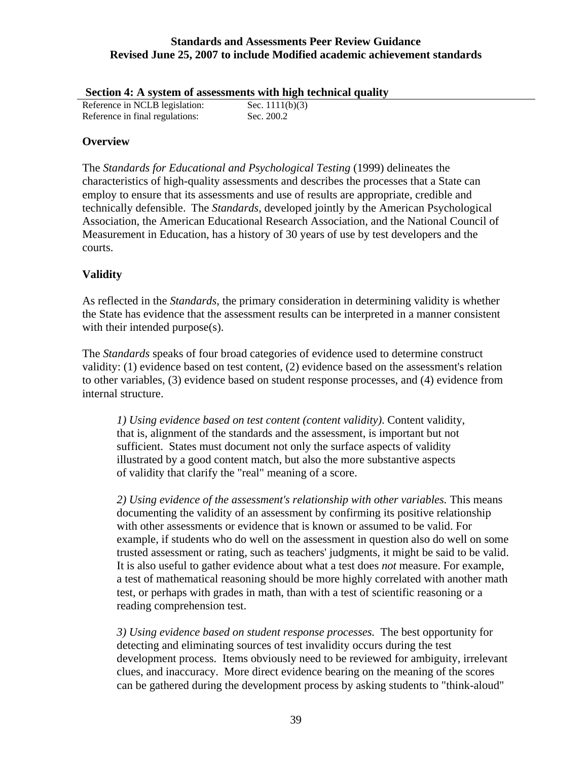## Section 4: A system of assessments with high technical quality

Reference in NCLB legislation: Sec. 1111(b)(3)
Reference in final regulations: Sec. 200.2

### Overview

The *Standards for Educational and Psychological Testing* (1999) delineates the characteristics of high-quality assessments and describes the processes that a State can employ to ensure that its assessments and use of results are appropriate, credible and technically defensible. The *Standards*, developed jointly by the American Psychological Association, the American Educational Research Association, and the National Council of Measurement in Education, has a history of 30 years of use by test developers and the courts.

### Validity

As reflected in the *Standards*, the primary consideration in determining validity is whether the State has evidence that the assessment results can be interpreted in a manner consistent with their intended purpose(s).

The *Standards* speaks of four broad categories of evidence used to determine construct validity: (1) evidence based on test content, (2) evidence based on the assessment's relation to other variables, (3) evidence based on student response processes, and (4) evidence from internal structure.

> *1) Using evidence based on test content (content validity).* Content validity, that is, alignment of the standards and the assessment, is important but not sufficient. States must document not only the surface aspects of validity illustrated by a good content match, but also the more substantive aspects of validity that clarify the "real" meaning of a score.
>
> *2) Using evidence of the assessment's relationship with other variables.* This means documenting the validity of an assessment by confirming its positive relationship with other assessments or evidence that is known or assumed to be valid. For example, if students who do well on the assessment in question also do well on some trusted assessment or rating, such as teachers' judgments, it might be said to be valid. It is also useful to gather evidence about what a test does *not* measure. For example, a test of mathematical reasoning should be more highly correlated with another math test, or perhaps with grades in math, than with a test of scientific reasoning or a reading comprehension test.
>
> *3) Using evidence based on student response processes.* The best opportunity for detecting and eliminating sources of test invalidity occurs during the test development process. Items obviously need to be reviewed for ambiguity, irrelevant clues, and inaccuracy. More direct evidence bearing on the meaning of the scores can be gathered during the development process by asking students to "think-aloud"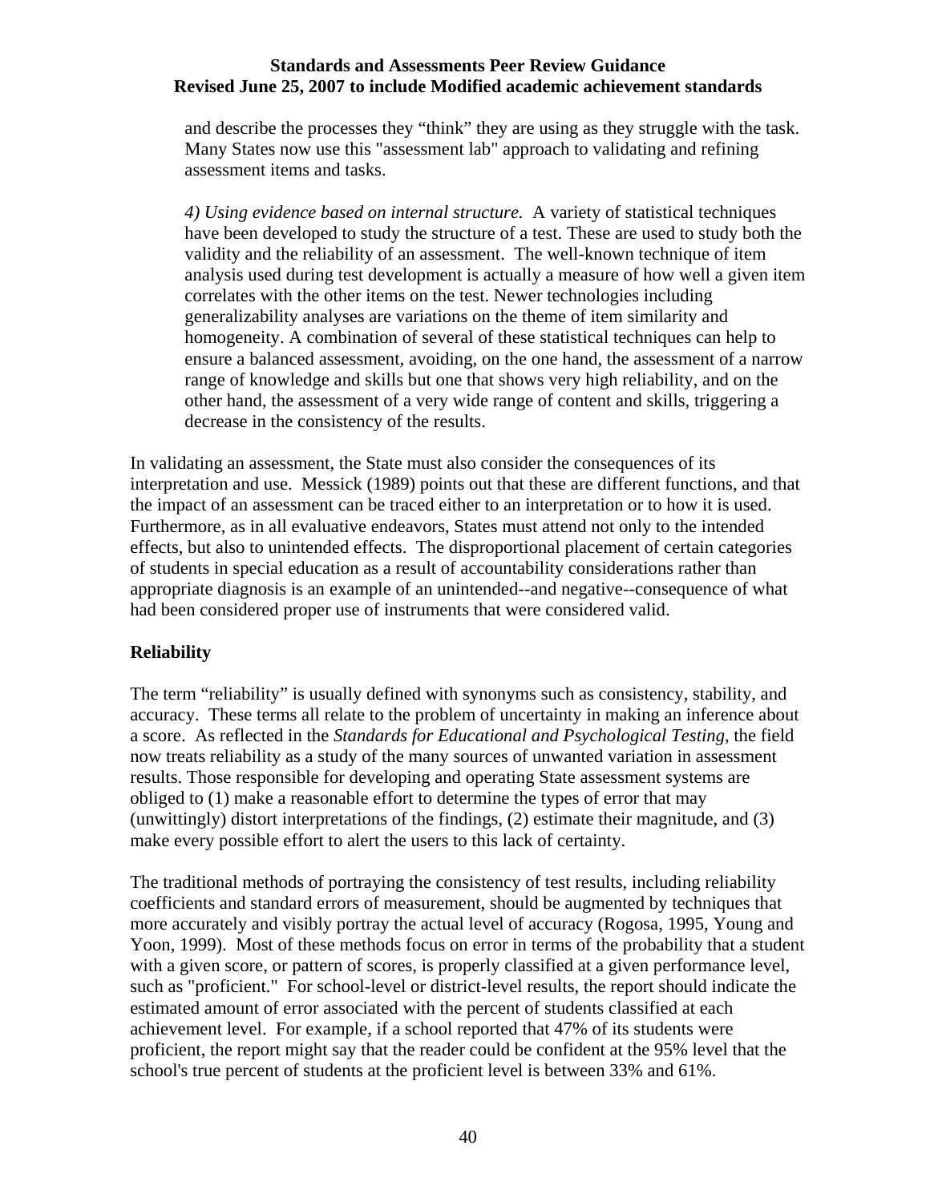and describe the processes they "think" they are using as they struggle with the task. Many States now use this "assessment lab" approach to validating and refining assessment items and tasks.

*4) Using evidence based on internal structure.* A variety of statistical techniques have been developed to study the structure of a test. These are used to study both the validity and the reliability of an assessment. The well-known technique of item analysis used during test development is actually a measure of how well a given item correlates with the other items on the test. Newer technologies including generalizability analyses are variations on the theme of item similarity and homogeneity. A combination of several of these statistical techniques can help to ensure a balanced assessment, avoiding, on the one hand, the assessment of a narrow range of knowledge and skills but one that shows very high reliability, and on the other hand, the assessment of a very wide range of content and skills, triggering a decrease in the consistency of the results.

In validating an assessment, the State must also consider the consequences of its interpretation and use. Messick (1989) points out that these are different functions, and that the impact of an assessment can be traced either to an interpretation or to how it is used. Furthermore, as in all evaluative endeavors, States must attend not only to the intended effects, but also to unintended effects. The disproportional placement of certain categories of students in special education as a result of accountability considerations rather than appropriate diagnosis is an example of an unintended--and negative--consequence of what had been considered proper use of instruments that were considered valid.

**Reliability**

The term "reliability" is usually defined with synonyms such as consistency, stability, and accuracy. These terms all relate to the problem of uncertainty in making an inference about a score. As reflected in the *Standards for Educational and Psychological Testing*, the field now treats reliability as a study of the many sources of unwanted variation in assessment results. Those responsible for developing and operating State assessment systems are obliged to (1) make a reasonable effort to determine the types of error that may (unwittingly) distort interpretations of the findings, (2) estimate their magnitude, and (3) make every possible effort to alert the users to this lack of certainty.

The traditional methods of portraying the consistency of test results, including reliability coefficients and standard errors of measurement, should be augmented by techniques that more accurately and visibly portray the actual level of accuracy (Rogosa, 1995, Young and Yoon, 1999). Most of these methods focus on error in terms of the probability that a student with a given score, or pattern of scores, is properly classified at a given performance level, such as "proficient." For school-level or district-level results, the report should indicate the estimated amount of error associated with the percent of students classified at each achievement level. For example, if a school reported that 47% of its students were proficient, the report might say that the reader could be confident at the 95% level that the school's true percent of students at the proficient level is between 33% and 61%.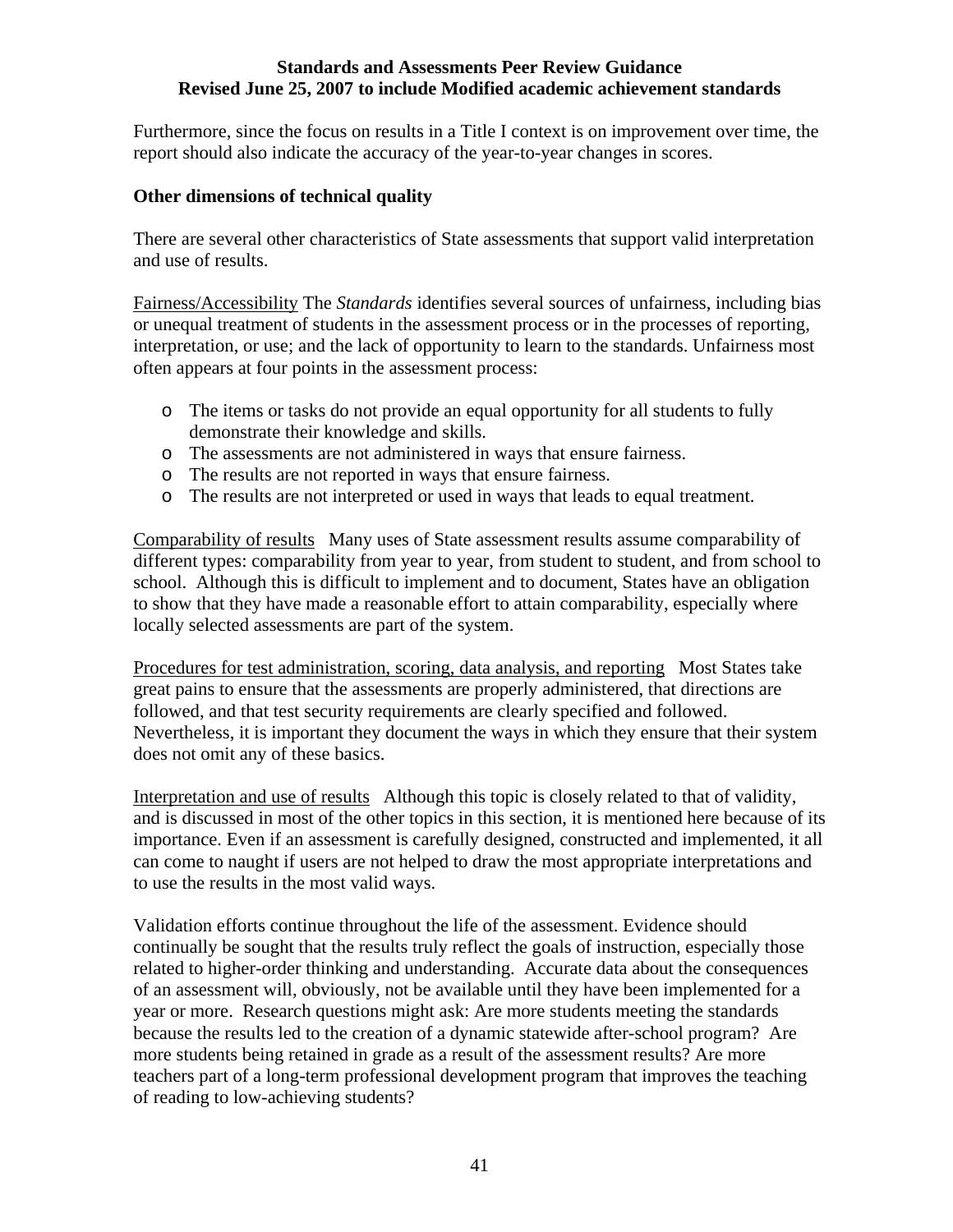Furthermore, since the focus on results in a Title I context is on improvement over time, the report should also indicate the accuracy of the year-to-year changes in scores.

### Other dimensions of technical quality

There are several other characteristics of State assessments that support valid interpretation and use of results.

Fairness/Accessibility The *Standards* identifies several sources of unfairness, including bias or unequal treatment of students in the assessment process or in the processes of reporting, interpretation, or use; and the lack of opportunity to learn to the standards. Unfairness most often appears at four points in the assessment process:

- The items or tasks do not provide an equal opportunity for all students to fully demonstrate their knowledge and skills.
- The assessments are not administered in ways that ensure fairness.
- The results are not reported in ways that ensure fairness.
- The results are not interpreted or used in ways that leads to equal treatment.

Comparability of results   Many uses of State assessment results assume comparability of different types: comparability from year to year, from student to student, and from school to school. Although this is difficult to implement and to document, States have an obligation to show that they have made a reasonable effort to attain comparability, especially where locally selected assessments are part of the system.

Procedures for test administration, scoring, data analysis, and reporting   Most States take great pains to ensure that the assessments are properly administered, that directions are followed, and that test security requirements are clearly specified and followed. Nevertheless, it is important they document the ways in which they ensure that their system does not omit any of these basics.

Interpretation and use of results   Although this topic is closely related to that of validity, and is discussed in most of the other topics in this section, it is mentioned here because of its importance. Even if an assessment is carefully designed, constructed and implemented, it all can come to naught if users are not helped to draw the most appropriate interpretations and to use the results in the most valid ways.

Validation efforts continue throughout the life of the assessment. Evidence should continually be sought that the results truly reflect the goals of instruction, especially those related to higher-order thinking and understanding. Accurate data about the consequences of an assessment will, obviously, not be available until they have been implemented for a year or more. Research questions might ask: Are more students meeting the standards because the results led to the creation of a dynamic statewide after-school program? Are more students being retained in grade as a result of the assessment results? Are more teachers part of a long-term professional development program that improves the teaching of reading to low-achieving students?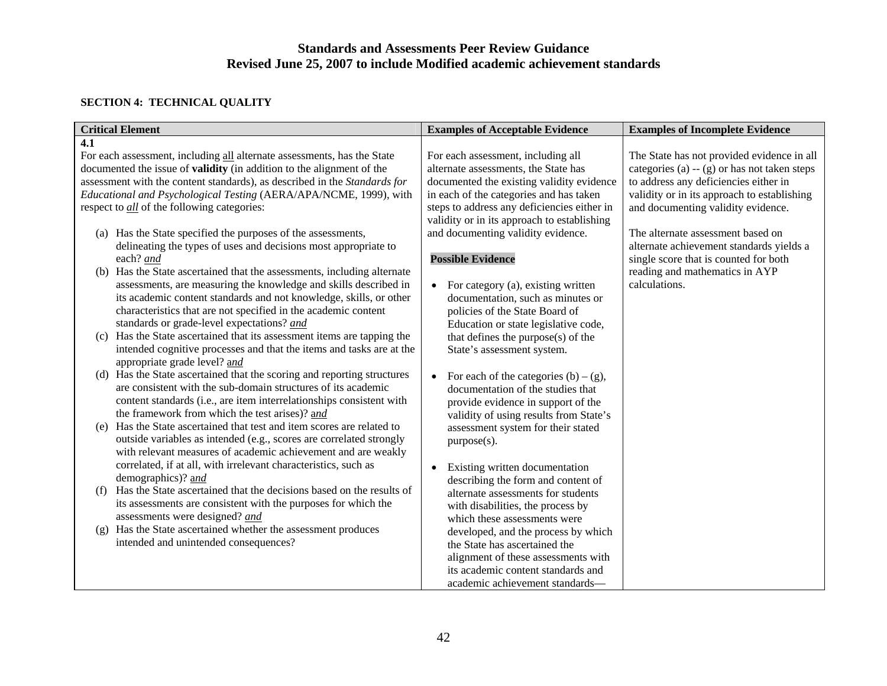# Standards and Assessments Peer Review Guidance
## Revised June 25, 2007 to include Modified academic achievement standards

### SECTION 4: TECHNICAL QUALITY

| Critical Element | Examples of Acceptable Evidence | Examples of Incomplete Evidence |
|---|---|---|
| **4.1**<br>For each assessment, including all alternate assessments, has the State documented the issue of **validity** (in addition to the alignment of the assessment with the content standards), as described in the *Standards for Educational and Psychological Testing* (AERA/APA/NCME, 1999), with respect to ***all*** of the following categories:<br><br>(a) Has the State specified the purposes of the assessments, delineating the types of uses and decisions most appropriate to each? ***and***<br>(b) Has the State ascertained that the assessments, including alternate assessments, are measuring the knowledge and skills described in its academic content standards and not knowledge, skills, or other characteristics that are not specified in the academic content standards or grade-level expectations? ***and***<br>(c) Has the State ascertained that its assessment items are tapping the intended cognitive processes and that the items and tasks are at the appropriate grade level? ***and***<br>(d) Has the State ascertained that the scoring and reporting structures are consistent with the sub-domain structures of its academic content standards (i.e., are item interrelationships consistent with the framework from which the test arises)? ***and***<br>(e) Has the State ascertained that test and item scores are related to outside variables as intended (e.g., scores are correlated strongly with relevant measures of academic achievement and are weakly correlated, if at all, with irrelevant characteristics, such as demographics)? ***and***<br>(f) Has the State ascertained that the decisions based on the results of its assessments are consistent with the purposes for which the assessments were designed? ***and***<br>(g) Has the State ascertained whether the assessment produces intended and unintended consequences? | For each assessment, including all alternate assessments, the State has documented the existing validity evidence in each of the categories and has taken steps to address any deficiencies either in validity or in its approach to establishing and documenting validity evidence.<br><br>**Possible Evidence**<br><br>• For category (a), existing written documentation, such as minutes or policies of the State Board of Education or state legislative code, that defines the purpose(s) of the State's assessment system.<br><br>• For each of the categories (b) – (g), documentation of the studies that provide evidence in support of the validity of using results from State's assessment system for their stated purpose(s).<br><br>• Existing written documentation describing the form and content of alternate assessments for students with disabilities, the process by which these assessments were developed, and the process by which the State has ascertained the alignment of these assessments with its academic content standards and academic achievement standards— | The State has not provided evidence in all categories (a) -- (g) or has not taken steps to address any deficiencies either in validity or in its approach to establishing and documenting validity evidence.<br><br>The alternate assessment based on alternate achievement standards yields a single score that is counted for both reading and mathematics in AYP calculations. |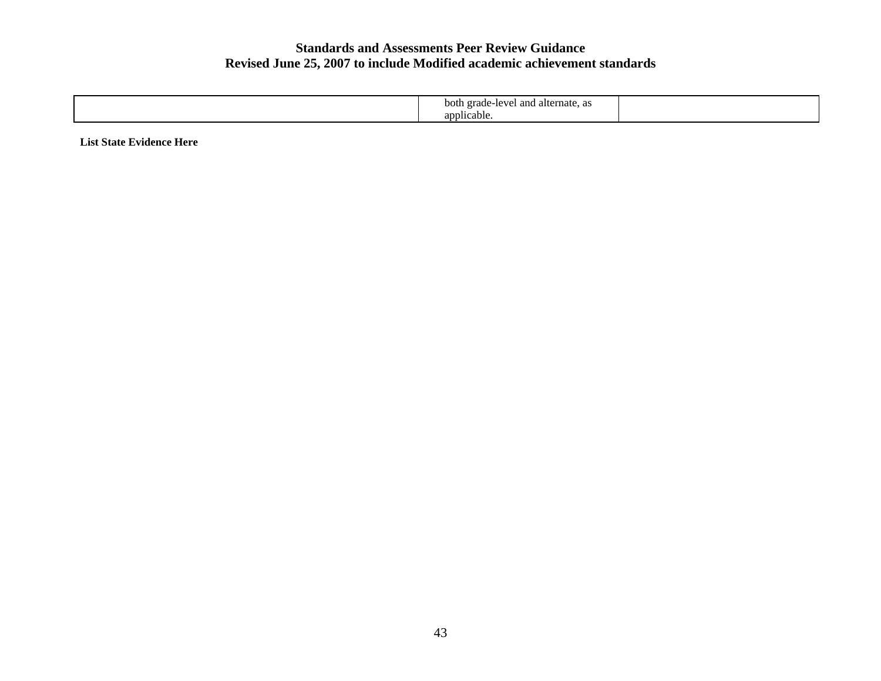| | | |
|---|---|---|
| | both grade-level and alternate, as applicable. | |

**List State Evidence Here**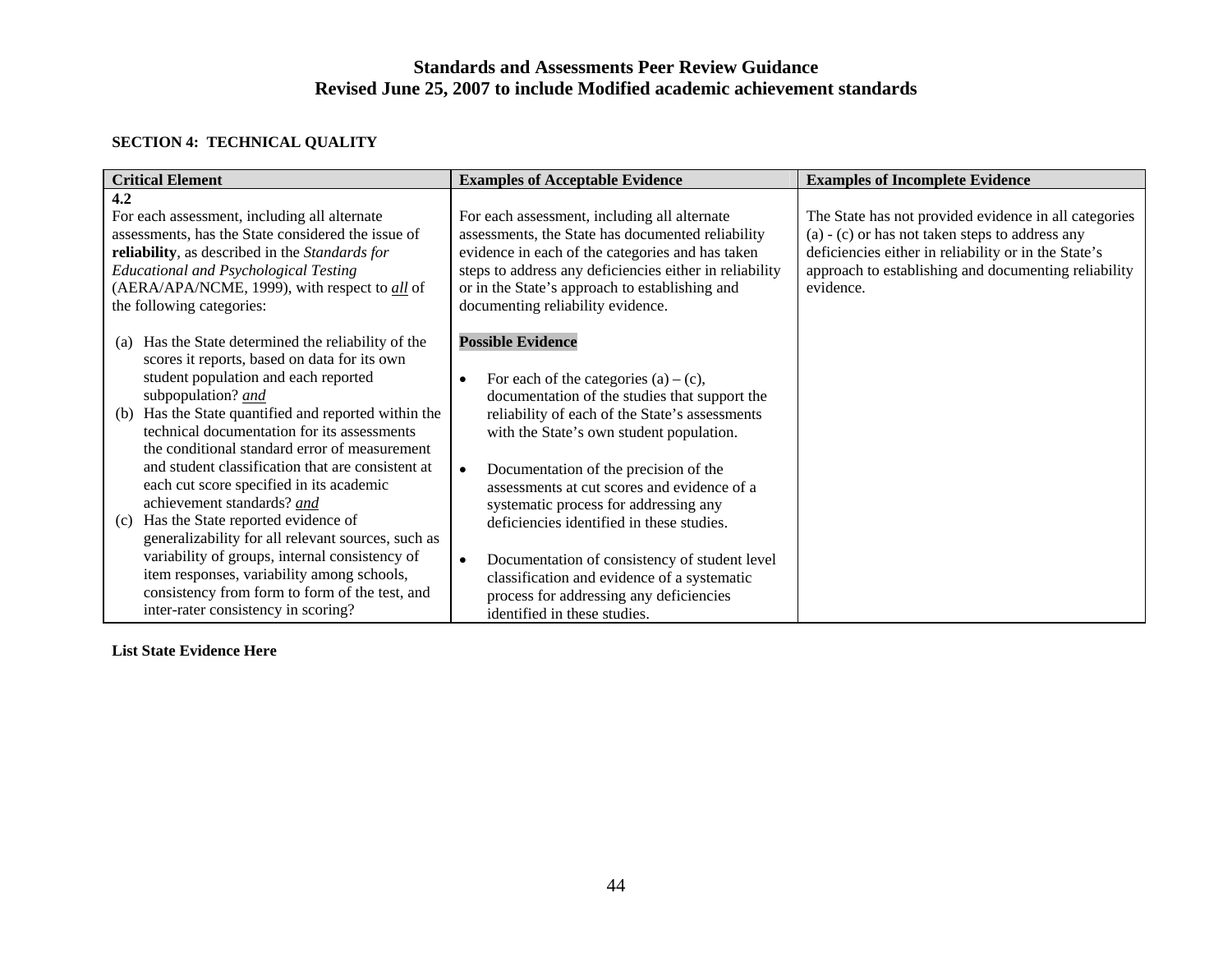# Standards and Assessments Peer Review Guidance
## Revised June 25, 2007 to include Modified academic achievement standards

**SECTION 4: TECHNICAL QUALITY**

| Critical Element | Examples of Acceptable Evidence | Examples of Incomplete Evidence |
|---|---|---|
| **4.2**<br>For each assessment, including all alternate assessments, has the State considered the issue of **reliability**, as described in the *Standards for Educational and Psychological Testing* (AERA/APA/NCME, 1999), with respect to ***all*** of the following categories:<br><br>(a) Has the State determined the reliability of the scores it reports, based on data for its own student population and each reported subpopulation? ***and***<br>(b) Has the State quantified and reported within the technical documentation for its assessments the conditional standard error of measurement and student classification that are consistent at each cut score specified in its academic achievement standards? ***and***<br>(c) Has the State reported evidence of generalizability for all relevant sources, such as variability of groups, internal consistency of item responses, variability among schools, consistency from form to form of the test, and inter-rater consistency in scoring? | For each assessment, including all alternate assessments, the State has documented reliability evidence in each of the categories and has taken steps to address any deficiencies either in reliability or in the State's approach to establishing and documenting reliability evidence.<br><br>**Possible Evidence**<br><br>• For each of the categories (a) – (c), documentation of the studies that support the reliability of each of the State's assessments with the State's own student population.<br><br>• Documentation of the precision of the assessments at cut scores and evidence of a systematic process for addressing any deficiencies identified in these studies.<br><br>• Documentation of consistency of student level classification and evidence of a systematic process for addressing any deficiencies identified in these studies. | The State has not provided evidence in all categories (a) - (c) or has not taken steps to address any deficiencies either in reliability or in the State's approach to establishing and documenting reliability evidence. |

**List State Evidence Here**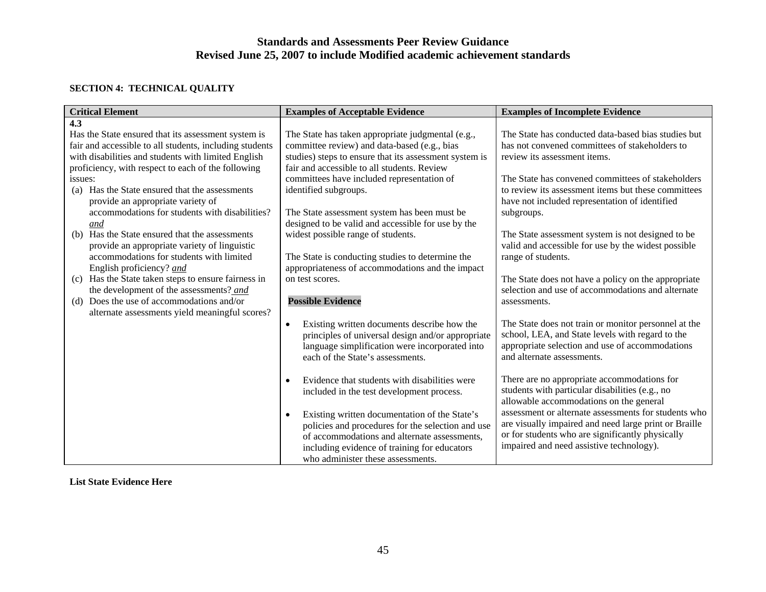**Standards and Assessments Peer Review Guidance**
**Revised June 25, 2007 to include Modified academic achievement standards**

**SECTION 4: TECHNICAL QUALITY**

| Critical Element | Examples of Acceptable Evidence | Examples of Incomplete Evidence |
|---|---|---|
| **4.3**<br>Has the State ensured that its assessment system is fair and accessible to all students, including students with disabilities and students with limited English proficiency, with respect to each of the following issues:<br>(a) Has the State ensured that the assessments provide an appropriate variety of accommodations for students with disabilities? *and*<br>(b) Has the State ensured that the assessments provide an appropriate variety of linguistic accommodations for students with limited English proficiency? *and*<br>(c) Has the State taken steps to ensure fairness in the development of the assessments? *and*<br>(d) Does the use of accommodations and/or alternate assessments yield meaningful scores? | The State has taken appropriate judgmental (e.g., committee review) and data-based (e.g., bias studies) steps to ensure that its assessment system is fair and accessible to all students. Review committees have included representation of identified subgroups.<br><br>The State assessment system has been must be designed to be valid and accessible for use by the widest possible range of students.<br><br>The State is conducting studies to determine the appropriateness of accommodations and the impact on test scores.<br><br>**Possible Evidence**<br><br>• Existing written documents describe how the principles of universal design and/or appropriate language simplification were incorporated into each of the State's assessments.<br><br>• Evidence that students with disabilities were included in the test development process.<br><br>• Existing written documentation of the State's policies and procedures for the selection and use of accommodations and alternate assessments, including evidence of training for educators who administer these assessments. | The State has conducted data-based bias studies but has not convened committees of stakeholders to review its assessment items.<br><br>The State has convened committees of stakeholders to review its assessment items but these committees have not included representation of identified subgroups.<br><br>The State assessment system is not designed to be valid and accessible for use by the widest possible range of students.<br><br>The State does not have a policy on the appropriate selection and use of accommodations and alternate assessments.<br><br>The State does not train or monitor personnel at the school, LEA, and State levels with regard to the appropriate selection and use of accommodations and alternate assessments.<br><br>There are no appropriate accommodations for students with particular disabilities (e.g., no allowable accommodations on the general assessment or alternate assessments for students who are visually impaired and need large print or Braille or for students who are significantly physically impaired and need assistive technology). |

**List State Evidence Here**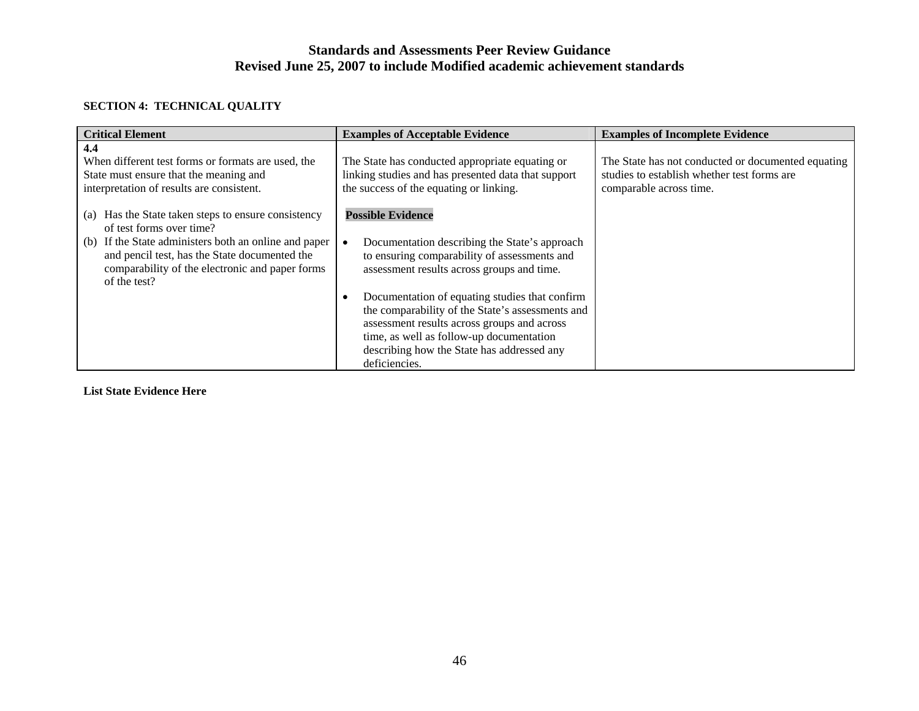## Standards and Assessments Peer Review Guidance
## Revised June 25, 2007 to include Modified academic achievement standards

**SECTION 4: TECHNICAL QUALITY**

| Critical Element | Examples of Acceptable Evidence | Examples of Incomplete Evidence |
|---|---|---|
| **4.4**<br>When different test forms or formats are used, the State must ensure that the meaning and interpretation of results are consistent.<br><br>(a) Has the State taken steps to ensure consistency of test forms over time?<br>(b) If the State administers both an online and paper and pencil test, has the State documented the comparability of the electronic and paper forms of the test? | The State has conducted appropriate equating or linking studies and has presented data that support the success of the equating or linking.<br><br>**Possible Evidence**<br><br>• Documentation describing the State's approach to ensuring comparability of assessments and assessment results across groups and time.<br><br>• Documentation of equating studies that confirm the comparability of the State's assessments and assessment results across groups and across time, as well as follow-up documentation describing how the State has addressed any deficiencies. | The State has not conducted or documented equating studies to establish whether test forms are comparable across time. |

**List State Evidence Here**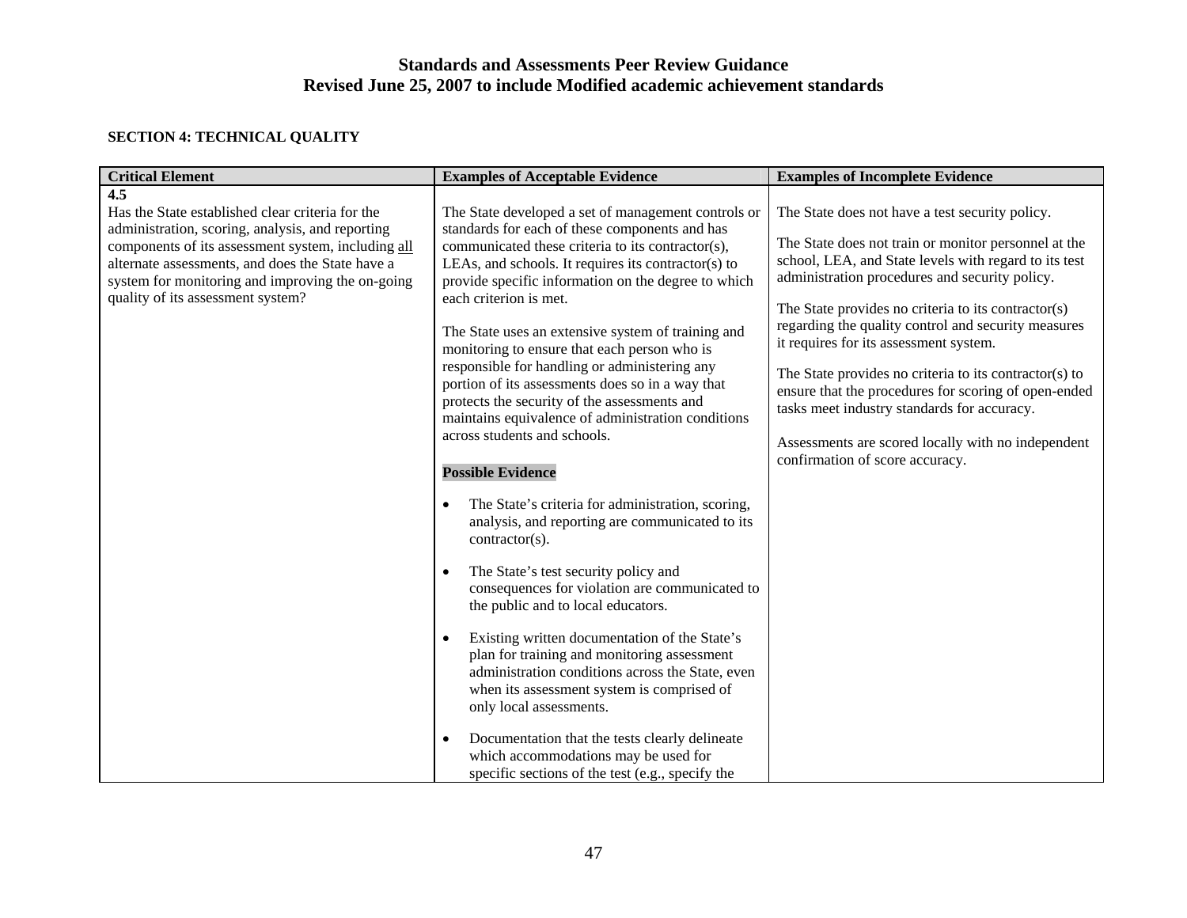**SECTION 4: TECHNICAL QUALITY**

| Critical Element | Examples of Acceptable Evidence | Examples of Incomplete Evidence |
|---|---|---|
| **4.5**<br>Has the State established clear criteria for the administration, scoring, analysis, and reporting components of its assessment system, including <u>all</u> alternate assessments, and does the State have a system for monitoring and improving the on-going quality of its assessment system? | The State developed a set of management controls or standards for each of these components and has communicated these criteria to its contractor(s), LEAs, and schools. It requires its contractor(s) to provide specific information on the degree to which each criterion is met.<br><br>The State uses an extensive system of training and monitoring to ensure that each person who is responsible for handling or administering any portion of its assessments does so in a way that protects the security of the assessments and maintains equivalence of administration conditions across students and schools.<br><br>**Possible Evidence**<br><br>• The State's criteria for administration, scoring, analysis, and reporting are communicated to its contractor(s).<br><br>• The State's test security policy and consequences for violation are communicated to the public and to local educators.<br><br>• Existing written documentation of the State's plan for training and monitoring assessment administration conditions across the State, even when its assessment system is comprised of only local assessments.<br><br>• Documentation that the tests clearly delineate which accommodations may be used for specific sections of the test (e.g., specify the | The State does not have a test security policy.<br><br>The State does not train or monitor personnel at the school, LEA, and State levels with regard to its test administration procedures and security policy.<br><br>The State provides no criteria to its contractor(s) regarding the quality control and security measures it requires for its assessment system.<br><br>The State provides no criteria to its contractor(s) to ensure that the procedures for scoring of open-ended tasks meet industry standards for accuracy.<br><br>Assessments are scored locally with no independent confirmation of score accuracy. |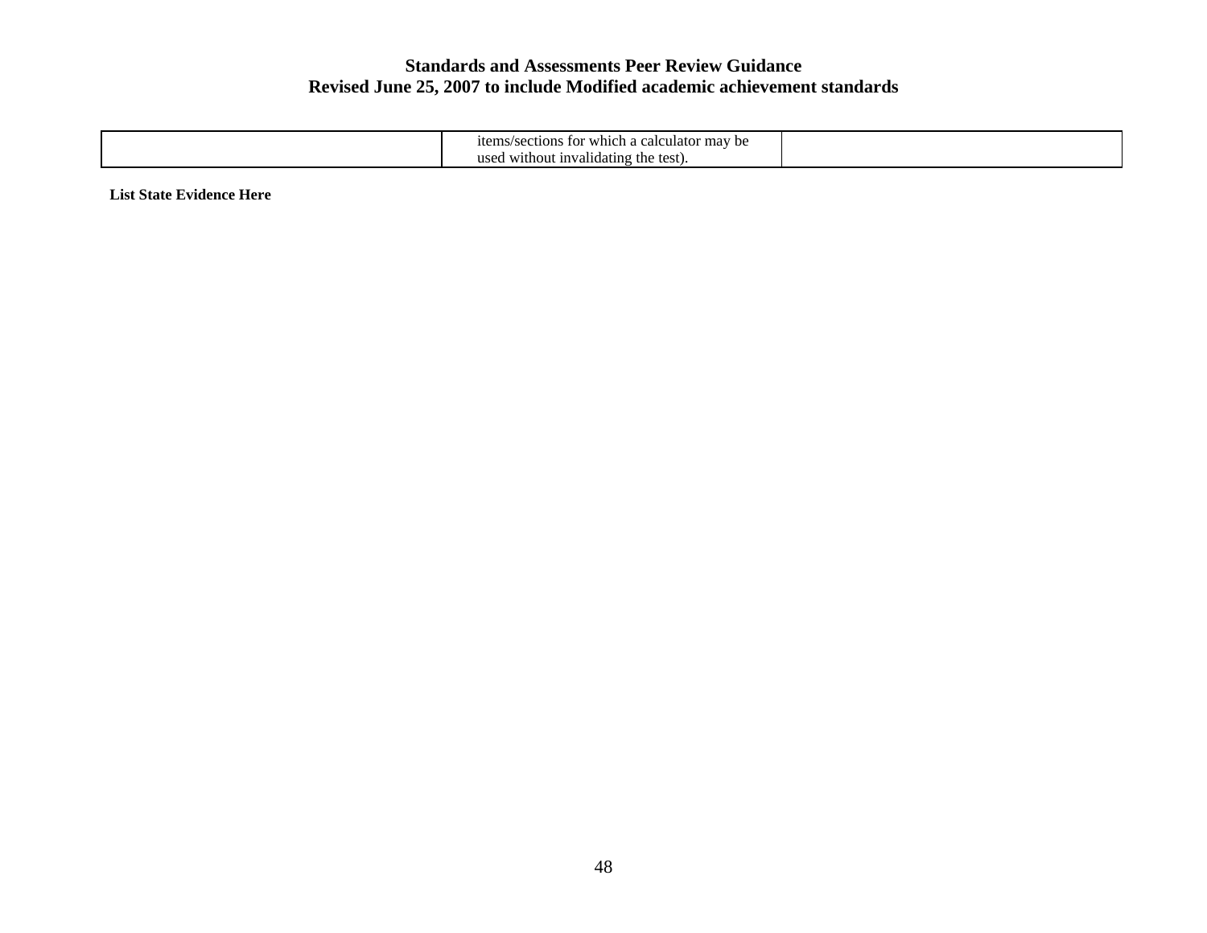|  | items/sections for which a calculator may be used without invalidating the test). |  |
|---|---|---|

**List State Evidence Here**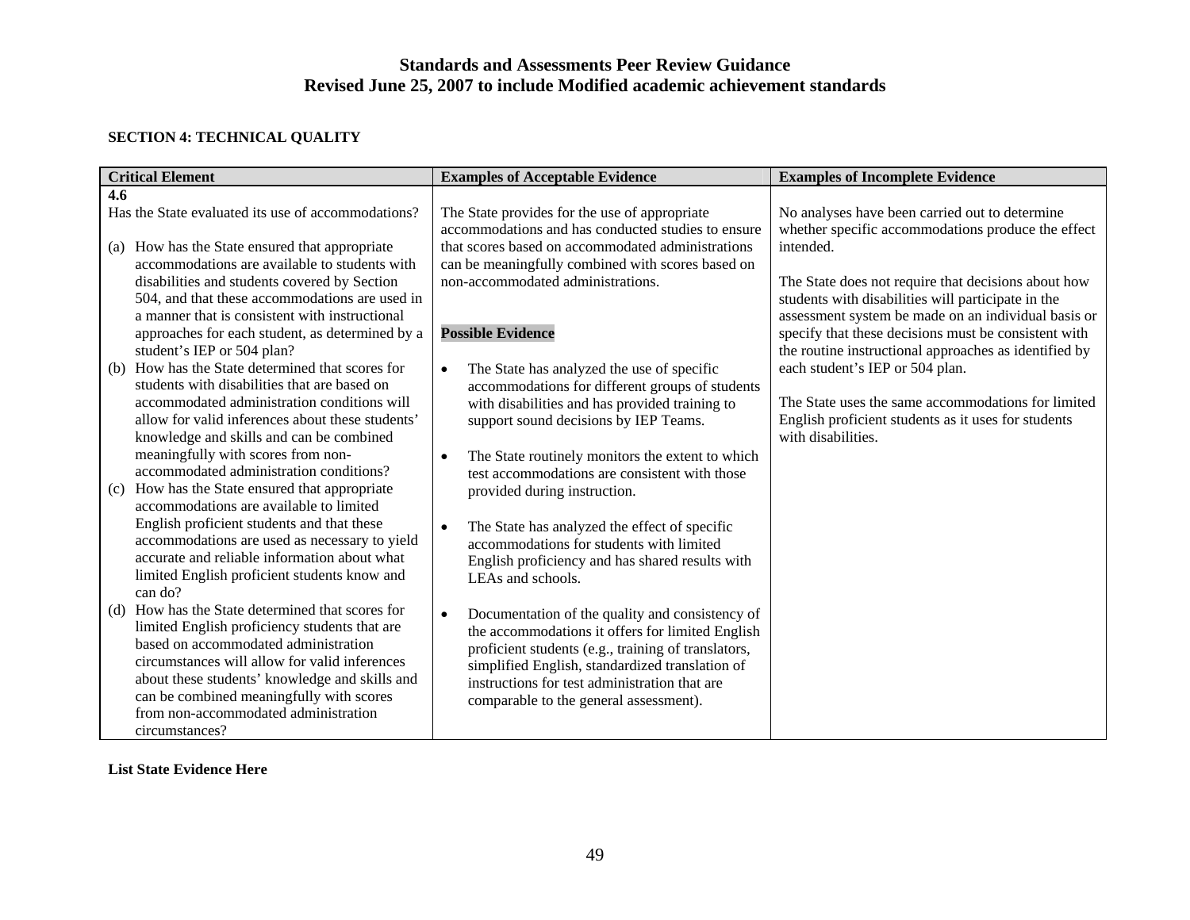**Standards and Assessments Peer Review Guidance**
**Revised June 25, 2007 to include Modified academic achievement standards**

**SECTION 4: TECHNICAL QUALITY**

| Critical Element | Examples of Acceptable Evidence | Examples of Incomplete Evidence |
|---|---|---|
| **4.6**<br>Has the State evaluated its use of accommodations?<br><br>(a) How has the State ensured that appropriate accommodations are available to students with disabilities and students covered by Section 504, and that these accommodations are used in a manner that is consistent with instructional approaches for each student, as determined by a student's IEP or 504 plan?<br>(b) How has the State determined that scores for students with disabilities that are based on accommodated administration conditions will allow for valid inferences about these students' knowledge and skills and can be combined meaningfully with scores from non-accommodated administration conditions?<br>(c) How has the State ensured that appropriate accommodations are available to limited English proficient students and that these accommodations are used as necessary to yield accurate and reliable information about what limited English proficient students know and can do?<br>(d) How has the State determined that scores for limited English proficiency students that are based on accommodated administration circumstances will allow for valid inferences about these students' knowledge and skills and can be combined meaningfully with scores from non-accommodated administration circumstances? | The State provides for the use of appropriate accommodations and has conducted studies to ensure that scores based on accommodated administrations can be meaningfully combined with scores based on non-accommodated administrations.<br><br>**Possible Evidence**<br><br>• The State has analyzed the use of specific accommodations for different groups of students with disabilities and has provided training to support sound decisions by IEP Teams.<br><br>• The State routinely monitors the extent to which test accommodations are consistent with those provided during instruction.<br><br>• The State has analyzed the effect of specific accommodations for students with limited English proficiency and has shared results with LEAs and schools.<br><br>• Documentation of the quality and consistency of the accommodations it offers for limited English proficient students (e.g., training of translators, simplified English, standardized translation of instructions for test administration that are comparable to the general assessment). | No analyses have been carried out to determine whether specific accommodations produce the effect intended.<br><br>The State does not require that decisions about how students with disabilities will participate in the assessment system be made on an individual basis or specify that these decisions must be consistent with the routine instructional approaches as identified by each student's IEP or 504 plan.<br><br>The State uses the same accommodations for limited English proficient students as it uses for students with disabilities. |

**List State Evidence Here**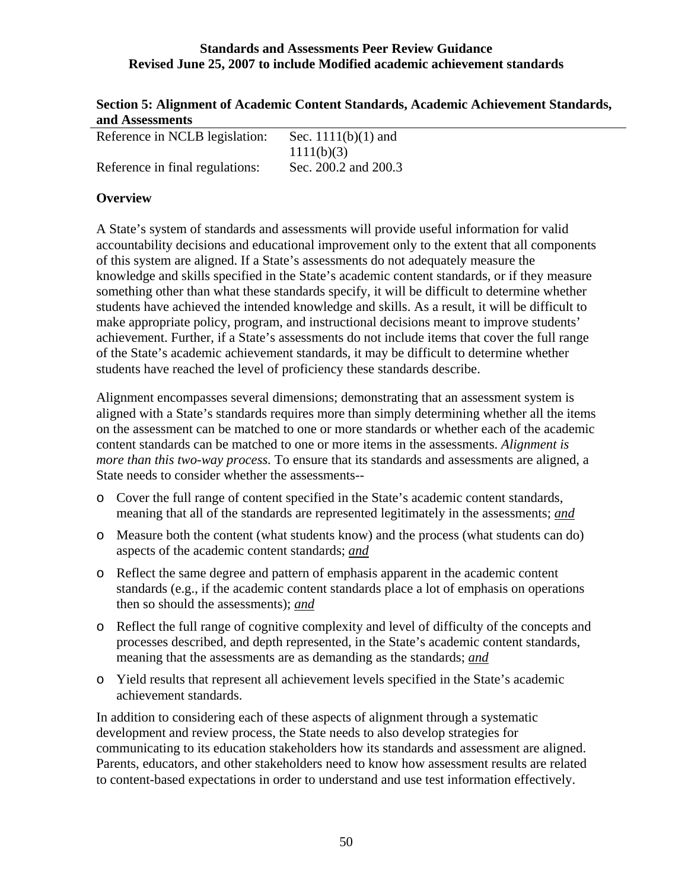## Section 5: Alignment of Academic Content Standards, Academic Achievement Standards, and Assessments

| Reference in NCLB legislation: | Sec. 1111(b)(1) and 1111(b)(3) |
|---|---|
| Reference in final regulations: | Sec. 200.2 and 200.3 |

### Overview

A State's system of standards and assessments will provide useful information for valid accountability decisions and educational improvement only to the extent that all components of this system are aligned. If a State's assessments do not adequately measure the knowledge and skills specified in the State's academic content standards, or if they measure something other than what these standards specify, it will be difficult to determine whether students have achieved the intended knowledge and skills. As a result, it will be difficult to make appropriate policy, program, and instructional decisions meant to improve students' achievement. Further, if a State's assessments do not include items that cover the full range of the State's academic achievement standards, it may be difficult to determine whether students have reached the level of proficiency these standards describe.

Alignment encompasses several dimensions; demonstrating that an assessment system is aligned with a State's standards requires more than simply determining whether all the items on the assessment can be matched to one or more standards or whether each of the academic content standards can be matched to one or more items in the assessments. *Alignment is more than this two-way process.* To ensure that its standards and assessments are aligned, a State needs to consider whether the assessments--

- Cover the full range of content specified in the State's academic content standards, meaning that all of the standards are represented legitimately in the assessments; *and*
- Measure both the content (what students know) and the process (what students can do) aspects of the academic content standards; *and*
- Reflect the same degree and pattern of emphasis apparent in the academic content standards (e.g., if the academic content standards place a lot of emphasis on operations then so should the assessments); *and*
- Reflect the full range of cognitive complexity and level of difficulty of the concepts and processes described, and depth represented, in the State's academic content standards, meaning that the assessments are as demanding as the standards; *and*
- Yield results that represent all achievement levels specified in the State's academic achievement standards.

In addition to considering each of these aspects of alignment through a systematic development and review process, the State needs to also develop strategies for communicating to its education stakeholders how its standards and assessment are aligned. Parents, educators, and other stakeholders need to know how assessment results are related to content-based expectations in order to understand and use test information effectively.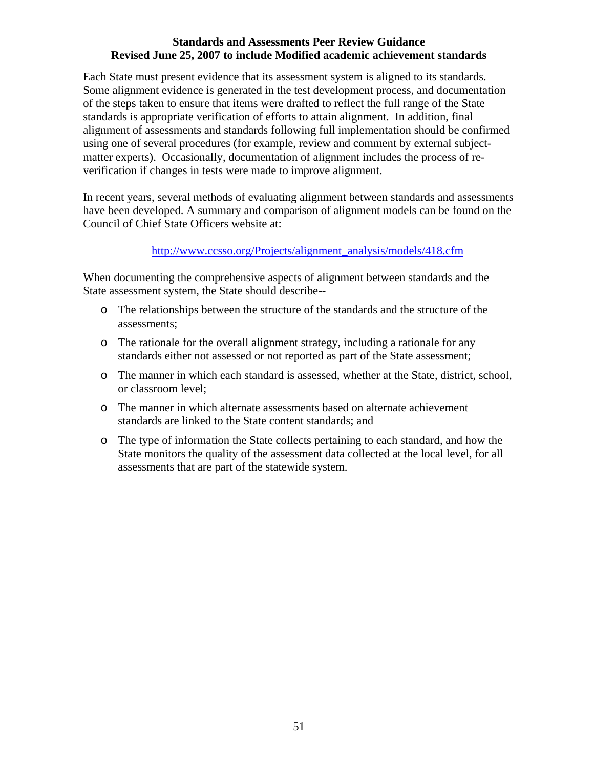Each State must present evidence that its assessment system is aligned to its standards. Some alignment evidence is generated in the test development process, and documentation of the steps taken to ensure that items were drafted to reflect the full range of the State standards is appropriate verification of efforts to attain alignment. In addition, final alignment of assessments and standards following full implementation should be confirmed using one of several procedures (for example, review and comment by external subject-matter experts). Occasionally, documentation of alignment includes the process of re-verification if changes in tests were made to improve alignment.

In recent years, several methods of evaluating alignment between standards and assessments have been developed. A summary and comparison of alignment models can be found on the Council of Chief State Officers website at:

http://www.ccsso.org/Projects/alignment_analysis/models/418.cfm

When documenting the comprehensive aspects of alignment between standards and the State assessment system, the State should describe--

- The relationships between the structure of the standards and the structure of the assessments;
- The rationale for the overall alignment strategy, including a rationale for any standards either not assessed or not reported as part of the State assessment;
- The manner in which each standard is assessed, whether at the State, district, school, or classroom level;
- The manner in which alternate assessments based on alternate achievement standards are linked to the State content standards; and
- The type of information the State collects pertaining to each standard, and how the State monitors the quality of the assessment data collected at the local level, for all assessments that are part of the statewide system.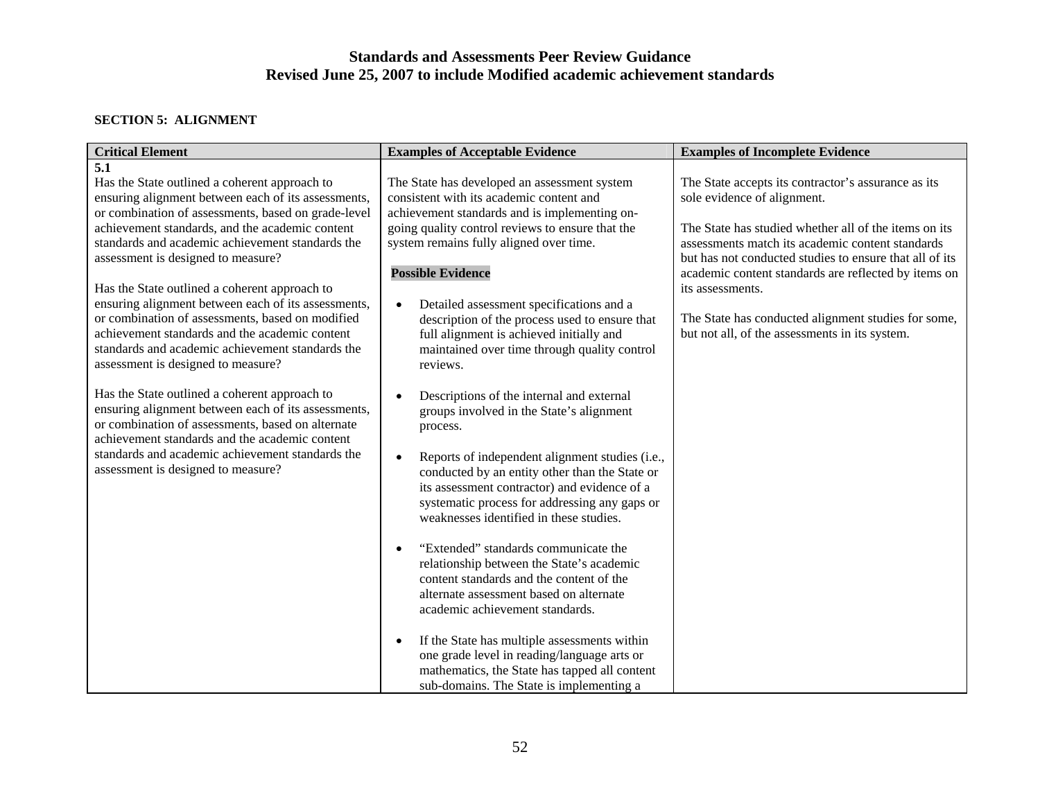# Standards and Assessments Peer Review Guidance
# Revised June 25, 2007 to include Modified academic achievement standards

**SECTION 5: ALIGNMENT**

| Critical Element | Examples of Acceptable Evidence | Examples of Incomplete Evidence |
|---|---|---|
| **5.1**<br>Has the State outlined a coherent approach to ensuring alignment between each of its assessments, or combination of assessments, based on grade-level achievement standards, and the academic content standards and academic achievement standards the assessment is designed to measure?<br><br>Has the State outlined a coherent approach to ensuring alignment between each of its assessments, or combination of assessments, based on modified achievement standards and the academic content standards and academic achievement standards the assessment is designed to measure?<br><br>Has the State outlined a coherent approach to ensuring alignment between each of its assessments, or combination of assessments, based on alternate achievement standards and the academic content standards and academic achievement standards the assessment is designed to measure? | The State has developed an assessment system consistent with its academic content and achievement standards and is implementing on-going quality control reviews to ensure that the system remains fully aligned over time.<br><br>**Possible Evidence**<br><br>• Detailed assessment specifications and a description of the process used to ensure that full alignment is achieved initially and maintained over time through quality control reviews.<br><br>• Descriptions of the internal and external groups involved in the State's alignment process.<br><br>• Reports of independent alignment studies (i.e., conducted by an entity other than the State or its assessment contractor) and evidence of a systematic process for addressing any gaps or weaknesses identified in these studies.<br><br>• "Extended" standards communicate the relationship between the State's academic content standards and the content of the alternate assessment based on alternate academic achievement standards.<br><br>• If the State has multiple assessments within one grade level in reading/language arts or mathematics, the State has tapped all content sub-domains. The State is implementing a | The State accepts its contractor's assurance as its sole evidence of alignment.<br><br>The State has studied whether all of the items on its assessments match its academic content standards but has not conducted studies to ensure that all of its academic content standards are reflected by items on its assessments.<br><br>The State has conducted alignment studies for some, but not all, of the assessments in its system. |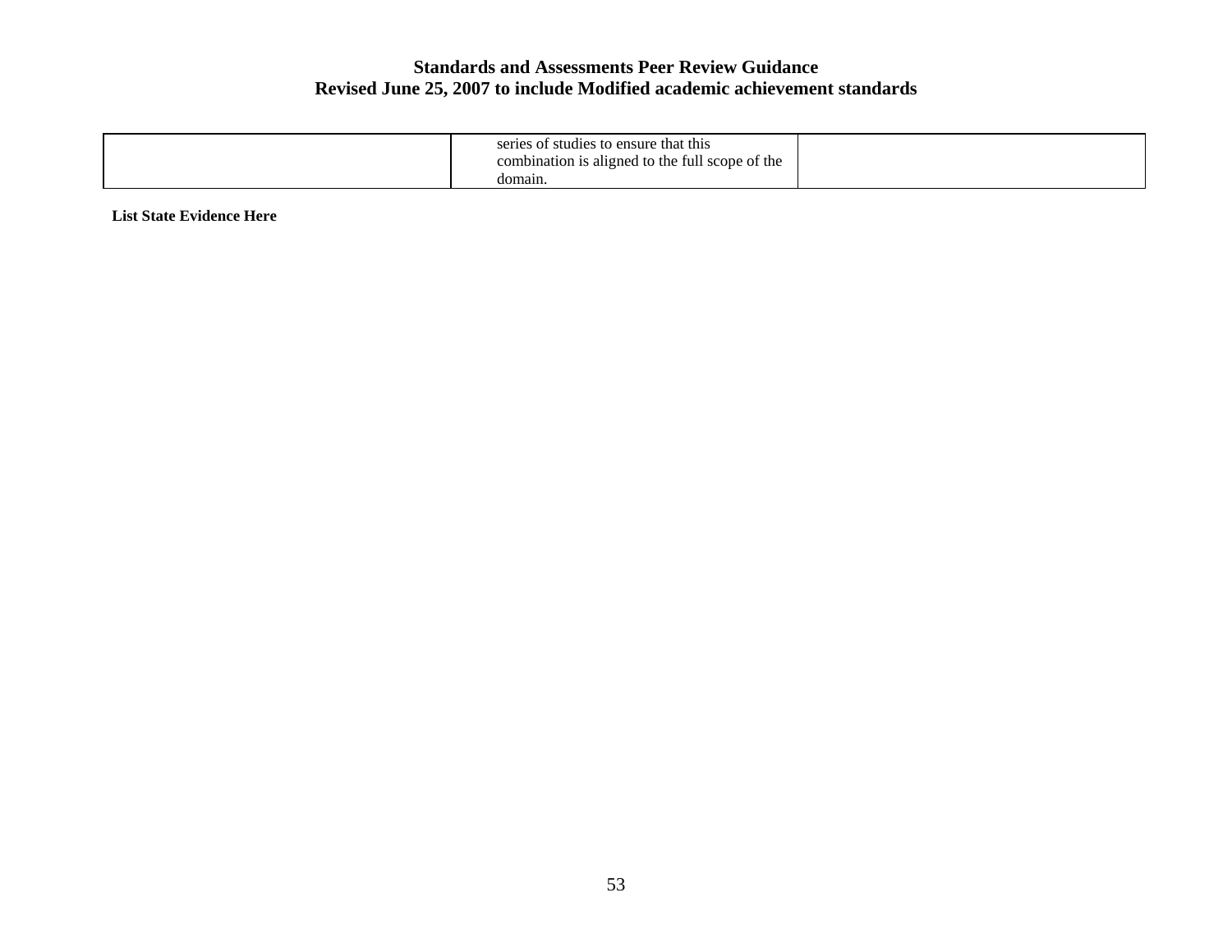| | | |
|---|---|---|
| | series of studies to ensure that this combination is aligned to the full scope of the domain. | |

**List State Evidence Here**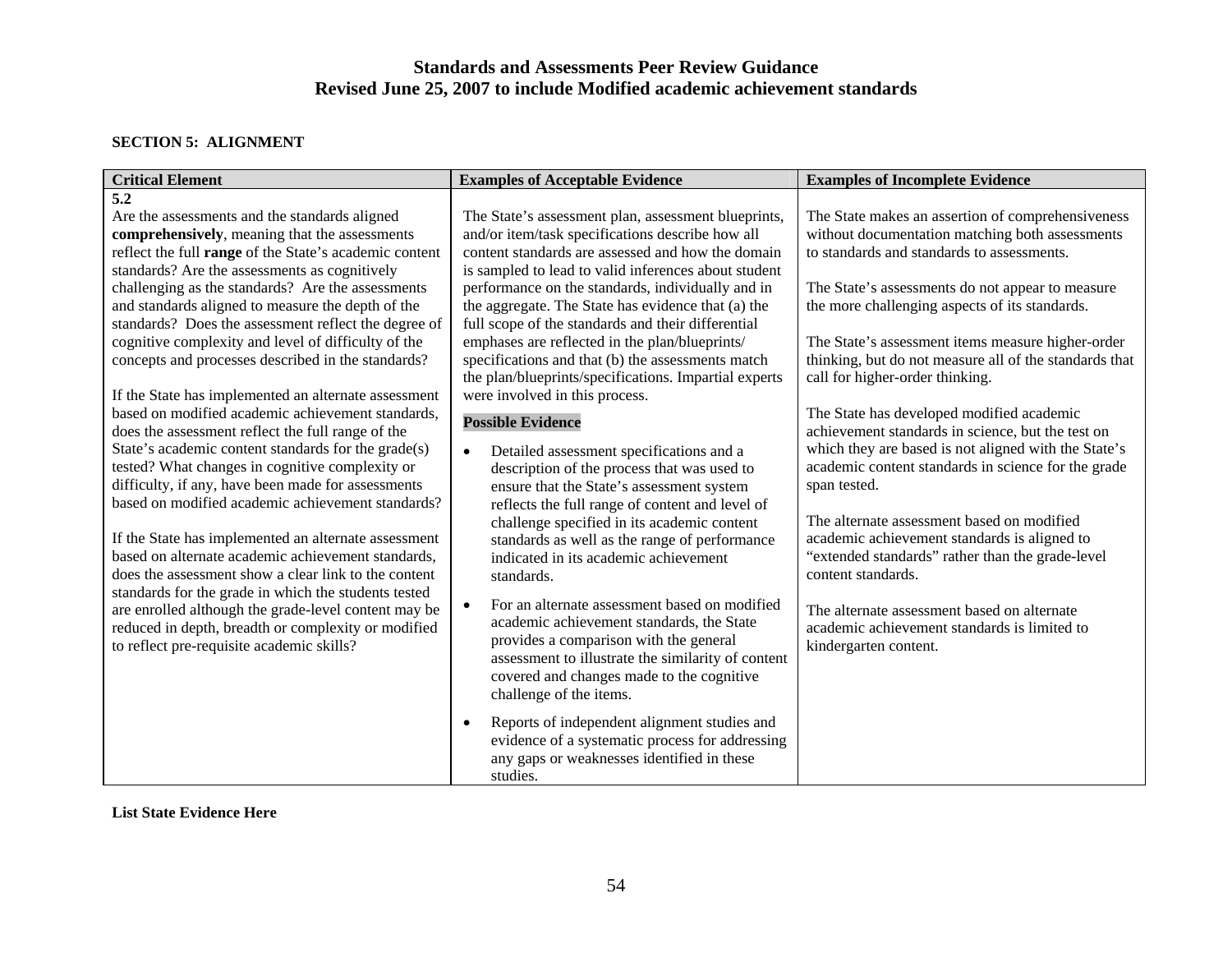# Standards and Assessments Peer Review Guidance
## Revised June 25, 2007 to include Modified academic achievement standards

**SECTION 5: ALIGNMENT**

| Critical Element | Examples of Acceptable Evidence | Examples of Incomplete Evidence |
|---|---|---|
| **5.2**<br>Are the assessments and the standards aligned **comprehensively**, meaning that the assessments reflect the full **range** of the State's academic content standards? Are the assessments as cognitively challenging as the standards? Are the assessments and standards aligned to measure the depth of the standards? Does the assessment reflect the degree of cognitive complexity and level of difficulty of the concepts and processes described in the standards?<br><br>If the State has implemented an alternate assessment based on modified academic achievement standards, does the assessment reflect the full range of the State's academic content standards for the grade(s) tested? What changes in cognitive complexity or difficulty, if any, have been made for assessments based on modified academic achievement standards?<br><br>If the State has implemented an alternate assessment based on alternate academic achievement standards, does the assessment show a clear link to the content standards for the grade in which the students tested are enrolled although the grade-level content may be reduced in depth, breadth or complexity or modified to reflect pre-requisite academic skills? | The State's assessment plan, assessment blueprints, and/or item/task specifications describe how all content standards are assessed and how the domain is sampled to lead to valid inferences about student performance on the standards, individually and in the aggregate. The State has evidence that (a) the full scope of the standards and their differential emphases are reflected in the plan/blueprints/ specifications and that (b) the assessments match the plan/blueprints/specifications. Impartial experts were involved in this process.<br><br>**Possible Evidence**<br><br>• Detailed assessment specifications and a description of the process that was used to ensure that the State's assessment system reflects the full range of content and level of challenge specified in its academic content standards as well as the range of performance indicated in its academic achievement standards.<br><br>• For an alternate assessment based on modified academic achievement standards, the State provides a comparison with the general assessment to illustrate the similarity of content covered and changes made to the cognitive challenge of the items.<br><br>• Reports of independent alignment studies and evidence of a systematic process for addressing any gaps or weaknesses identified in these studies. | The State makes an assertion of comprehensiveness without documentation matching both assessments to standards and standards to assessments.<br><br>The State's assessments do not appear to measure the more challenging aspects of its standards.<br><br>The State's assessment items measure higher-order thinking, but do not measure all of the standards that call for higher-order thinking.<br><br>The State has developed modified academic achievement standards in science, but the test on which they are based is not aligned with the State's academic content standards in science for the grade span tested.<br><br>The alternate assessment based on modified academic achievement standards is aligned to "extended standards" rather than the grade-level content standards.<br><br>The alternate assessment based on alternate academic achievement standards is limited to kindergarten content. |

**List State Evidence Here**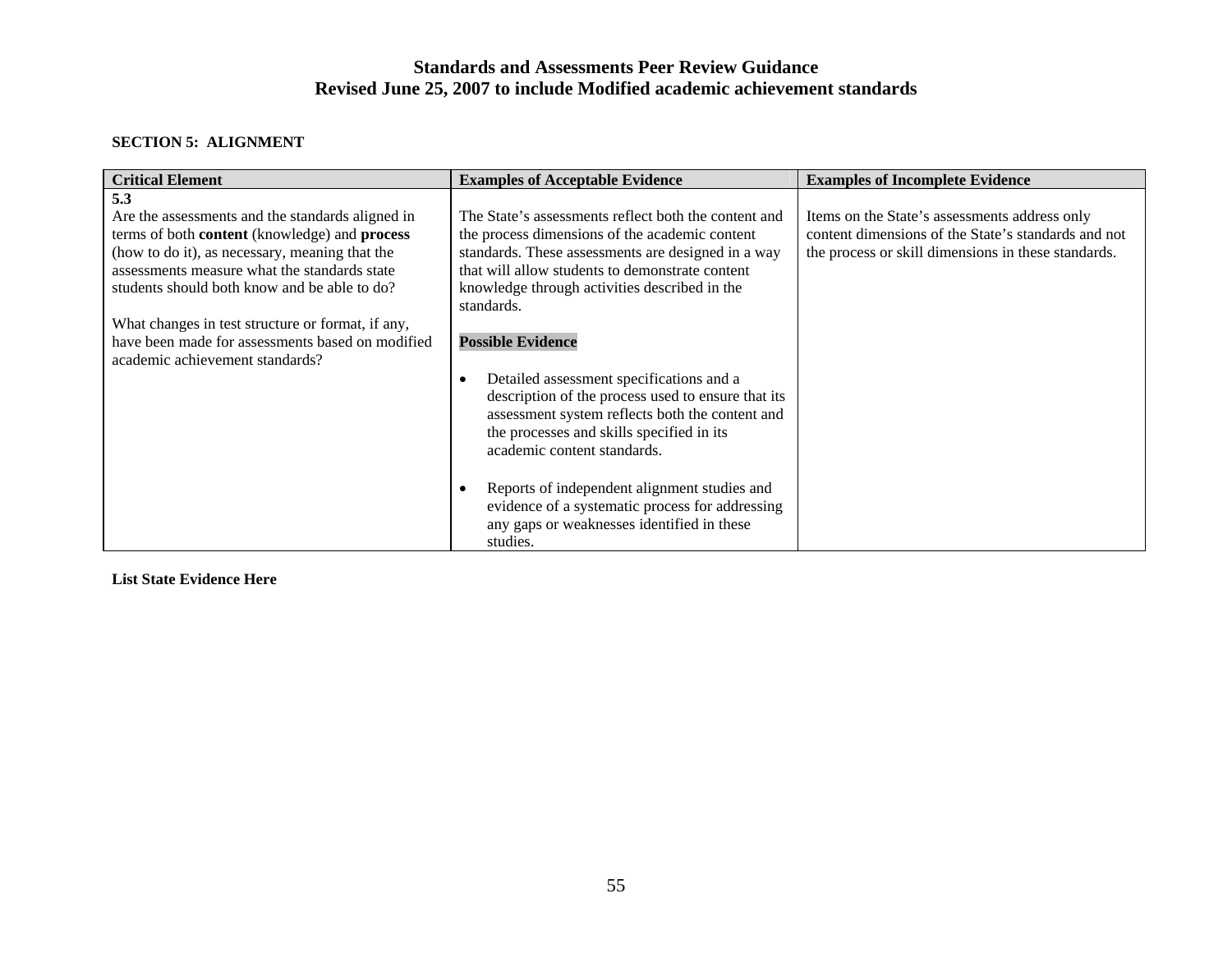# Standards and Assessments Peer Review Guidance
## Revised June 25, 2007 to include Modified academic achievement standards

**SECTION 5: ALIGNMENT**

| Critical Element | Examples of Acceptable Evidence | Examples of Incomplete Evidence |
|---|---|---|
| **5.3**<br>Are the assessments and the standards aligned in terms of both **content** (knowledge) and **process** (how to do it), as necessary, meaning that the assessments measure what the standards state students should both know and be able to do?<br><br>What changes in test structure or format, if any, have been made for assessments based on modified academic achievement standards? | The State's assessments reflect both the content and the process dimensions of the academic content standards. These assessments are designed in a way that will allow students to demonstrate content knowledge through activities described in the standards.<br><br>**Possible Evidence**<br><br>• Detailed assessment specifications and a description of the process used to ensure that its assessment system reflects both the content and the processes and skills specified in its academic content standards.<br><br>• Reports of independent alignment studies and evidence of a systematic process for addressing any gaps or weaknesses identified in these studies. | Items on the State's assessments address only content dimensions of the State's standards and not the process or skill dimensions in these standards. |

**List State Evidence Here**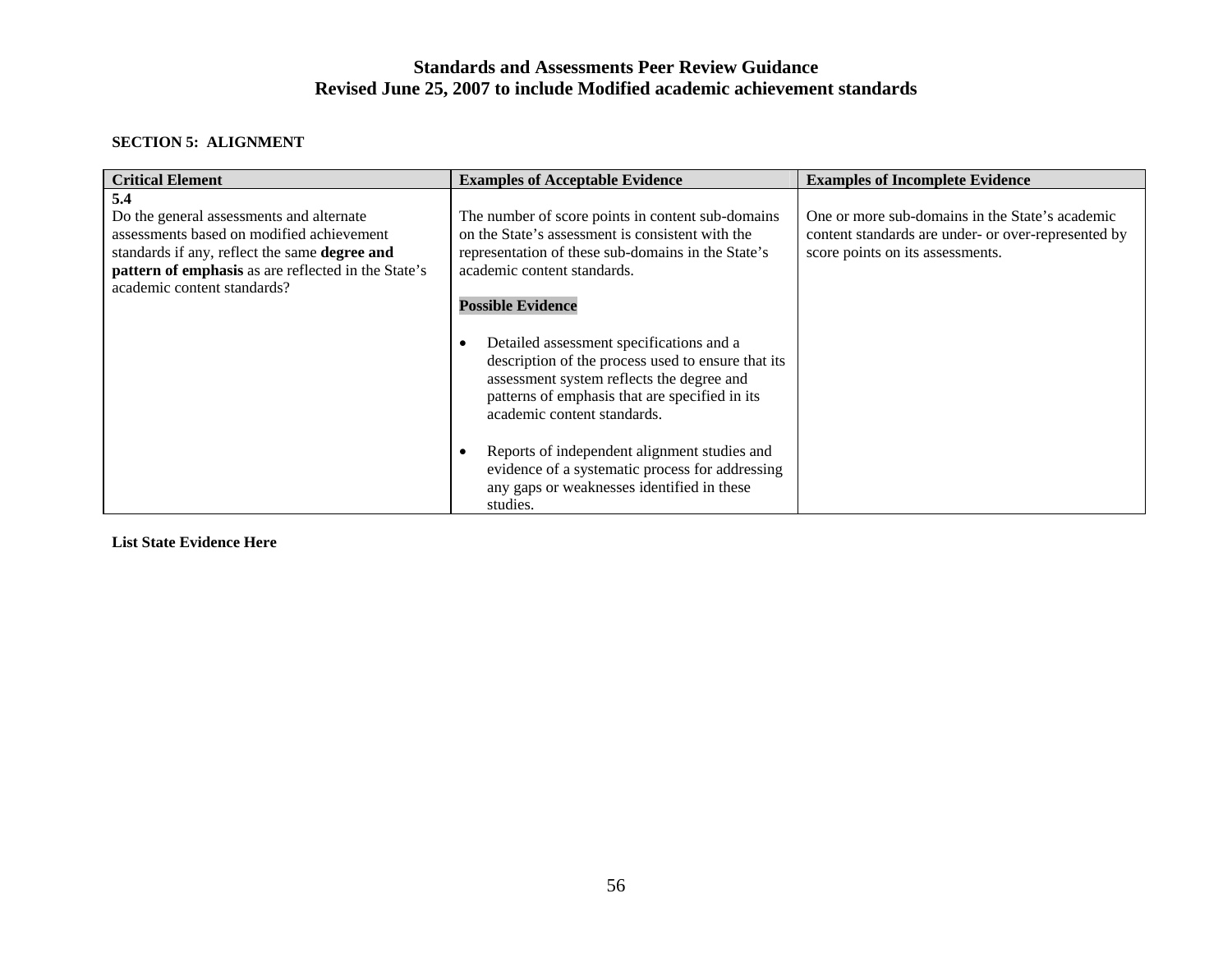# Standards and Assessments Peer Review Guidance
## Revised June 25, 2007 to include Modified academic achievement standards

### SECTION 5: ALIGNMENT

| Critical Element | Examples of Acceptable Evidence | Examples of Incomplete Evidence |
|---|---|---|
| **5.4**<br>Do the general assessments and alternate assessments based on modified achievement standards if any, reflect the same **degree and pattern of emphasis** as are reflected in the State's academic content standards? | The number of score points in content sub-domains on the State's assessment is consistent with the representation of these sub-domains in the State's academic content standards.<br><br>**Possible Evidence**<br><br>• Detailed assessment specifications and a description of the process used to ensure that its assessment system reflects the degree and patterns of emphasis that are specified in its academic content standards.<br><br>• Reports of independent alignment studies and evidence of a systematic process for addressing any gaps or weaknesses identified in these studies. | One or more sub-domains in the State's academic content standards are under- or over-represented by score points on its assessments. |

**List State Evidence Here**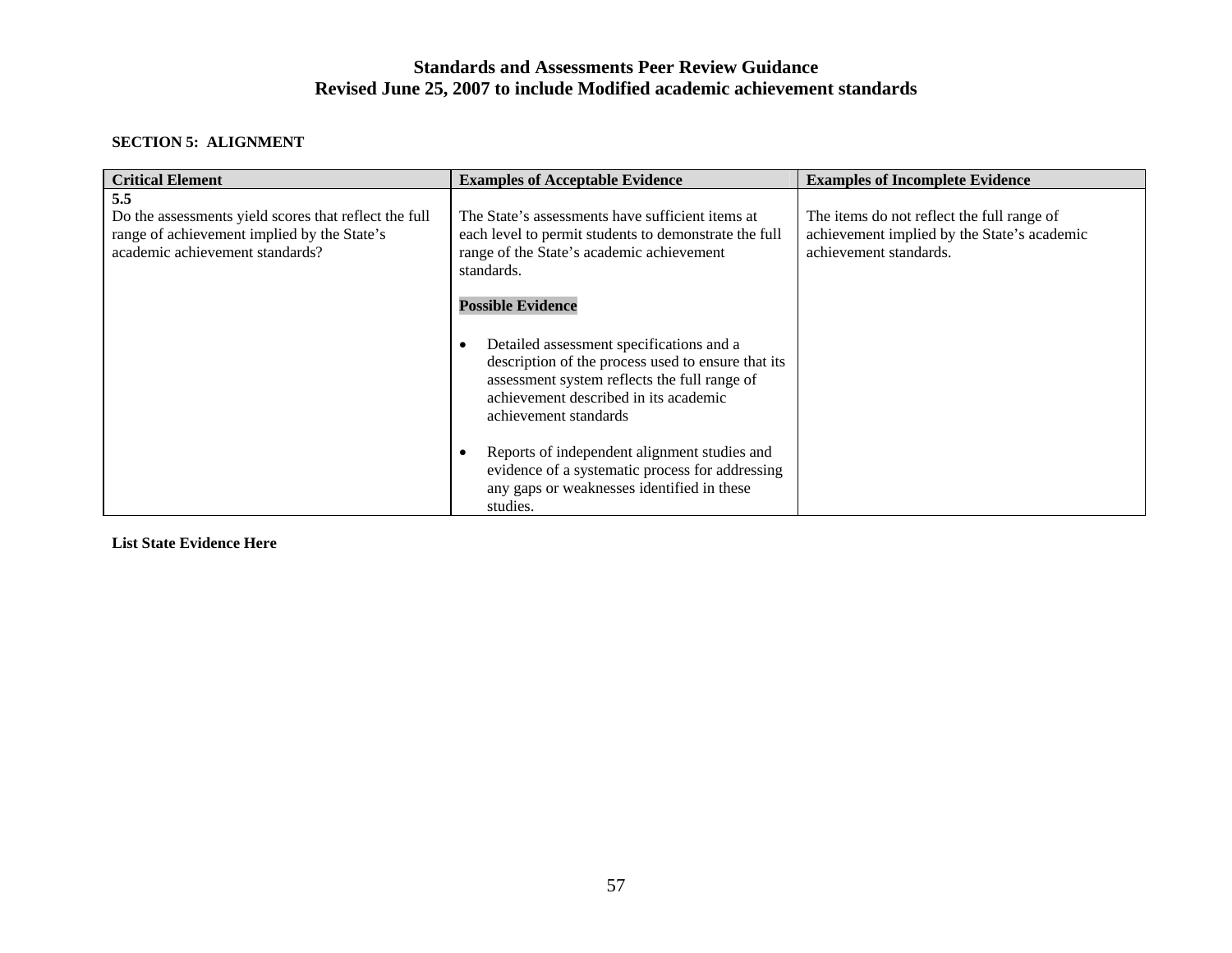## SECTION 5: ALIGNMENT

| Critical Element | Examples of Acceptable Evidence | Examples of Incomplete Evidence |
|---|---|---|
| **5.5**<br>Do the assessments yield scores that reflect the full range of achievement implied by the State's academic achievement standards? | The State's assessments have sufficient items at each level to permit students to demonstrate the full range of the State's academic achievement standards.<br><br>**Possible Evidence**<br><br>• Detailed assessment specifications and a description of the process used to ensure that its assessment system reflects the full range of achievement described in its academic achievement standards<br><br>• Reports of independent alignment studies and evidence of a systematic process for addressing any gaps or weaknesses identified in these studies. | The items do not reflect the full range of achievement implied by the State's academic achievement standards. |

**List State Evidence Here**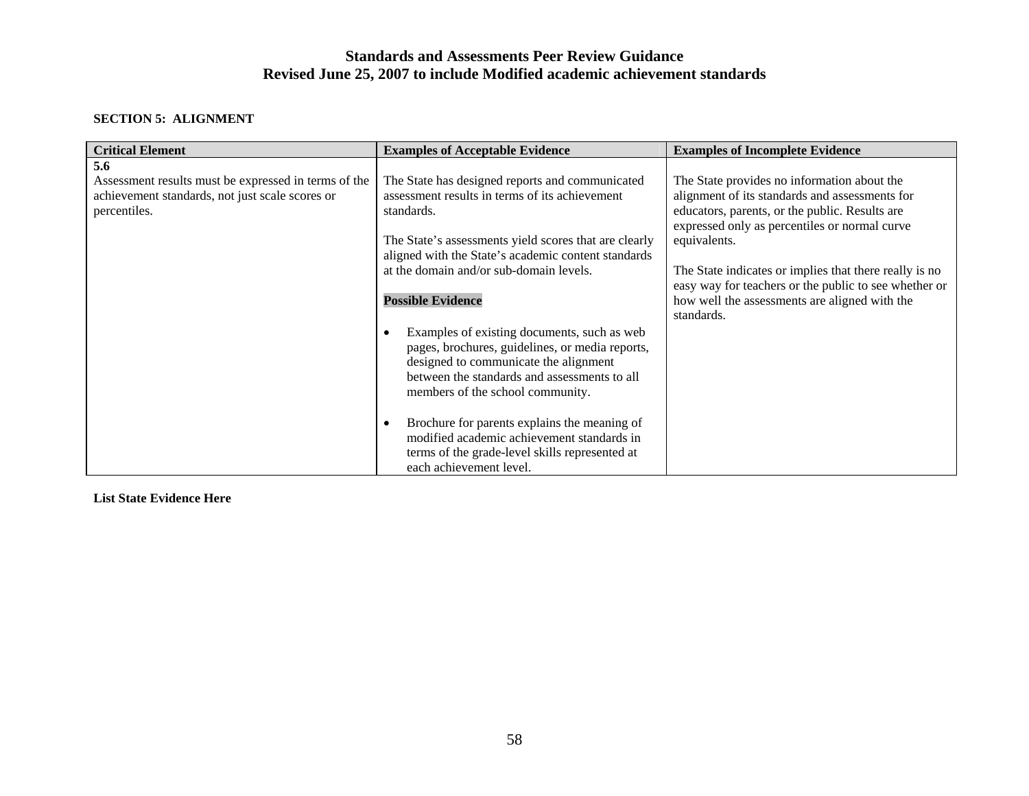**SECTION 5: ALIGNMENT**

| Critical Element | Examples of Acceptable Evidence | Examples of Incomplete Evidence |
|---|---|---|
| **5.6**<br>Assessment results must be expressed in terms of the achievement standards, not just scale scores or percentiles. | The State has designed reports and communicated assessment results in terms of its achievement standards.<br><br>The State's assessments yield scores that are clearly aligned with the State's academic content standards at the domain and/or sub-domain levels.<br><br>**Possible Evidence**<br><br>• Examples of existing documents, such as web pages, brochures, guidelines, or media reports, designed to communicate the alignment between the standards and assessments to all members of the school community.<br><br>• Brochure for parents explains the meaning of modified academic achievement standards in terms of the grade-level skills represented at each achievement level. | The State provides no information about the alignment of its standards and assessments for educators, parents, or the public. Results are expressed only as percentiles or normal curve equivalents.<br><br>The State indicates or implies that there really is no easy way for teachers or the public to see whether or how well the assessments are aligned with the standards. |

**List State Evidence Here**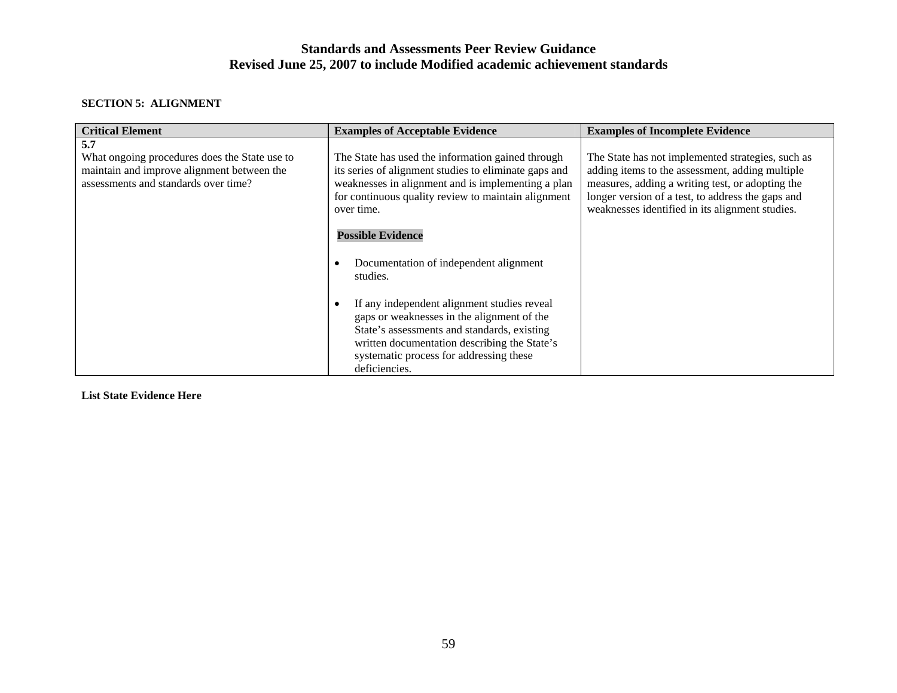**SECTION 5: ALIGNMENT**

| Critical Element | Examples of Acceptable Evidence | Examples of Incomplete Evidence |
|---|---|---|
| **5.7**<br>What ongoing procedures does the State use to maintain and improve alignment between the assessments and standards over time? | The State has used the information gained through its series of alignment studies to eliminate gaps and weaknesses in alignment and is implementing a plan for continuous quality review to maintain alignment over time.<br><br>**Possible Evidence**<br><br>• Documentation of independent alignment studies.<br><br>• If any independent alignment studies reveal gaps or weaknesses in the alignment of the State's assessments and standards, existing written documentation describing the State's systematic process for addressing these deficiencies. | The State has not implemented strategies, such as adding items to the assessment, adding multiple measures, adding a writing test, or adopting the longer version of a test, to address the gaps and weaknesses identified in its alignment studies. |

**List State Evidence Here**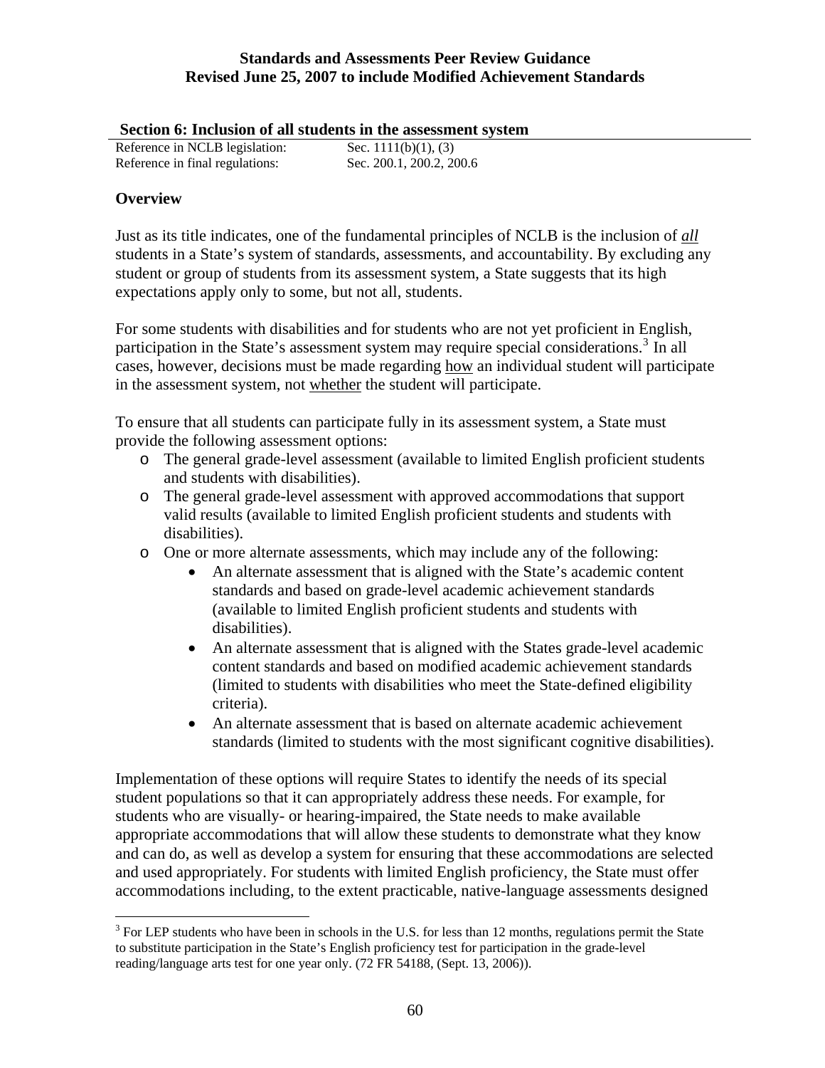## Section 6: Inclusion of all students in the assessment system

Reference in NCLB legislation: Sec. 1111(b)(1), (3)
Reference in final regulations: Sec. 200.1, 200.2, 200.6

### Overview

Just as its title indicates, one of the fundamental principles of NCLB is the inclusion of ***all*** students in a State's system of standards, assessments, and accountability. By excluding any student or group of students from its assessment system, a State suggests that its high expectations apply only to some, but not all, students.

For some students with disabilities and for students who are not yet proficient in English, participation in the State's assessment system may require special considerations.[3] In all cases, however, decisions must be made regarding how an individual student will participate in the assessment system, not whether the student will participate.

To ensure that all students can participate fully in its assessment system, a State must provide the following assessment options:

- The general grade-level assessment (available to limited English proficient students and students with disabilities).
- The general grade-level assessment with approved accommodations that support valid results (available to limited English proficient students and students with disabilities).
- One or more alternate assessments, which may include any of the following:
  - An alternate assessment that is aligned with the State's academic content standards and based on grade-level academic achievement standards (available to limited English proficient students and students with disabilities).
  - An alternate assessment that is aligned with the States grade-level academic content standards and based on modified academic achievement standards (limited to students with disabilities who meet the State-defined eligibility criteria).
  - An alternate assessment that is based on alternate academic achievement standards (limited to students with the most significant cognitive disabilities).

Implementation of these options will require States to identify the needs of its special student populations so that it can appropriately address these needs. For example, for students who are visually- or hearing-impaired, the State needs to make available appropriate accommodations that will allow these students to demonstrate what they know and can do, as well as develop a system for ensuring that these accommodations are selected and used appropriately. For students with limited English proficiency, the State must offer accommodations including, to the extent practicable, native-language assessments designed

[3] For LEP students who have been in schools in the U.S. for less than 12 months, regulations permit the State to substitute participation in the State's English proficiency test for participation in the grade-level reading/language arts test for one year only. (72 FR 54188, (Sept. 13, 2006)).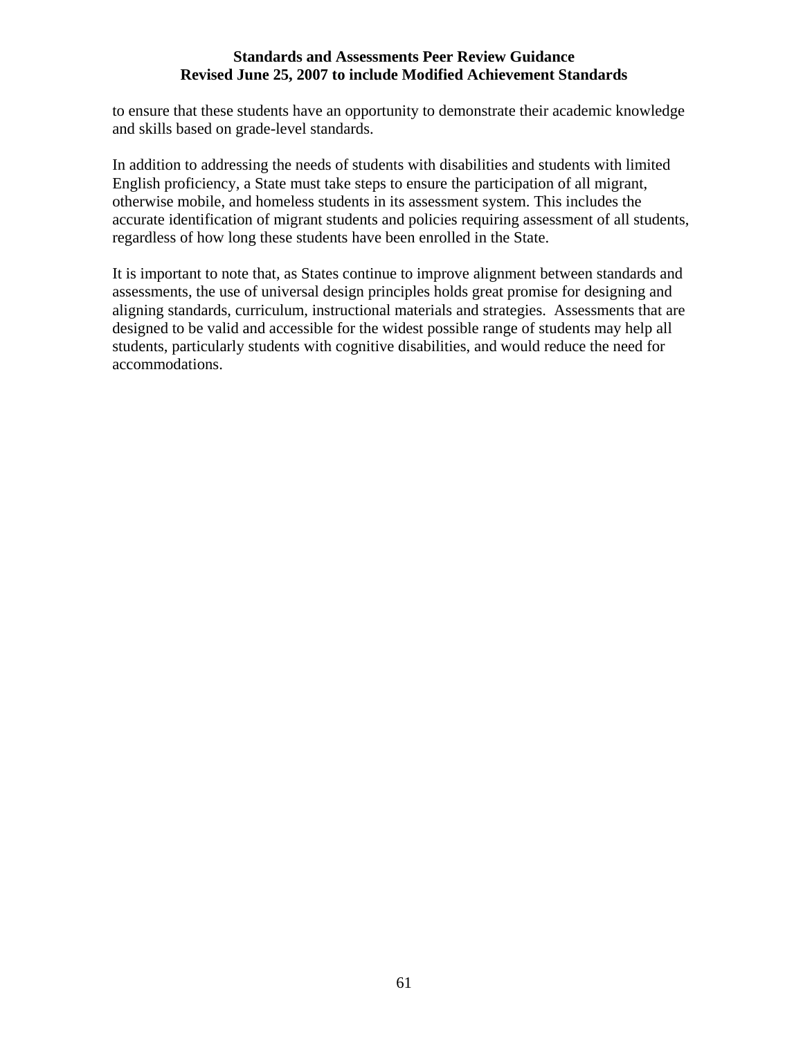to ensure that these students have an opportunity to demonstrate their academic knowledge and skills based on grade-level standards.

In addition to addressing the needs of students with disabilities and students with limited English proficiency, a State must take steps to ensure the participation of all migrant, otherwise mobile, and homeless students in its assessment system. This includes the accurate identification of migrant students and policies requiring assessment of all students, regardless of how long these students have been enrolled in the State.

It is important to note that, as States continue to improve alignment between standards and assessments, the use of universal design principles holds great promise for designing and aligning standards, curriculum, instructional materials and strategies. Assessments that are designed to be valid and accessible for the widest possible range of students may help all students, particularly students with cognitive disabilities, and would reduce the need for accommodations.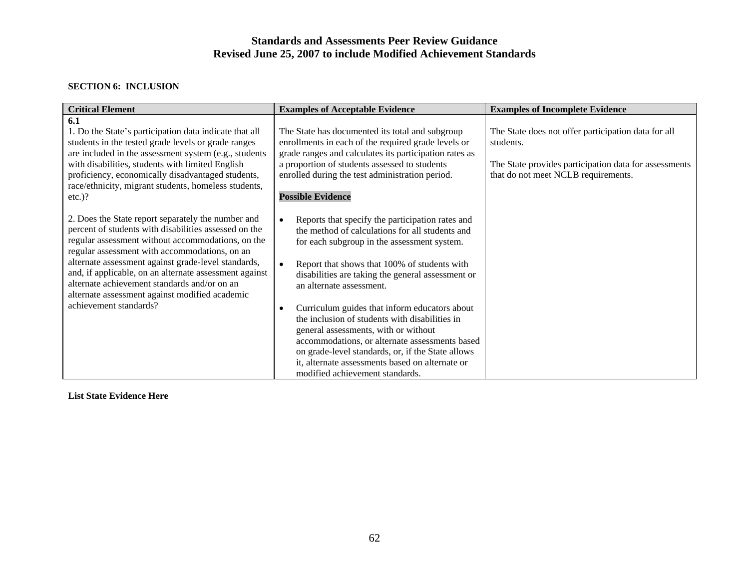## SECTION 6: INCLUSION

| Critical Element | Examples of Acceptable Evidence | Examples of Incomplete Evidence |
|---|---|---|
| **6.1**<br>1. Do the State's participation data indicate that all students in the tested grade levels or grade ranges are included in the assessment system (e.g., students with disabilities, students with limited English proficiency, economically disadvantaged students, race/ethnicity, migrant students, homeless students, etc.)?<br><br>2. Does the State report separately the number and percent of students with disabilities assessed on the regular assessment without accommodations, on the regular assessment with accommodations, on an alternate assessment against grade-level standards, and, if applicable, on an alternate assessment against alternate achievement standards and/or on an alternate assessment against modified academic achievement standards? | The State has documented its total and subgroup enrollments in each of the required grade levels or grade ranges and calculates its participation rates as a proportion of students assessed to students enrolled during the test administration period.<br><br>**Possible Evidence**<br><br>• Reports that specify the participation rates and the method of calculations for all students and for each subgroup in the assessment system.<br><br>• Report that shows that 100% of students with disabilities are taking the general assessment or an alternate assessment.<br><br>• Curriculum guides that inform educators about the inclusion of students with disabilities in general assessments, with or without accommodations, or alternate assessments based on grade-level standards, or, if the State allows it, alternate assessments based on alternate or modified achievement standards. | The State does not offer participation data for all students.<br><br>The State provides participation data for assessments that do not meet NCLB requirements. |

**List State Evidence Here**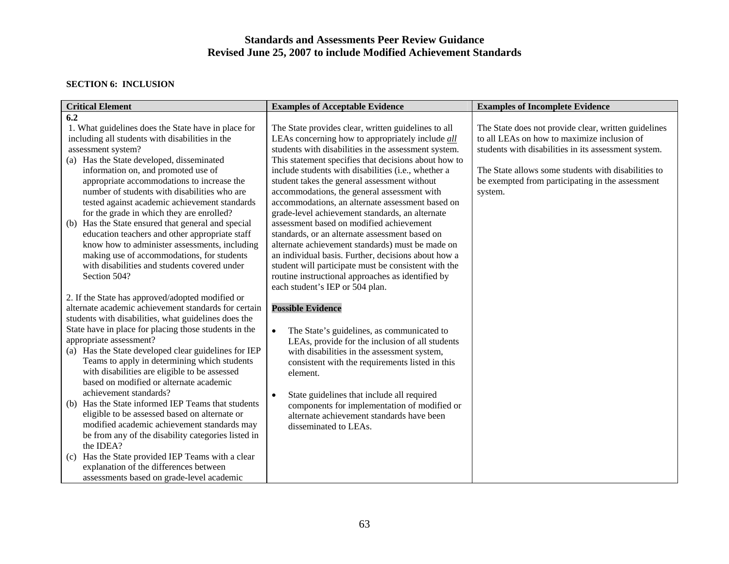# Standards and Assessments Peer Review Guidance
## Revised June 25, 2007 to include Modified Achievement Standards

### SECTION 6: INCLUSION

| Critical Element | Examples of Acceptable Evidence | Examples of Incomplete Evidence |
|---|---|---|
| **6.2**<br>1. What guidelines does the State have in place for including all students with disabilities in the assessment system?<br>(a) Has the State developed, disseminated information on, and promoted use of appropriate accommodations to increase the number of students with disabilities who are tested against academic achievement standards for the grade in which they are enrolled?<br>(b) Has the State ensured that general and special education teachers and other appropriate staff know how to administer assessments, including making use of accommodations, for students with disabilities and students covered under Section 504?<br><br>2. If the State has approved/adopted modified or alternate academic achievement standards for certain students with disabilities, what guidelines does the State have in place for placing those students in the appropriate assessment?<br>(a) Has the State developed clear guidelines for IEP Teams to apply in determining which students with disabilities are eligible to be assessed based on modified or alternate academic achievement standards?<br>(b) Has the State informed IEP Teams that students eligible to be assessed based on alternate or modified academic achievement standards may be from any of the disability categories listed in the IDEA?<br>(c) Has the State provided IEP Teams with a clear explanation of the differences between assessments based on grade-level academic | The State provides clear, written guidelines to all LEAs concerning how to appropriately include ***all*** students with disabilities in the assessment system. This statement specifies that decisions about how to include students with disabilities (i.e., whether a student takes the general assessment without accommodations, the general assessment with accommodations, an alternate assessment based on grade-level achievement standards, an alternate assessment based on modified achievement standards, or an alternate assessment based on alternate achievement standards) must be made on an individual basis. Further, decisions about how a student will participate must be consistent with the routine instructional approaches as identified by each student's IEP or 504 plan.<br><br>**Possible Evidence**<br><br>• The State's guidelines, as communicated to LEAs, provide for the inclusion of all students with disabilities in the assessment system, consistent with the requirements listed in this element.<br><br>• State guidelines that include all required components for implementation of modified or alternate achievement standards have been disseminated to LEAs. | The State does not provide clear, written guidelines to all LEAs on how to maximize inclusion of students with disabilities in its assessment system.<br><br>The State allows some students with disabilities to be exempted from participating in the assessment system. |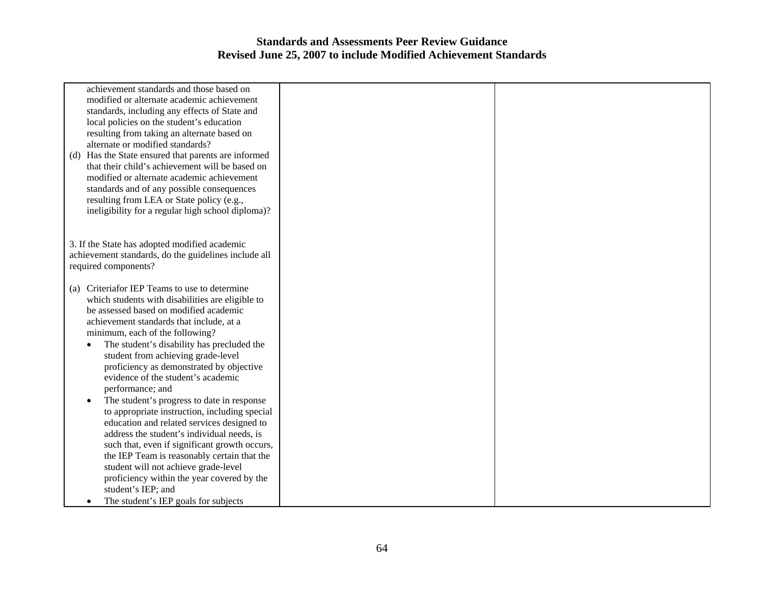| | | |
|---|---|---|
| achievement standards and those based on modified or alternate academic achievement standards, including any effects of State and local policies on the student's education resulting from taking an alternate based on alternate or modified standards?<br>(d) Has the State ensured that parents are informed that their child's achievement will be based on modified or alternate academic achievement standards and of any possible consequences resulting from LEA or State policy (e.g., ineligibility for a regular high school diploma)?<br><br>3. If the State has adopted modified academic achievement standards, do the guidelines include all required components?<br><br>(a) Criteriafor IEP Teams to use to determine which students with disabilities are eligible to be assessed based on modified academic achievement standards that include, at a minimum, each of the following?<br>• The student's disability has precluded the student from achieving grade-level proficiency as demonstrated by objective evidence of the student's academic performance; and<br>• The student's progress to date in response to appropriate instruction, including special education and related services designed to address the student's individual needs, is such that, even if significant growth occurs, the IEP Team is reasonably certain that the student will not achieve grade-level proficiency within the year covered by the student's IEP; and<br>• The student's IEP goals for subjects | | |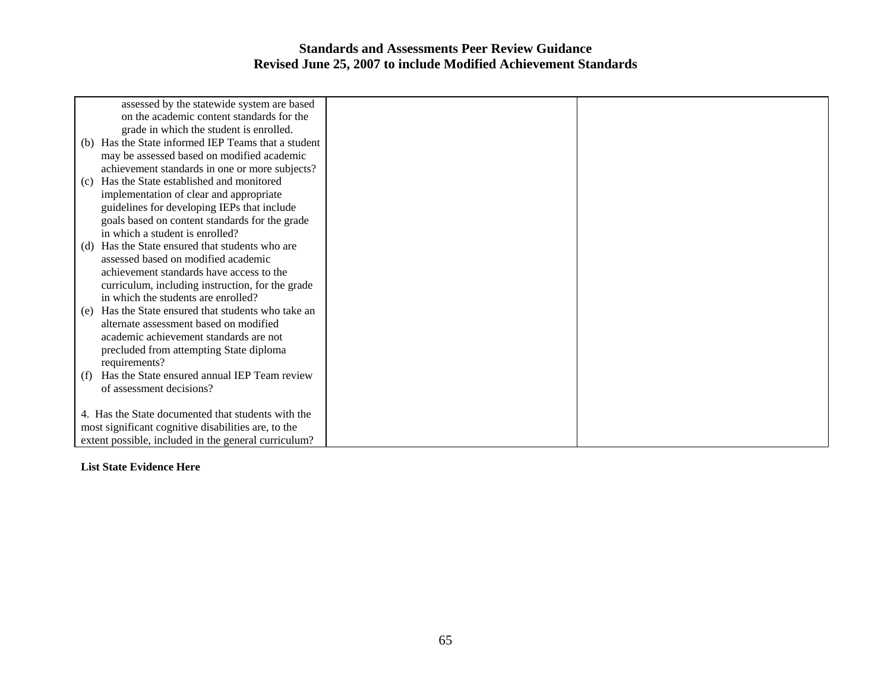| | | |
|---|---|---|
| assessed by the statewide system are based on the academic content standards for the grade in which the student is enrolled.<br>(b) Has the State informed IEP Teams that a student may be assessed based on modified academic achievement standards in one or more subjects?<br>(c) Has the State established and monitored implementation of clear and appropriate guidelines for developing IEPs that include goals based on content standards for the grade in which a student is enrolled?<br>(d) Has the State ensured that students who are assessed based on modified academic achievement standards have access to the curriculum, including instruction, for the grade in which the students are enrolled?<br>(e) Has the State ensured that students who take an alternate assessment based on modified academic achievement standards are not precluded from attempting State diploma requirements?<br>(f) Has the State ensured annual IEP Team review of assessment decisions?<br><br>4. Has the State documented that students with the most significant cognitive disabilities are, to the extent possible, included in the general curriculum? | | |

**List State Evidence Here**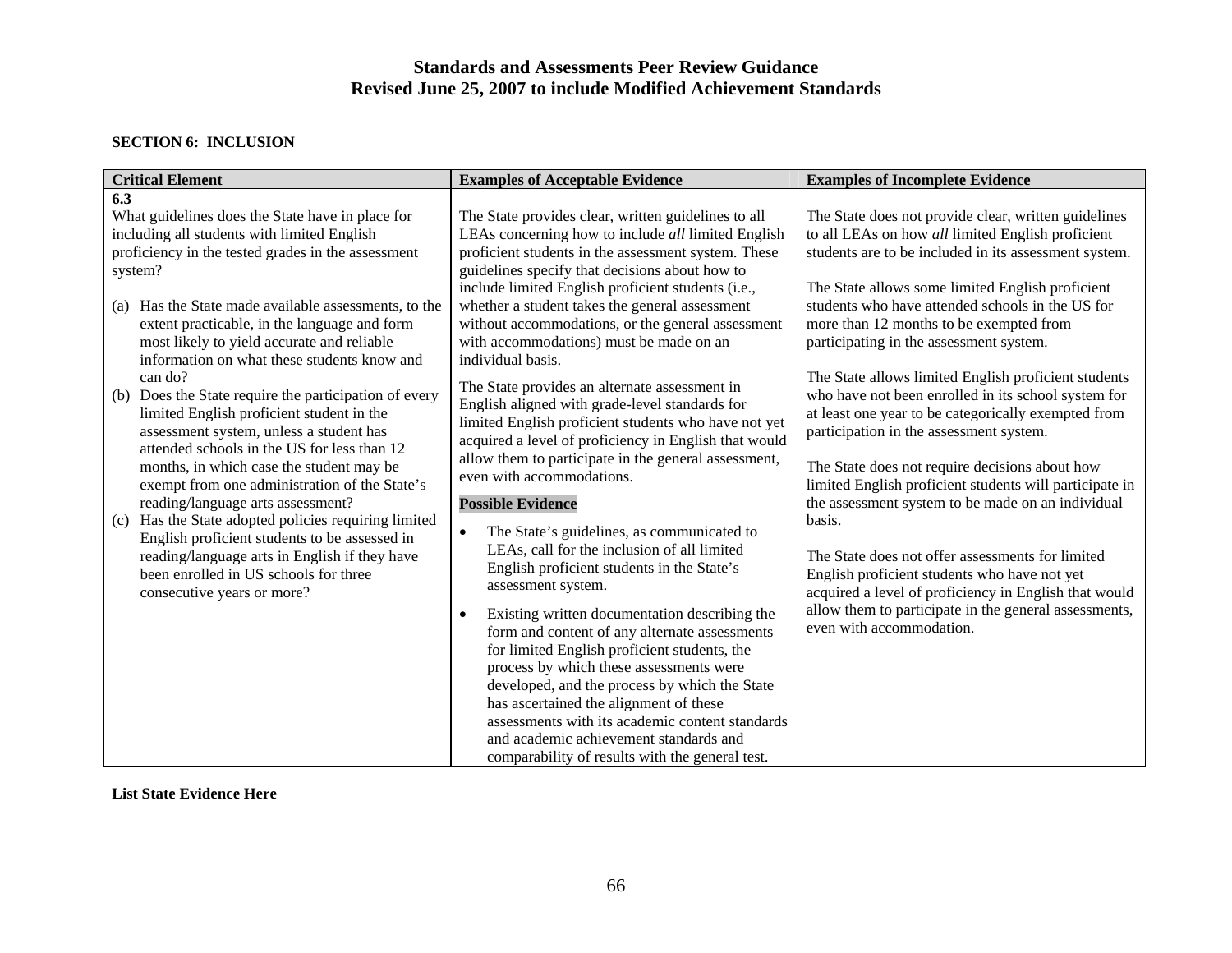**SECTION 6: INCLUSION**

| Critical Element | Examples of Acceptable Evidence | Examples of Incomplete Evidence |
|---|---|---|
| **6.3**<br>What guidelines does the State have in place for including all students with limited English proficiency in the tested grades in the assessment system?<br><br>(a) Has the State made available assessments, to the extent practicable, in the language and form most likely to yield accurate and reliable information on what these students know and can do?<br>(b) Does the State require the participation of every limited English proficient student in the assessment system, unless a student has attended schools in the US for less than 12 months, in which case the student may be exempt from one administration of the State's reading/language arts assessment?<br>(c) Has the State adopted policies requiring limited English proficient students to be assessed in reading/language arts in English if they have been enrolled in US schools for three consecutive years or more? | The State provides clear, written guidelines to all LEAs concerning how to include ***all*** limited English proficient students in the assessment system. These guidelines specify that decisions about how to include limited English proficient students (i.e., whether a student takes the general assessment without accommodations, or the general assessment with accommodations) must be made on an individual basis.<br><br>The State provides an alternate assessment in English aligned with grade-level standards for limited English proficient students who have not yet acquired a level of proficiency in English that would allow them to participate in the general assessment, even with accommodations.<br><br>**Possible Evidence**<br><br>• The State's guidelines, as communicated to LEAs, call for the inclusion of all limited English proficient students in the State's assessment system.<br><br>• Existing written documentation describing the form and content of any alternate assessments for limited English proficient students, the process by which these assessments were developed, and the process by which the State has ascertained the alignment of these assessments with its academic content standards and academic achievement standards and comparability of results with the general test. | The State does not provide clear, written guidelines to all LEAs on how ***all*** limited English proficient students are to be included in its assessment system.<br><br>The State allows some limited English proficient students who have attended schools in the US for more than 12 months to be exempted from participating in the assessment system.<br><br>The State allows limited English proficient students who have not been enrolled in its school system for at least one year to be categorically exempted from participation in the assessment system.<br><br>The State does not require decisions about how limited English proficient students will participate in the assessment system to be made on an individual basis.<br><br>The State does not offer assessments for limited English proficient students who have not yet acquired a level of proficiency in English that would allow them to participate in the general assessments, even with accommodation. |

**List State Evidence Here**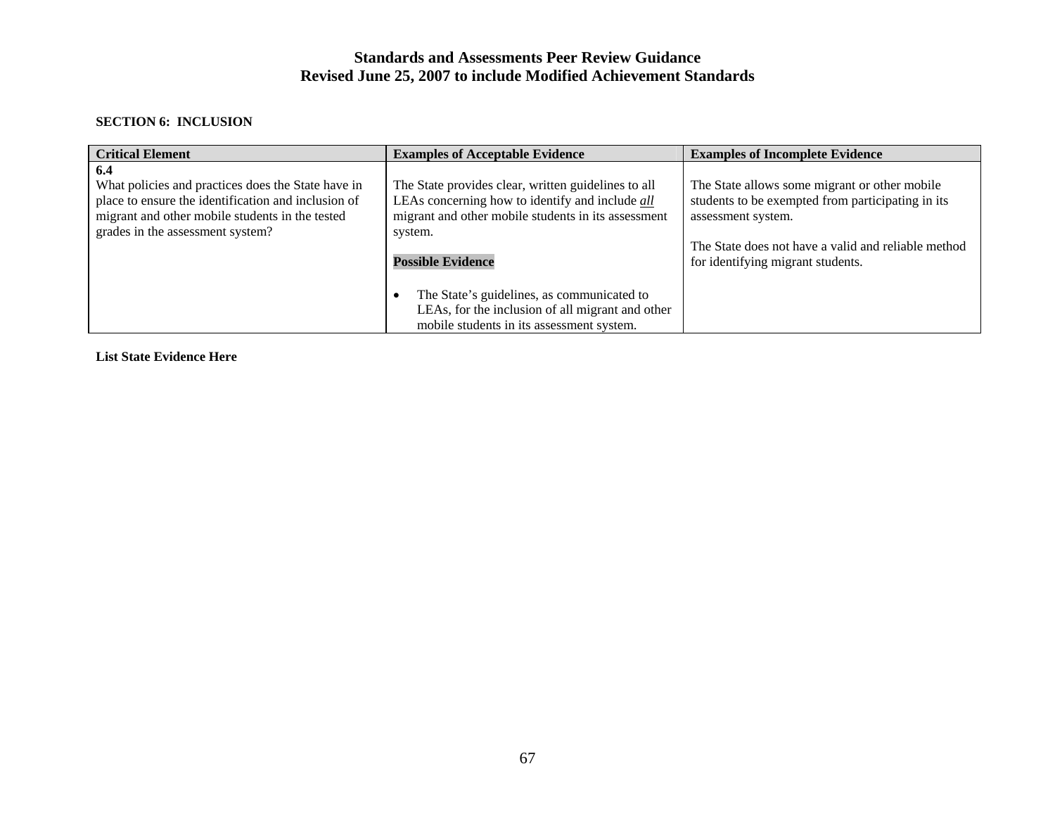# Standards and Assessments Peer Review Guidance
# Revised June 25, 2007 to include Modified Achievement Standards

## SECTION 6: INCLUSION

| Critical Element | Examples of Acceptable Evidence | Examples of Incomplete Evidence |
|---|---|---|
| **6.4**<br>What policies and practices does the State have in place to ensure the identification and inclusion of migrant and other mobile students in the tested grades in the assessment system? | The State provides clear, written guidelines to all LEAs concerning how to identify and include ***all*** migrant and other mobile students in its assessment system.<br><br>**Possible Evidence**<br><br>• The State's guidelines, as communicated to LEAs, for the inclusion of all migrant and other mobile students in its assessment system. | The State allows some migrant or other mobile students to be exempted from participating in its assessment system.<br><br>The State does not have a valid and reliable method for identifying migrant students. |

**List State Evidence Here**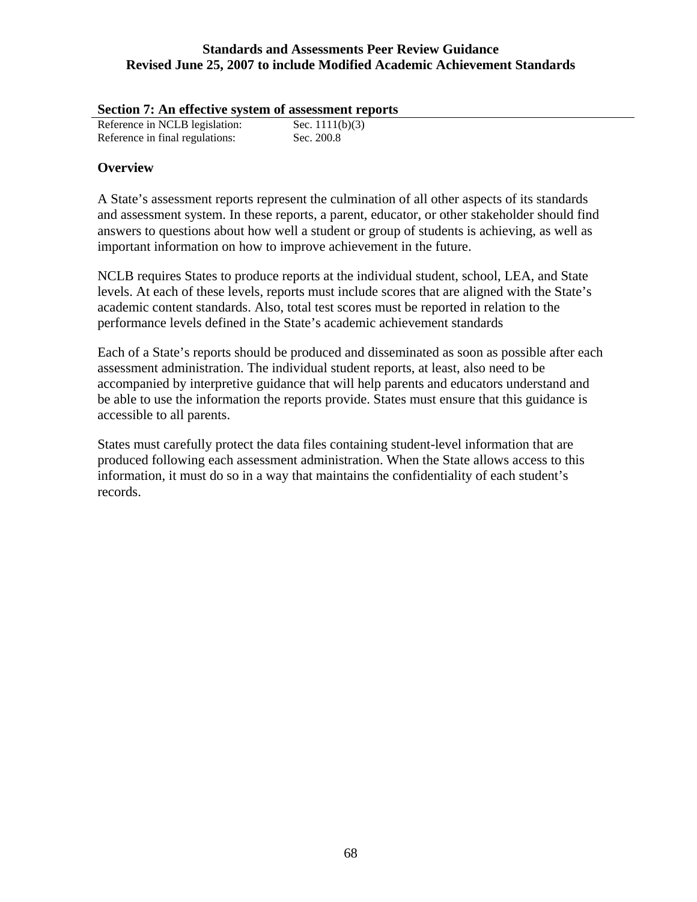## Section 7: An effective system of assessment reports

Reference in NCLB legislation: Sec. 1111(b)(3)
Reference in final regulations: Sec. 200.8

### Overview

A State's assessment reports represent the culmination of all other aspects of its standards and assessment system. In these reports, a parent, educator, or other stakeholder should find answers to questions about how well a student or group of students is achieving, as well as important information on how to improve achievement in the future.

NCLB requires States to produce reports at the individual student, school, LEA, and State levels. At each of these levels, reports must include scores that are aligned with the State's academic content standards. Also, total test scores must be reported in relation to the performance levels defined in the State's academic achievement standards

Each of a State's reports should be produced and disseminated as soon as possible after each assessment administration. The individual student reports, at least, also need to be accompanied by interpretive guidance that will help parents and educators understand and be able to use the information the reports provide. States must ensure that this guidance is accessible to all parents.

States must carefully protect the data files containing student-level information that are produced following each assessment administration. When the State allows access to this information, it must do so in a way that maintains the confidentiality of each student's records.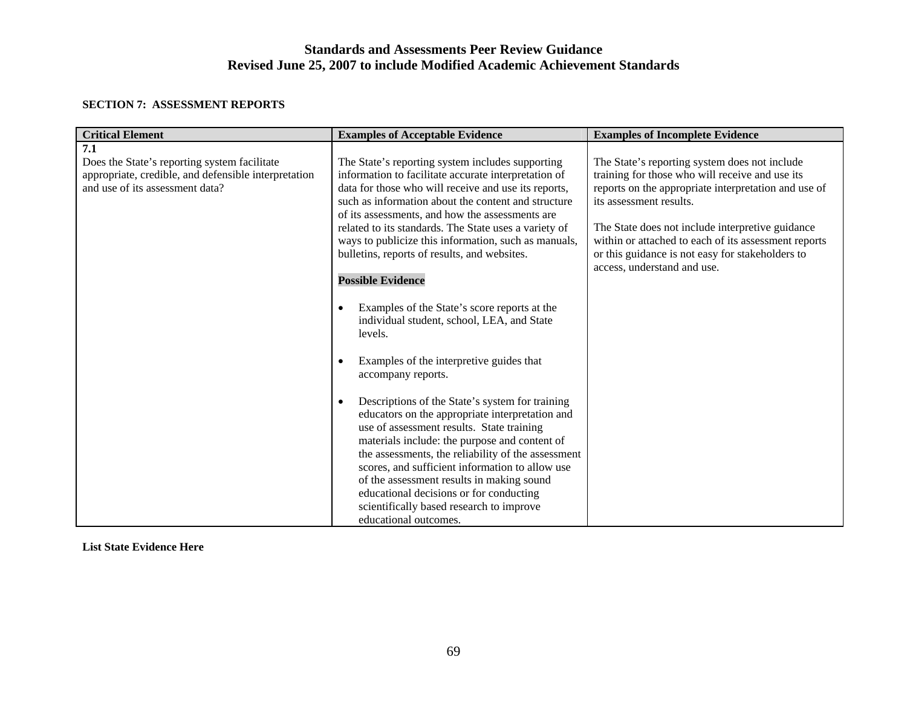**SECTION 7: ASSESSMENT REPORTS**

| Critical Element | Examples of Acceptable Evidence | Examples of Incomplete Evidence |
|---|---|---|
| **7.1**<br>Does the State's reporting system facilitate appropriate, credible, and defensible interpretation and use of its assessment data? | The State's reporting system includes supporting information to facilitate accurate interpretation of data for those who will receive and use its reports, such as information about the content and structure of its assessments, and how the assessments are related to its standards. The State uses a variety of ways to publicize this information, such as manuals, bulletins, reports of results, and websites.<br><br>**Possible Evidence**<br><br>• Examples of the State's score reports at the individual student, school, LEA, and State levels.<br><br>• Examples of the interpretive guides that accompany reports.<br><br>• Descriptions of the State's system for training educators on the appropriate interpretation and use of assessment results. State training materials include: the purpose and content of the assessments, the reliability of the assessment scores, and sufficient information to allow use of the assessment results in making sound educational decisions or for conducting scientifically based research to improve educational outcomes. | The State's reporting system does not include training for those who will receive and use its reports on the appropriate interpretation and use of its assessment results.<br><br>The State does not include interpretive guidance within or attached to each of its assessment reports or this guidance is not easy for stakeholders to access, understand and use. |

**List State Evidence Here**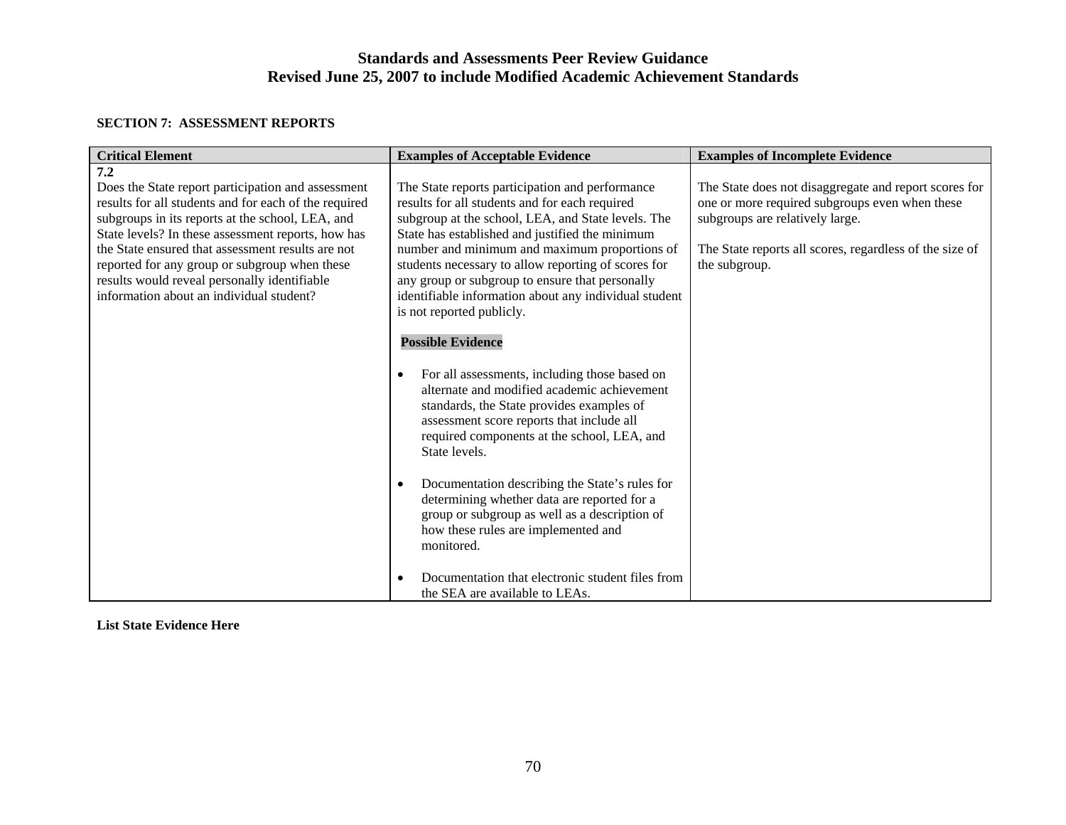# Standards and Assessments Peer Review Guidance
## Revised June 25, 2007 to include Modified Academic Achievement Standards

### SECTION 7: ASSESSMENT REPORTS

| Critical Element | Examples of Acceptable Evidence | Examples of Incomplete Evidence |
|---|---|---|
| **7.2**<br>Does the State report participation and assessment results for all students and for each of the required subgroups in its reports at the school, LEA, and State levels? In these assessment reports, how has the State ensured that assessment results are not reported for any group or subgroup when these results would reveal personally identifiable information about an individual student? | The State reports participation and performance results for all students and for each required subgroup at the school, LEA, and State levels. The State has established and justified the minimum number and minimum and maximum proportions of students necessary to allow reporting of scores for any group or subgroup to ensure that personally identifiable information about any individual student is not reported publicly.<br><br>**Possible Evidence**<br><br>• For all assessments, including those based on alternate and modified academic achievement standards, the State provides examples of assessment score reports that include all required components at the school, LEA, and State levels.<br><br>• Documentation describing the State's rules for determining whether data are reported for a group or subgroup as well as a description of how these rules are implemented and monitored.<br><br>• Documentation that electronic student files from the SEA are available to LEAs. | The State does not disaggregate and report scores for one or more required subgroups even when these subgroups are relatively large.<br><br>The State reports all scores, regardless of the size of the subgroup. |

**List State Evidence Here**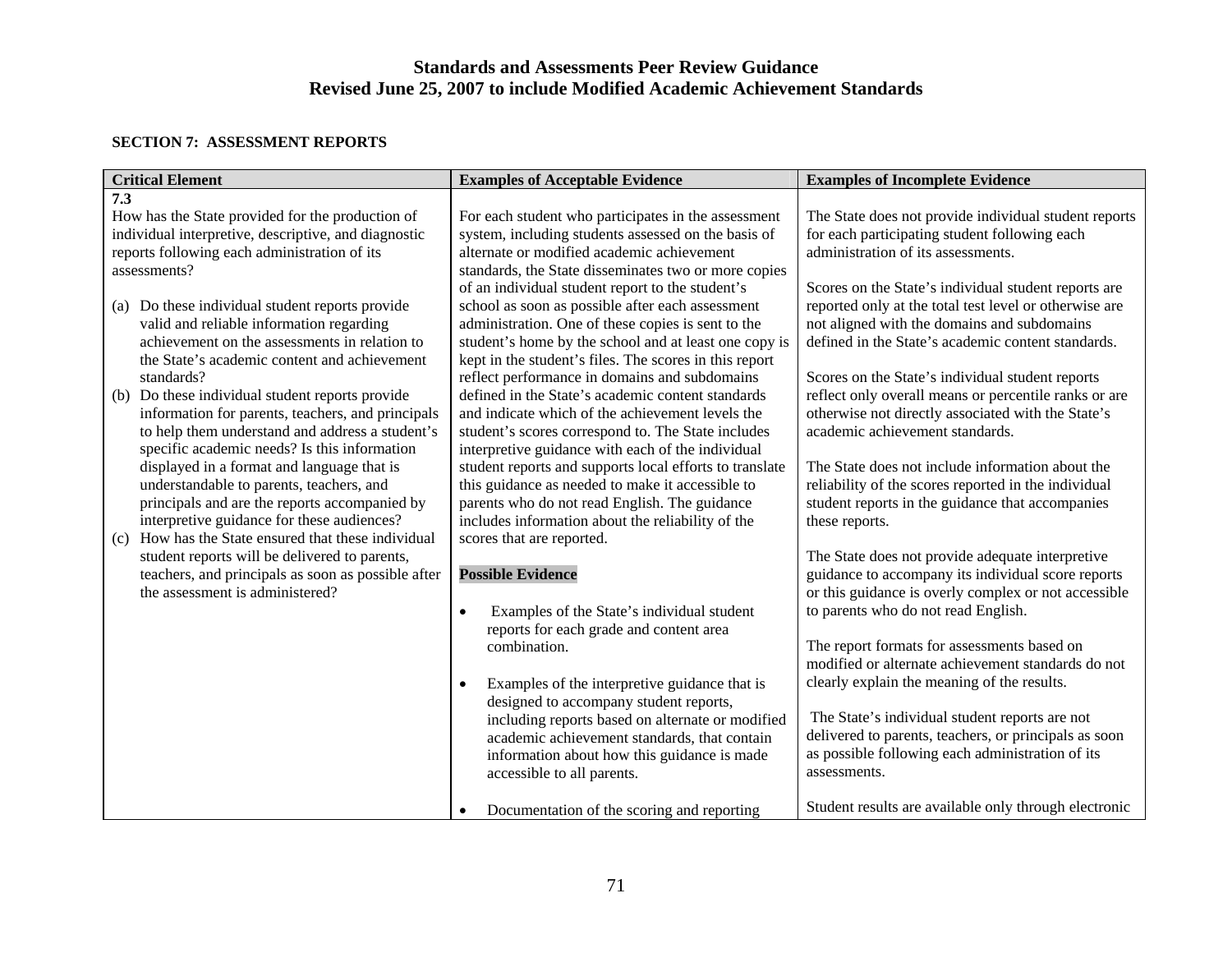## SECTION 7: ASSESSMENT REPORTS

| Critical Element | Examples of Acceptable Evidence | Examples of Incomplete Evidence |
|---|---|---|
| **7.3**<br>How has the State provided for the production of individual interpretive, descriptive, and diagnostic reports following each administration of its assessments?<br><br>(a) Do these individual student reports provide valid and reliable information regarding achievement on the assessments in relation to the State's academic content and achievement standards?<br>(b) Do these individual student reports provide information for parents, teachers, and principals to help them understand and address a student's specific academic needs? Is this information displayed in a format and language that is understandable to parents, teachers, and principals and are the reports accompanied by interpretive guidance for these audiences?<br>(c) How has the State ensured that these individual student reports will be delivered to parents, teachers, and principals as soon as possible after the assessment is administered? | For each student who participates in the assessment system, including students assessed on the basis of alternate or modified academic achievement standards, the State disseminates two or more copies of an individual student report to the student's school as soon as possible after each assessment administration. One of these copies is sent to the student's home by the school and at least one copy is kept in the student's files. The scores in this report reflect performance in domains and subdomains defined in the State's academic content standards and indicate which of the achievement levels the student's scores correspond to. The State includes interpretive guidance with each of the individual student reports and supports local efforts to translate this guidance as needed to make it accessible to parents who do not read English. The guidance includes information about the reliability of the scores that are reported.<br><br>**Possible Evidence**<br><br>• Examples of the State's individual student reports for each grade and content area combination.<br><br>• Examples of the interpretive guidance that is designed to accompany student reports, including reports based on alternate or modified academic achievement standards, that contain information about how this guidance is made accessible to all parents.<br><br>• Documentation of the scoring and reporting | The State does not provide individual student reports for each participating student following each administration of its assessments.<br><br>Scores on the State's individual student reports are reported only at the total test level or otherwise are not aligned with the domains and subdomains defined in the State's academic content standards.<br><br>Scores on the State's individual student reports reflect only overall means or percentile ranks or are otherwise not directly associated with the State's academic achievement standards.<br><br>The State does not include information about the reliability of the scores reported in the individual student reports in the guidance that accompanies these reports.<br><br>The State does not provide adequate interpretive guidance to accompany its individual score reports or this guidance is overly complex or not accessible to parents who do not read English.<br><br>The report formats for assessments based on modified or alternate achievement standards do not clearly explain the meaning of the results.<br><br>The State's individual student reports are not delivered to parents, teachers, or principals as soon as possible following each administration of its assessments.<br><br>Student results are available only through electronic |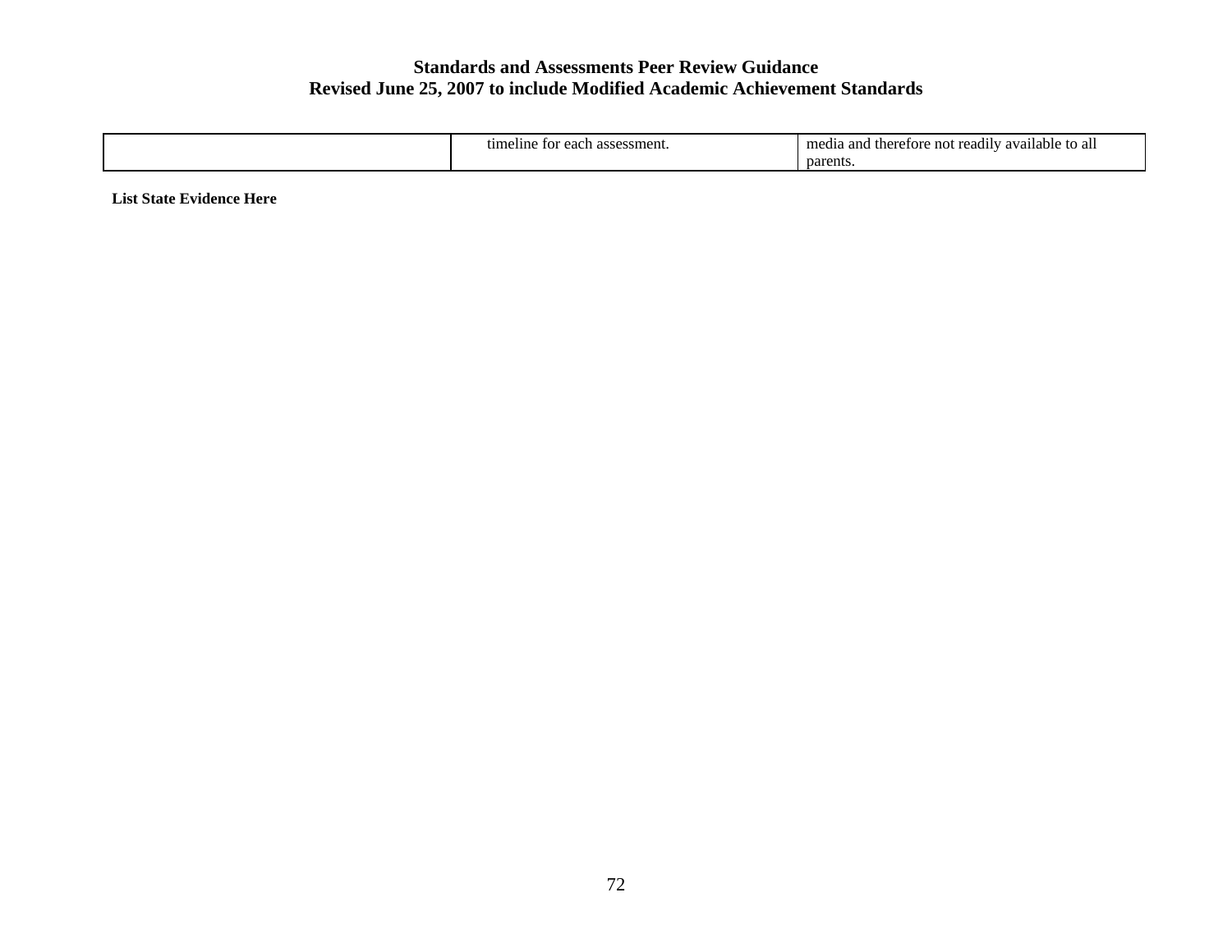| | | |
|---|---|---|
| | timeline for each assessment. | media and therefore not readily available to all parents. |

**List State Evidence Here**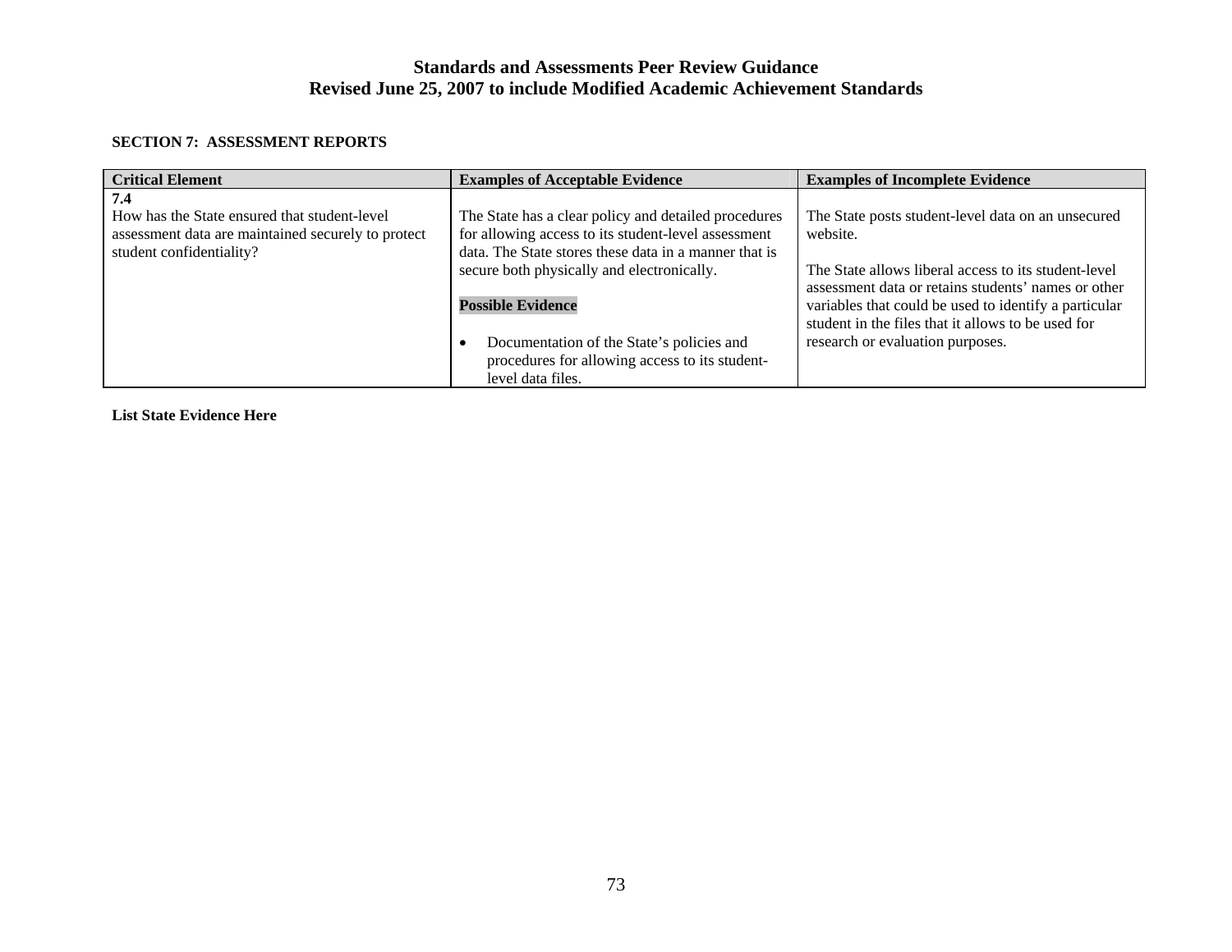## SECTION 7: ASSESSMENT REPORTS

| Critical Element | Examples of Acceptable Evidence | Examples of Incomplete Evidence |
|---|---|---|
| **7.4**<br>How has the State ensured that student-level assessment data are maintained securely to protect student confidentiality? | The State has a clear policy and detailed procedures for allowing access to its student-level assessment data. The State stores these data in a manner that is secure both physically and electronically.<br><br>**Possible Evidence**<br><br>• Documentation of the State's policies and procedures for allowing access to its student-level data files. | The State posts student-level data on an unsecured website.<br><br>The State allows liberal access to its student-level assessment data or retains students' names or other variables that could be used to identify a particular student in the files that it allows to be used for research or evaluation purposes. |

**List State Evidence Here**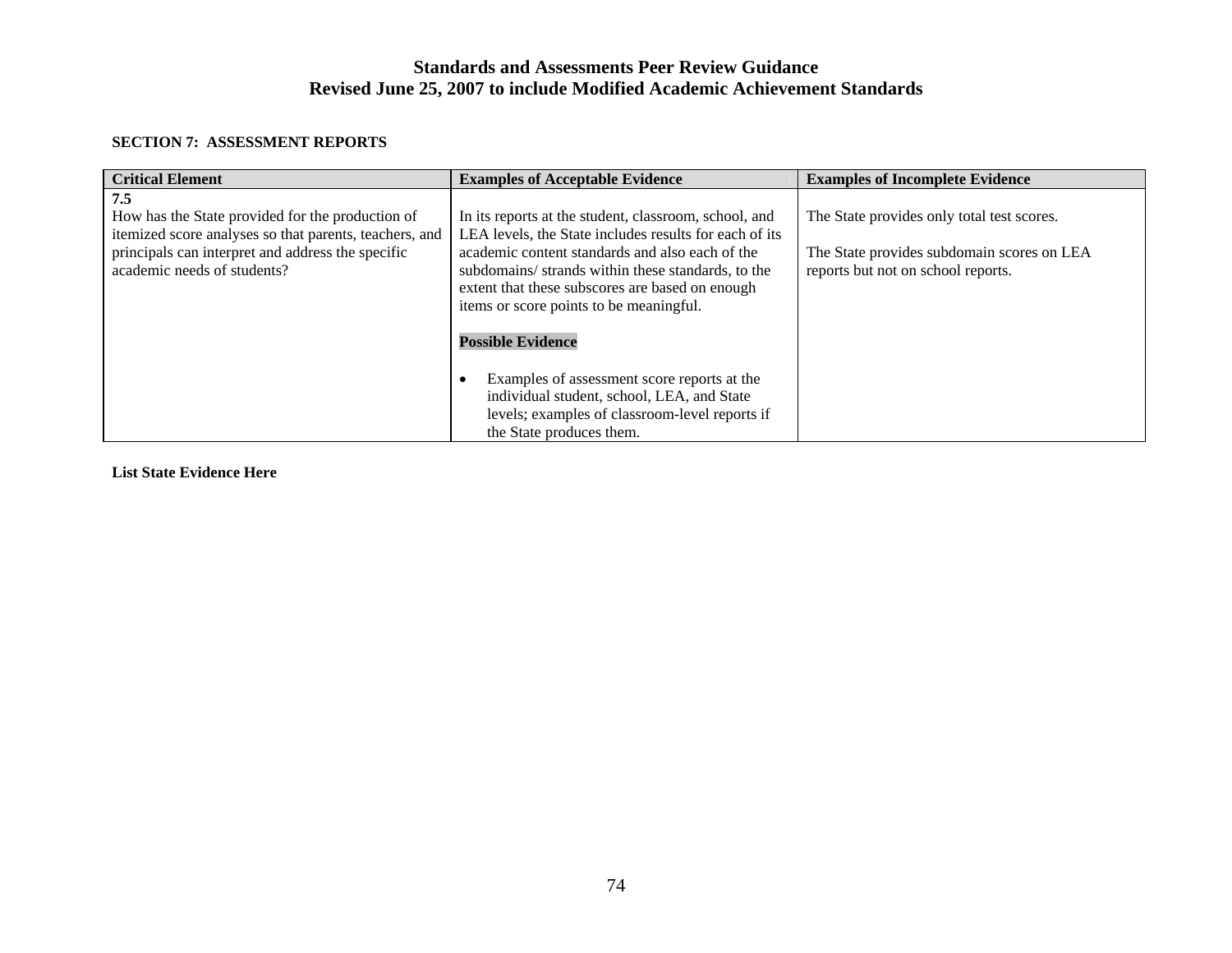# Standards and Assessments Peer Review Guidance
# Revised June 25, 2007 to include Modified Academic Achievement Standards

**SECTION 7: ASSESSMENT REPORTS**

| Critical Element | Examples of Acceptable Evidence | Examples of Incomplete Evidence |
|---|---|---|
| **7.5**<br>How has the State provided for the production of itemized score analyses so that parents, teachers, and principals can interpret and address the specific academic needs of students? | In its reports at the student, classroom, school, and LEA levels, the State includes results for each of its academic content standards and also each of the subdomains/ strands within these standards, to the extent that these subscores are based on enough items or score points to be meaningful.<br><br>**Possible Evidence**<br><br>• Examples of assessment score reports at the individual student, school, LEA, and State levels; examples of classroom-level reports if the State produces them. | The State provides only total test scores.<br><br>The State provides subdomain scores on LEA reports but not on school reports. |

**List State Evidence Here**